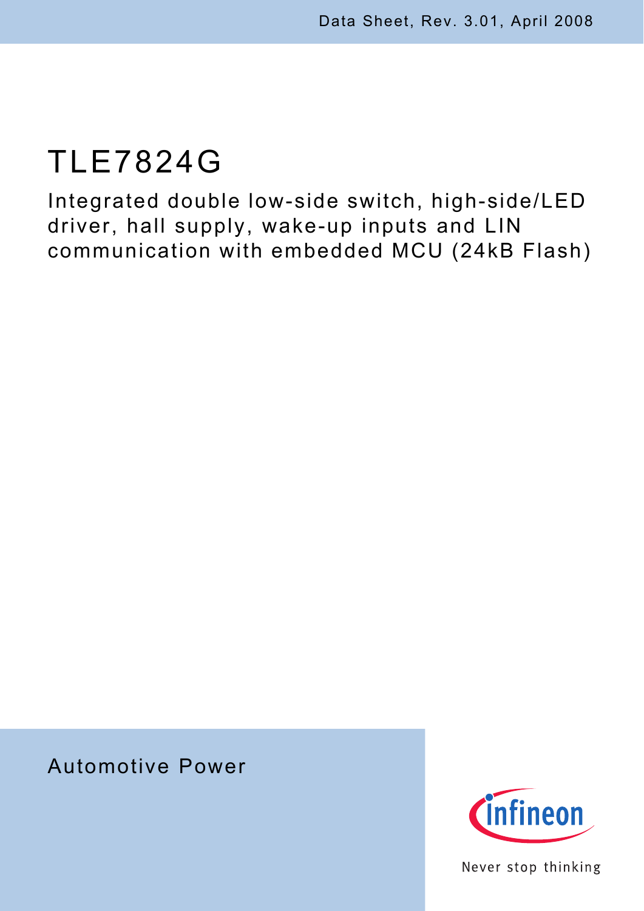Data Sheet, Rev. 3.01, April 2008

# TLE7824G

Integrated double low-side switch, high-side/LED driver, hall supply, wake-up inputs and LIN communication with embedded MCU (24kB Flash)

Automotive Power

Infineon

Never stop thinking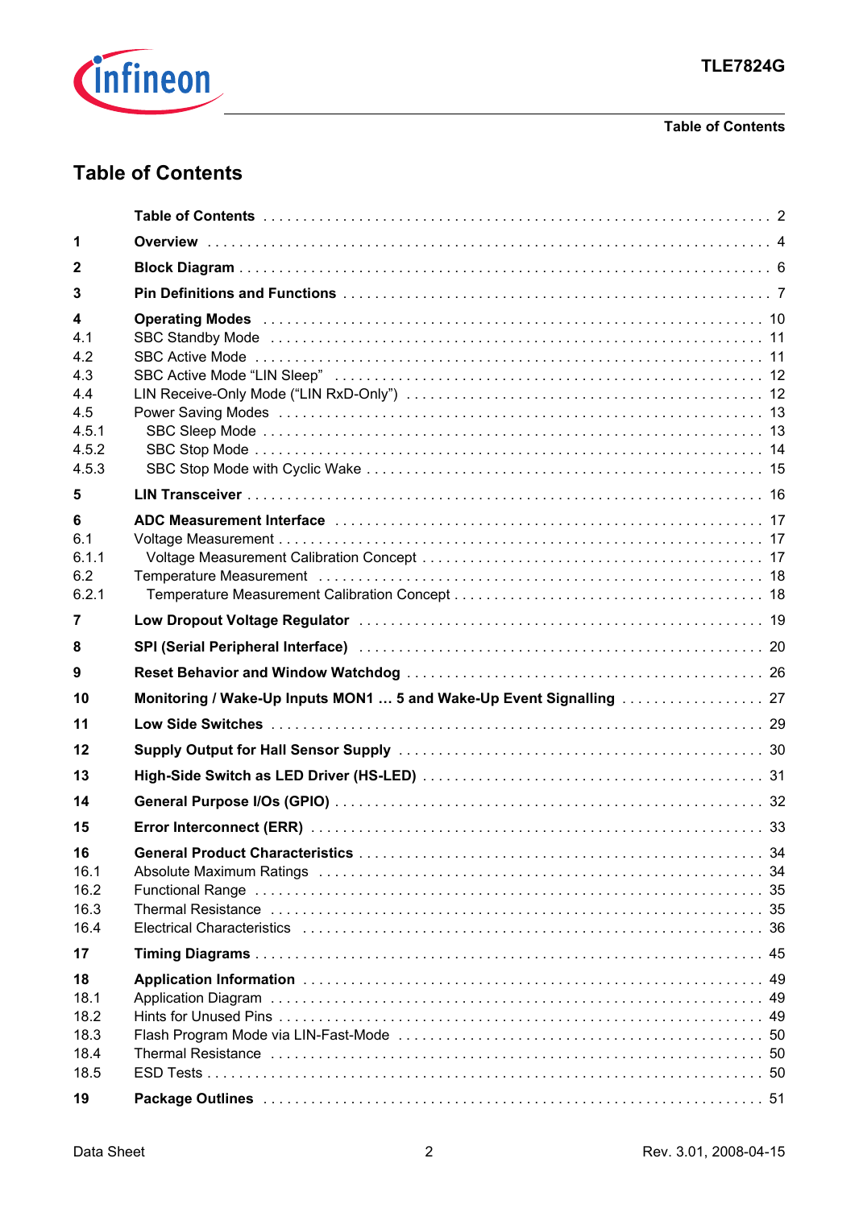# Table of Contents

| | | |
|---|---|---|
| | **Table of Contents** | 2 |
| **1** | **Overview** | 4 |
| **2** | **Block Diagram** | 6 |
| **3** | **Pin Definitions and Functions** | 7 |
| **4** | **Operating Modes** | 10 |
| 4.1 | SBC Standby Mode | 11 |
| 4.2 | SBC Active Mode | 11 |
| 4.3 | SBC Active Mode “LIN Sleep” | 12 |
| 4.4 | LIN Receive-Only Mode (“LIN RxD-Only”) | 12 |
| 4.5 | Power Saving Modes | 13 |
| 4.5.1 | SBC Sleep Mode | 13 |
| 4.5.2 | SBC Stop Mode | 14 |
| 4.5.3 | SBC Stop Mode with Cyclic Wake | 15 |
| **5** | **LIN Transceiver** | 16 |
| **6** | **ADC Measurement Interface** | 17 |
| 6.1 | Voltage Measurement | 17 |
| 6.1.1 | Voltage Measurement Calibration Concept | 17 |
| 6.2 | Temperature Measurement | 18 |
| 6.2.1 | Temperature Measurement Calibration Concept | 18 |
| **7** | **Low Dropout Voltage Regulator** | 19 |
| **8** | **SPI (Serial Peripheral Interface)** | 20 |
| **9** | **Reset Behavior and Window Watchdog** | 26 |
| **10** | **Monitoring / Wake-Up Inputs MON1 … 5 and Wake-Up Event Signalling** | 27 |
| **11** | **Low Side Switches** | 29 |
| **12** | **Supply Output for Hall Sensor Supply** | 30 |
| **13** | **High-Side Switch as LED Driver (HS-LED)** | 31 |
| **14** | **General Purpose I/Os (GPIO)** | 32 |
| **15** | **Error Interconnect (ERR)** | 33 |
| **16** | **General Product Characteristics** | 34 |
| 16.1 | Absolute Maximum Ratings | 34 |
| 16.2 | Functional Range | 35 |
| 16.3 | Thermal Resistance | 35 |
| 16.4 | Electrical Characteristics | 36 |
| **17** | **Timing Diagrams** | 45 |
| **18** | **Application Information** | 49 |
| 18.1 | Application Diagram | 49 |
| 18.2 | Hints for Unused Pins | 49 |
| 18.3 | Flash Program Mode via LIN-Fast-Mode | 50 |
| 18.4 | Thermal Resistance | 50 |
| 18.5 | ESD Tests | 50 |
| **19** | **Package Outlines** | 51 |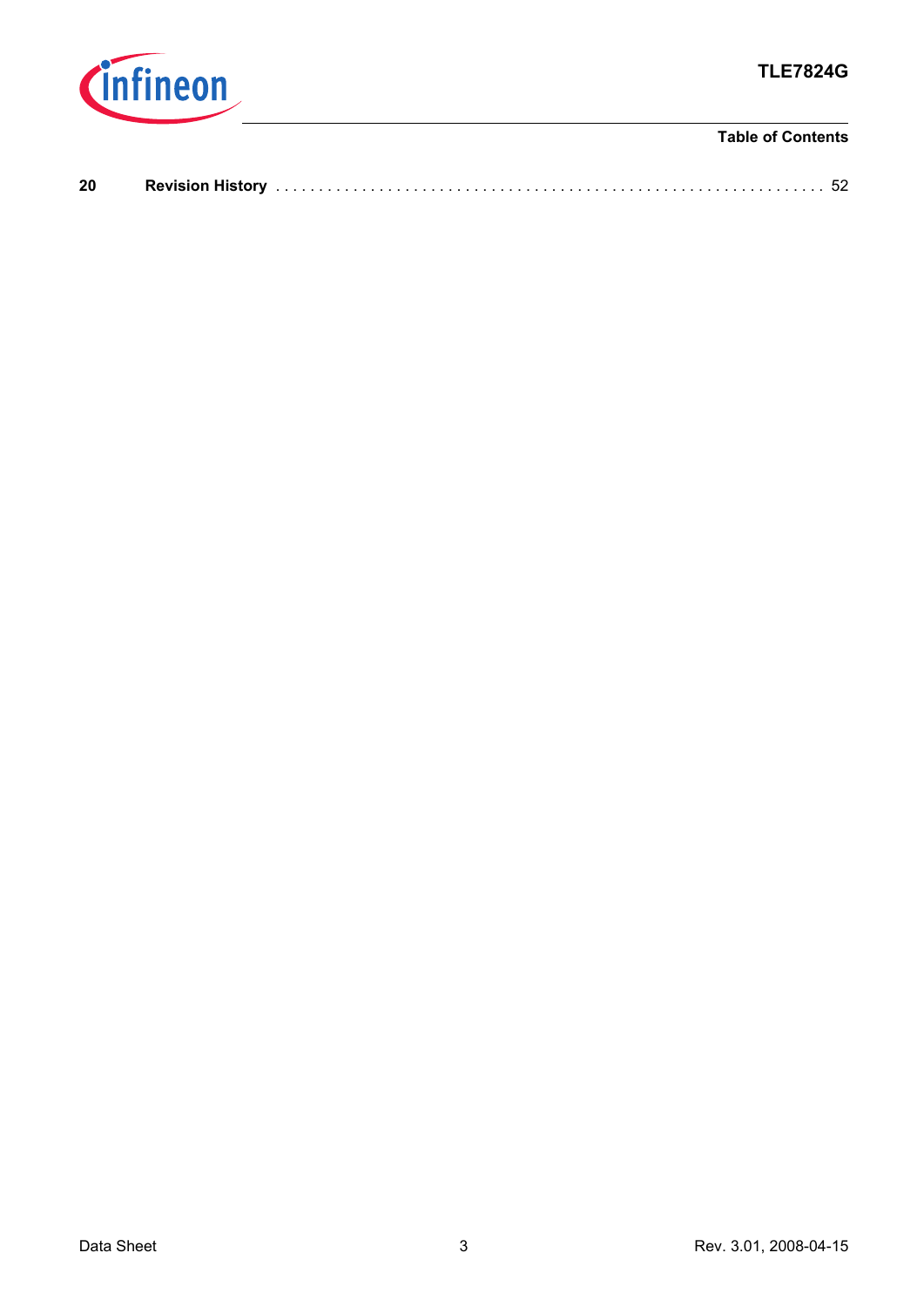| | | |
|---|---|---|
| **20** | **Revision History** | 52 |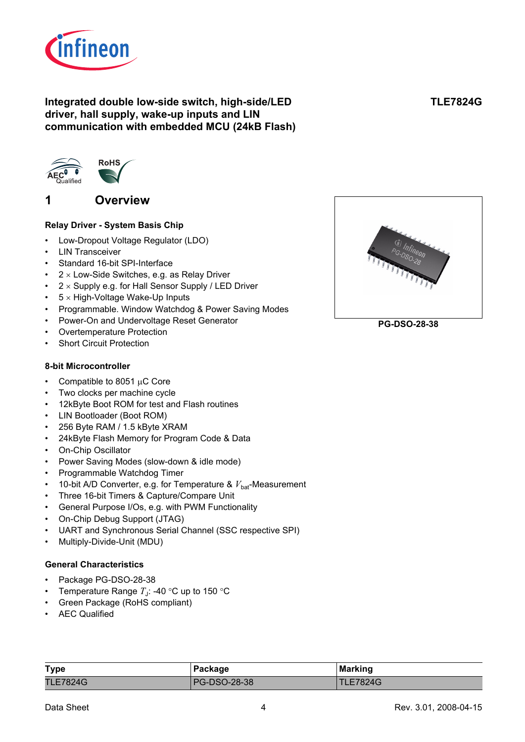**Integrated double low-side switch, high-side/LED driver, hall supply, wake-up inputs and LIN communication with embedded MCU (24kB Flash)**

**TLE7824G**

# 1 Overview

### Relay Driver - System Basis Chip

- Low-Dropout Voltage Regulator (LDO)
- LIN Transceiver
- Standard 16-bit SPI-Interface
- 2 × Low-Side Switches, e.g. as Relay Driver
- 2 × Supply e.g. for Hall Sensor Supply / LED Driver
- 5 × High-Voltage Wake-Up Inputs
- Programmable. Window Watchdog & Power Saving Modes
- Power-On and Undervoltage Reset Generator
- Overtemperature Protection
- Short Circuit Protection

PG-DSO-28-38

### 8-bit Microcontroller

- Compatible to 8051 µC Core
- Two clocks per machine cycle
- 12kByte Boot ROM for test and Flash routines
- LIN Bootloader (Boot ROM)
- 256 Byte RAM / 1.5 kByte XRAM
- 24kByte Flash Memory for Program Code & Data
- On-Chip Oscillator
- Power Saving Modes (slow-down & idle mode)
- Programmable Watchdog Timer
- 10-bit A/D Converter, e.g. for Temperature & $V_{bat}$-Measurement
- Three 16-bit Timers & Capture/Compare Unit
- General Purpose I/Os, e.g. with PWM Functionality
- On-Chip Debug Support (JTAG)
- UART and Synchronous Serial Channel (SSC respective SPI)
- Multiply-Divide-Unit (MDU)

### General Characteristics

- Package PG-DSO-28-38
- Temperature Range $T_J$: -40 °C up to 150 °C
- Green Package (RoHS compliant)
- AEC Qualified

| Type | Package | Marking |
|---|---|---|
| TLE7824G | PG-DSO-28-38 | TLE7824G |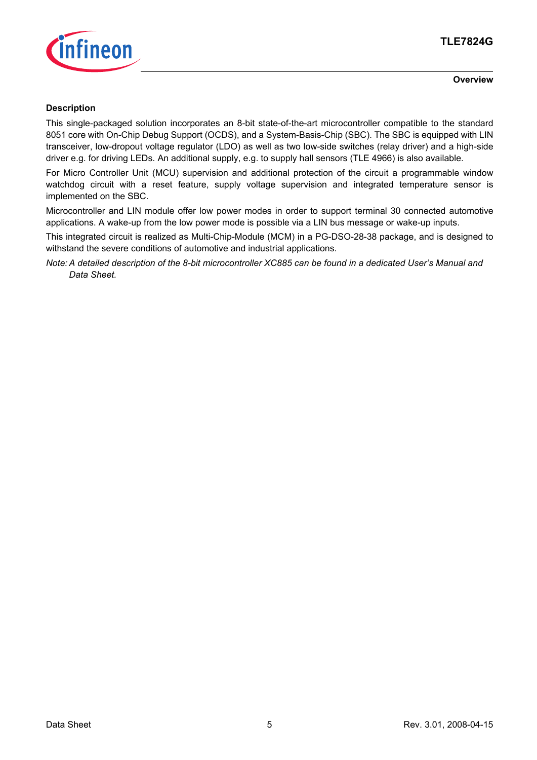**Description**

This single-packaged solution incorporates an 8-bit state-of-the-art microcontroller compatible to the standard 8051 core with On-Chip Debug Support (OCDS), and a System-Basis-Chip (SBC). The SBC is equipped with LIN transceiver, low-dropout voltage regulator (LDO) as well as two low-side switches (relay driver) and a high-side driver e.g. for driving LEDs. An additional supply, e.g. to supply hall sensors (TLE 4966) is also available.

For Micro Controller Unit (MCU) supervision and additional protection of the circuit a programmable window watchdog circuit with a reset feature, supply voltage supervision and integrated temperature sensor is implemented on the SBC.

Microcontroller and LIN module offer low power modes in order to support terminal 30 connected automotive applications. A wake-up from the low power mode is possible via a LIN bus message or wake-up inputs.

This integrated circuit is realized as Multi-Chip-Module (MCM) in a PG-DSO-28-38 package, and is designed to withstand the severe conditions of automotive and industrial applications.

*Note: A detailed description of the 8-bit microcontroller XC885 can be found in a dedicated User's Manual and Data Sheet.*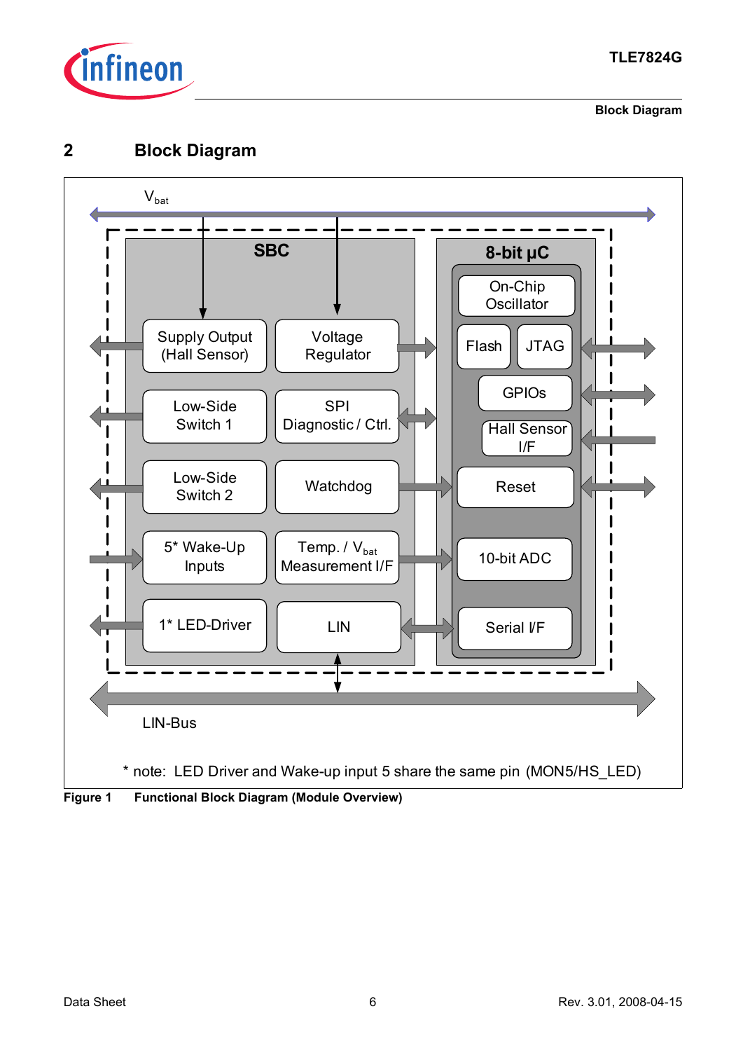## 2 Block Diagram

$V_{bat}$

SBC

Supply Output (Hall Sensor)

Voltage Regulator

Low-Side Switch 1

SPI Diagnostic / Ctrl.

Low-Side Switch 2

Watchdog

5* Wake-Up Inputs

Temp. / $V_{bat}$ Measurement I/F

1* LED-Driver

LIN

8-bit µC

On-Chip Oscillator

Flash

JTAG

GPIOs

Hall Sensor I/F

Reset

10-bit ADC

Serial I/F

LIN-Bus

* note: LED Driver and Wake-up input 5 share the same pin (MON5/HS_LED)

**Figure 1 Functional Block Diagram (Module Overview)**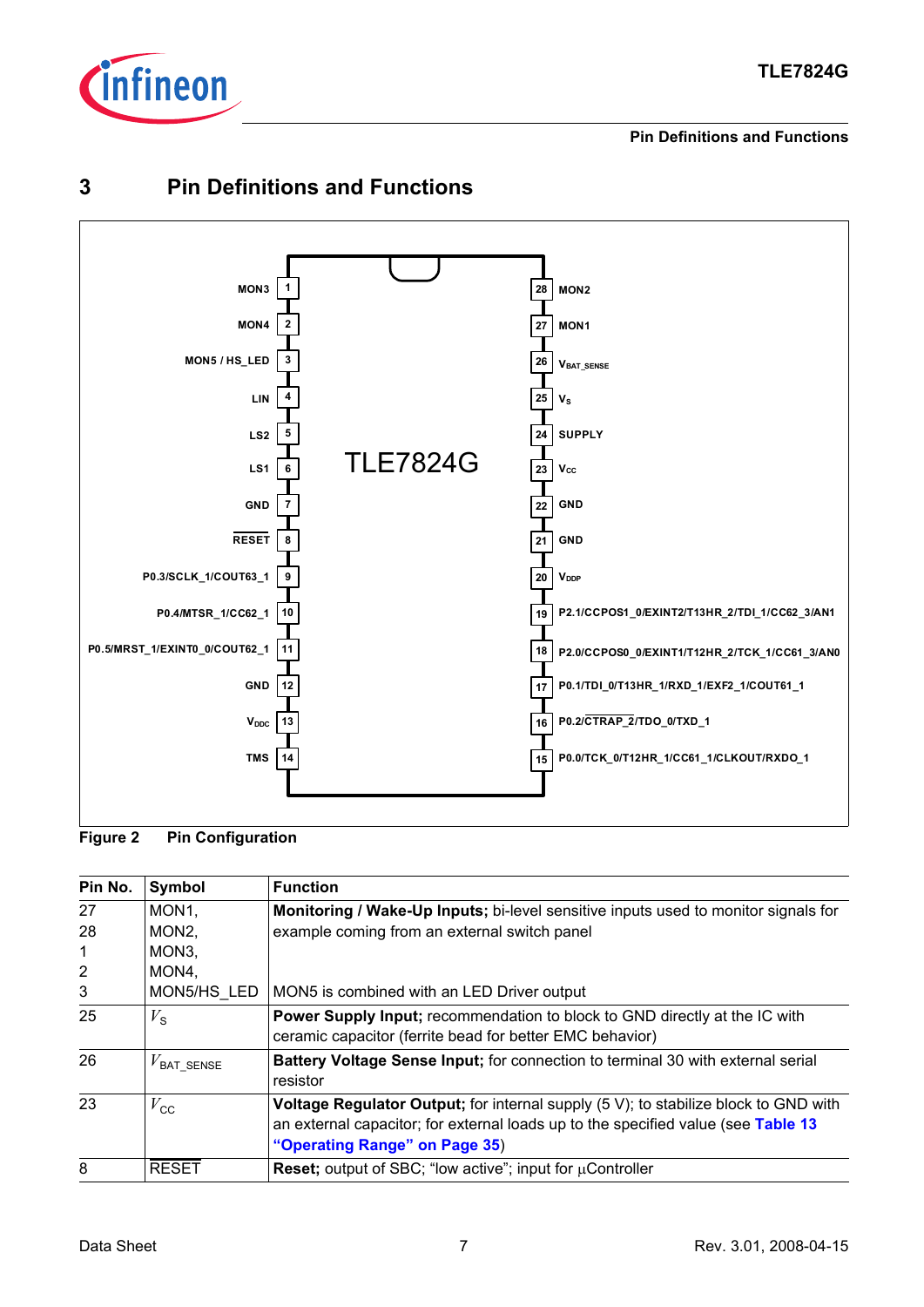# 3 Pin Definitions and Functions

Figure 2 Pin Configuration

| Pin No. | Symbol | Function |
|---|---|---|
| 27<br>28<br>1<br>2<br>3 | MON1,<br>MON2,<br>MON3,<br>MON4,<br>MON5/HS_LED | **Monitoring / Wake-Up Inputs;** bi-level sensitive inputs used to monitor signals for example coming from an external switch panel<br><br><br><br>MON5 is combined with an LED Driver output |
| 25 | $V_S$ | **Power Supply Input;** recommendation to block to GND directly at the IC with ceramic capacitor (ferrite bead for better EMC behavior) |
| 26 | $V_{BAT\_SENSE}$ | **Battery Voltage Sense Input;** for connection to terminal 30 with external serial resistor |
| 23 | $V_{CC}$ | **Voltage Regulator Output;** for internal supply (5 V); to stabilize block to GND with an external capacitor; for external loads up to the specified value (see **Table 13 "Operating Range" on Page 35**) |
| 8 | $\overline{\text{RESET}}$ | **Reset;** output of SBC; "low active"; input for µController |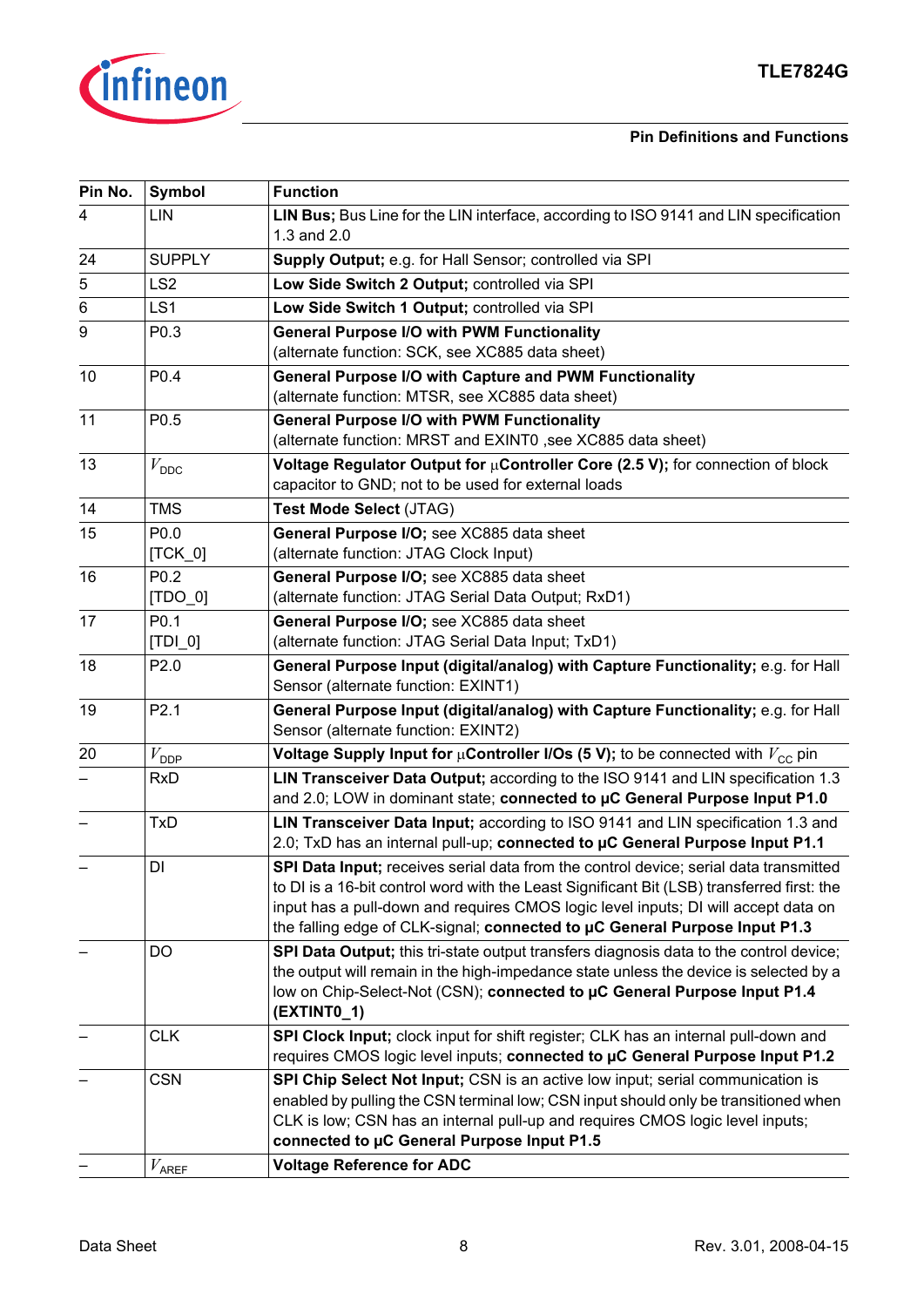| Pin No. | Symbol | Function |
|---|---|---|
| 4 | LIN | **LIN Bus;** Bus Line for the LIN interface, according to ISO 9141 and LIN specification 1.3 and 2.0 |
| 24 | SUPPLY | **Supply Output;** e.g. for Hall Sensor; controlled via SPI |
| 5 | LS2 | **Low Side Switch 2 Output;** controlled via SPI |
| 6 | LS1 | **Low Side Switch 1 Output;** controlled via SPI |
| 9 | P0.3 | **General Purpose I/O with PWM Functionality** (alternate function: SCK, see XC885 data sheet) |
| 10 | P0.4 | **General Purpose I/O with Capture and PWM Functionality** (alternate function: MTSR, see XC885 data sheet) |
| 11 | P0.5 | **General Purpose I/O with PWM Functionality** (alternate function: MRST and EXINT0 ,see XC885 data sheet) |
| 13 | $V_{DDC}$ | **Voltage Regulator Output for µController Core (2.5 V);** for connection of block capacitor to GND; not to be used for external loads |
| 14 | TMS | **Test Mode Select** (JTAG) |
| 15 | P0.0 [TCK_0] | **General Purpose I/O;** see XC885 data sheet (alternate function: JTAG Clock Input) |
| 16 | P0.2 [TDO_0] | **General Purpose I/O;** see XC885 data sheet (alternate function: JTAG Serial Data Output; RxD1) |
| 17 | P0.1 [TDI_0] | **General Purpose I/O;** see XC885 data sheet (alternate function: JTAG Serial Data Input; TxD1) |
| 18 | P2.0 | **General Purpose Input (digital/analog) with Capture Functionality;** e.g. for Hall Sensor (alternate function: EXINT1) |
| 19 | P2.1 | **General Purpose Input (digital/analog) with Capture Functionality;** e.g. for Hall Sensor (alternate function: EXINT2) |
| 20 | $V_{DDP}$ | **Voltage Supply Input for µController I/Os (5 V);** to be connected with $V_{CC}$ pin |
| – | RxD | **LIN Transceiver Data Output;** according to the ISO 9141 and LIN specification 1.3 and 2.0; LOW in dominant state; **connected to µC General Purpose Input P1.0** |
| – | TxD | **LIN Transceiver Data Input;** according to ISO 9141 and LIN specification 1.3 and 2.0; TxD has an internal pull-up; **connected to µC General Purpose Input P1.1** |
| – | DI | **SPI Data Input;** receives serial data from the control device; serial data transmitted to DI is a 16-bit control word with the Least Significant Bit (LSB) transferred first: the input has a pull-down and requires CMOS logic level inputs; DI will accept data on the falling edge of CLK-signal; **connected to µC General Purpose Input P1.3** |
| – | DO | **SPI Data Output;** this tri-state output transfers diagnosis data to the control device; the output will remain in the high-impedance state unless the device is selected by a low on Chip-Select-Not (CSN); **connected to µC General Purpose Input P1.4 (EXTINT0_1)** |
| – | CLK | **SPI Clock Input;** clock input for shift register; CLK has an internal pull-down and requires CMOS logic level inputs; **connected to µC General Purpose Input P1.2** |
| – | CSN | **SPI Chip Select Not Input;** CSN is an active low input; serial communication is enabled by pulling the CSN terminal low; CSN input should only be transitioned when CLK is low; CSN has an internal pull-up and requires CMOS logic level inputs; **connected to µC General Purpose Input P1.5** |
| – | $V_{AREF}$ | **Voltage Reference for ADC** |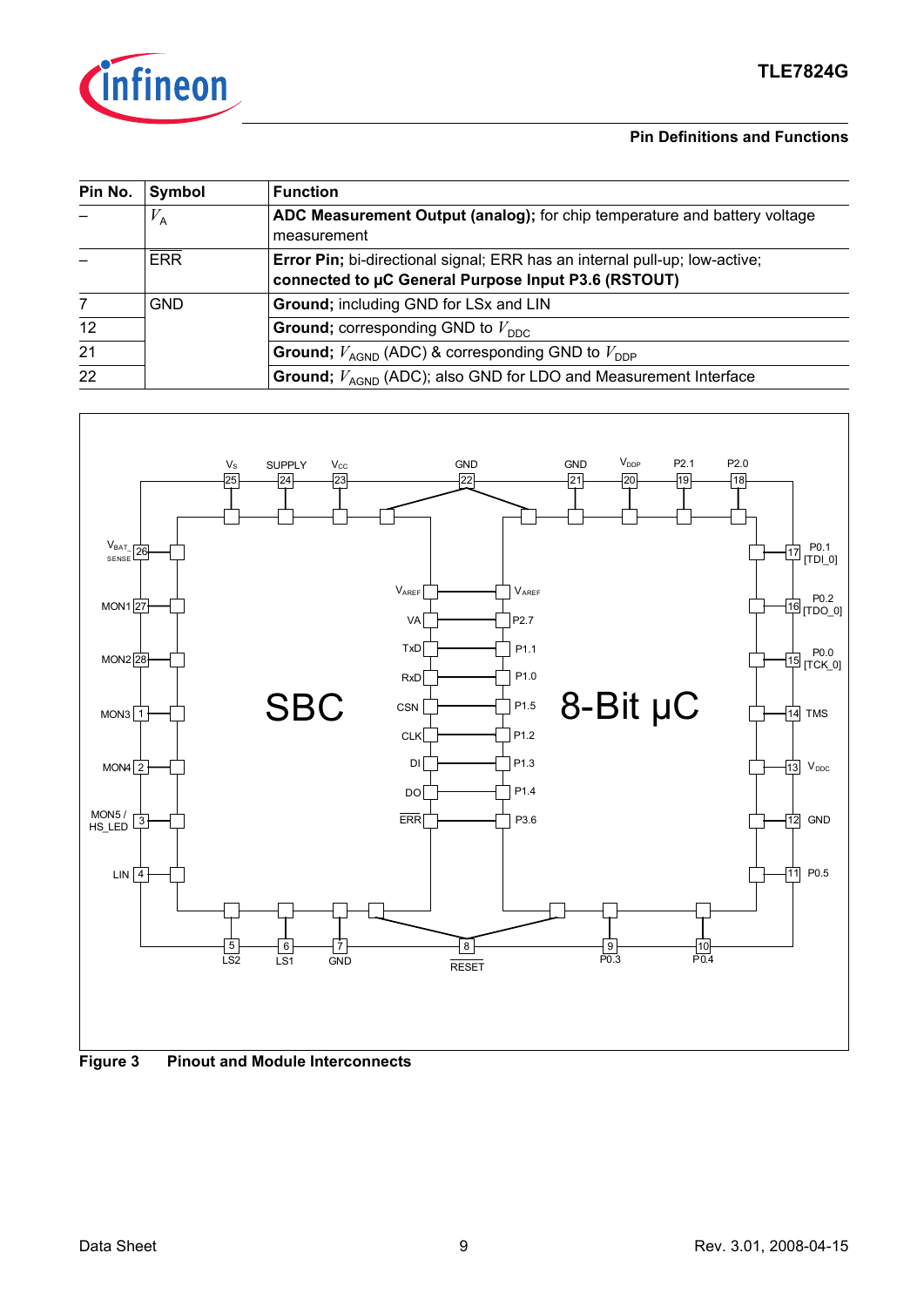| Pin No. | Symbol | Function |
|---|---|---|
| – | $V_A$ | **ADC Measurement Output (analog);** for chip temperature and battery voltage measurement |
| – | ERR | **Error Pin;** bi-directional signal; ERR has an internal pull-up; low-active; **connected to µC General Purpose Input P3.6 (RSTOUT)** |
| 7 | GND | **Ground;** including GND for LSx and LIN |
| 12 | | **Ground;** corresponding GND to $V_{DDC}$ |
| 21 | | **Ground;** $V_{AGND}$ (ADC) & corresponding GND to $V_{DDP}$ |
| 22 | | **Ground;** $V_{AGND}$ (ADC); also GND for LDO and Measurement Interface |

**Figure 3 Pinout and Module Interconnects**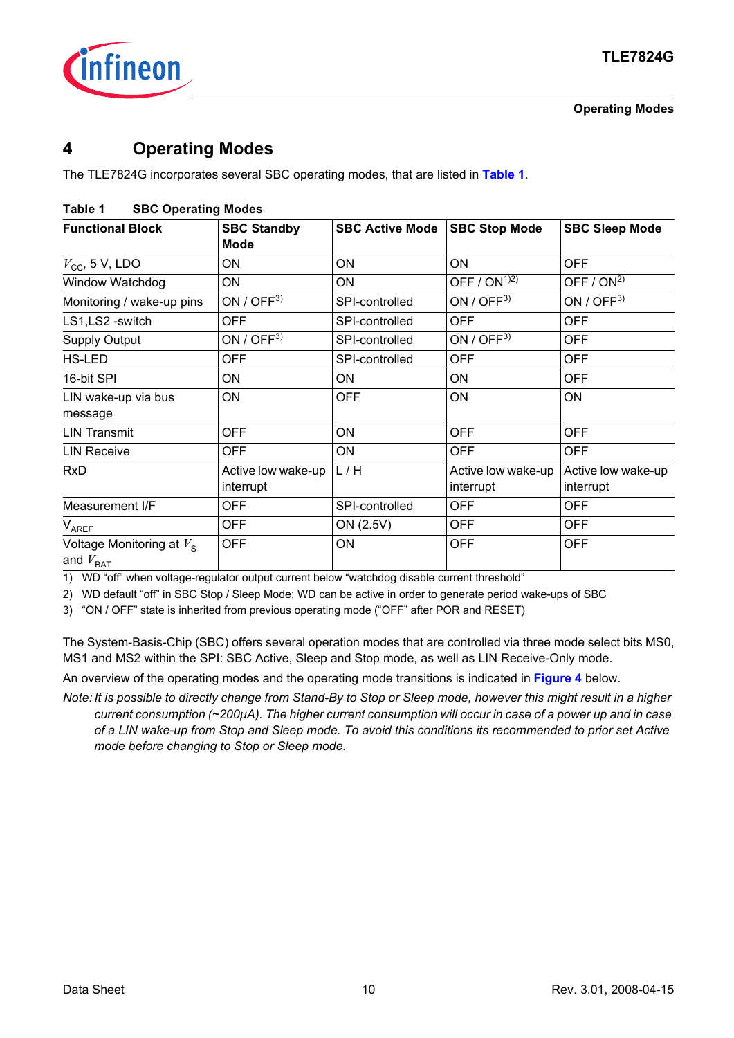# 4 Operating Modes

The TLE7824G incorporates several SBC operating modes, that are listed in **Table 1**.

**Table 1 SBC Operating Modes**

| Functional Block | SBC Standby Mode | SBC Active Mode | SBC Stop Mode | SBC Sleep Mode |
|---|---|---|---|---|
| $V_{CC}$, 5 V, LDO | ON | ON | ON | OFF |
| Window Watchdog | ON | ON | OFF / ON[1)2)] | OFF / ON[2)] |
| Monitoring / wake-up pins | ON / OFF[3)] | SPI-controlled | ON / OFF[3)] | ON / OFF[3)] |
| LS1,LS2 -switch | OFF | SPI-controlled | OFF | OFF |
| Supply Output | ON / OFF[3)] | SPI-controlled | ON / OFF[3)] | OFF |
| HS-LED | OFF | SPI-controlled | OFF | OFF |
| 16-bit SPI | ON | ON | ON | OFF |
| LIN wake-up via bus message | ON | OFF | ON | ON |
| LIN Transmit | OFF | ON | OFF | OFF |
| LIN Receive | OFF | ON | OFF | OFF |
| RxD | Active low wake-up interrupt | L / H | Active low wake-up interrupt | Active low wake-up interrupt |
| Measurement I/F | OFF | SPI-controlled | OFF | OFF |
| $V_{AREF}$ | OFF | ON (2.5V) | OFF | OFF |
| Voltage Monitoring at $V_S$ and $V_{BAT}$ | OFF | ON | OFF | OFF |

1) WD “off” when voltage-regulator output current below “watchdog disable current threshold”

2) WD default “off” in SBC Stop / Sleep Mode; WD can be active in order to generate period wake-ups of SBC

3) “ON / OFF” state is inherited from previous operating mode (“OFF” after POR and RESET)

The System-Basis-Chip (SBC) offers several operation modes that are controlled via three mode select bits MS0, MS1 and MS2 within the SPI: SBC Active, Sleep and Stop mode, as well as LIN Receive-Only mode.

An overview of the operating modes and the operating mode transitions is indicated in **Figure 4** below.

*Note: It is possible to directly change from Stand-By to Stop or Sleep mode, however this might result in a higher current consumption (~200µA). The higher current consumption will occur in case of a power up and in case of a LIN wake-up from Stop and Sleep mode. To avoid this conditions its recommended to prior set Active mode before changing to Stop or Sleep mode.*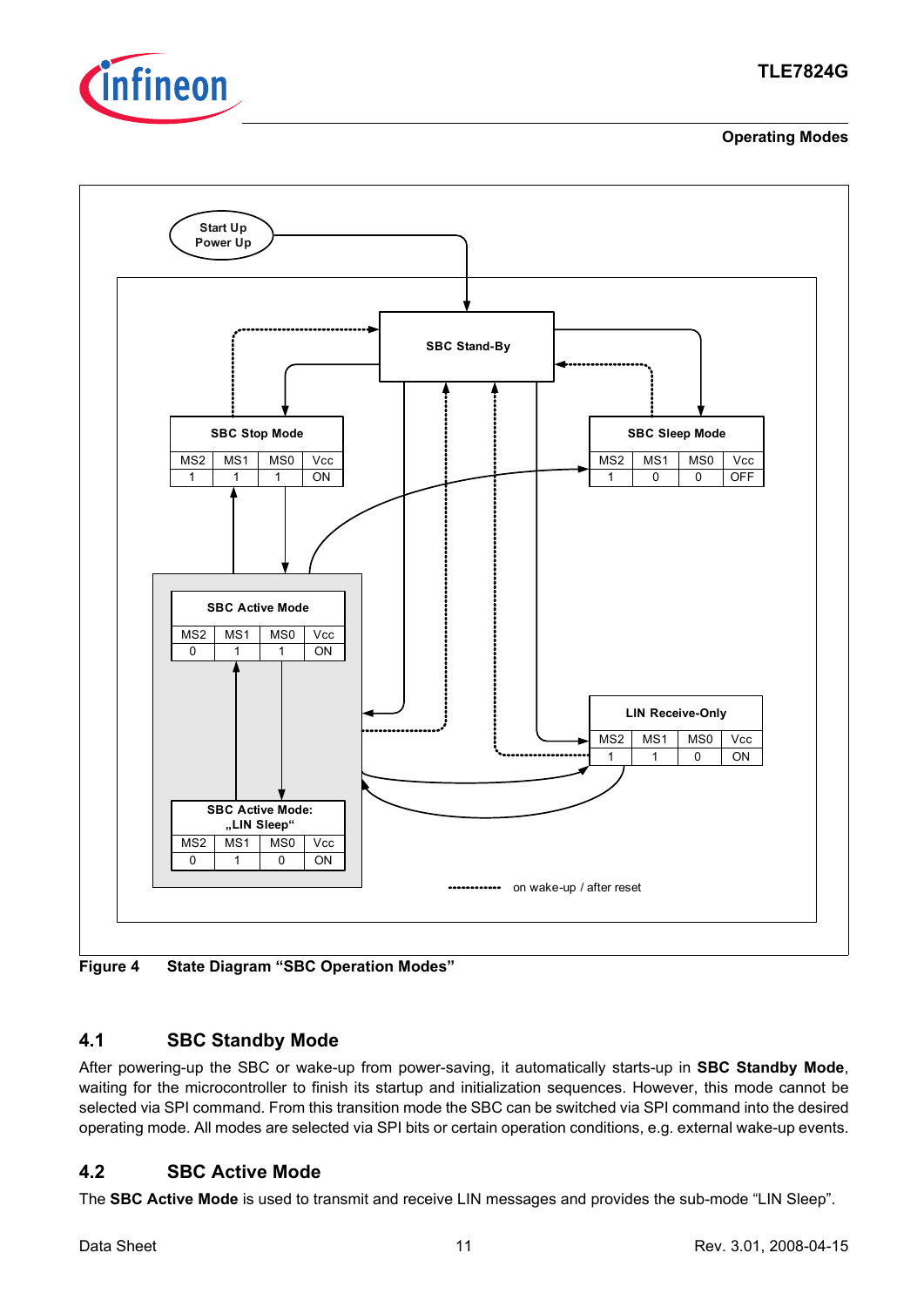Figure 4 State Diagram "SBC Operation Modes"

## 4.1 SBC Standby Mode

After powering-up the SBC or wake-up from power-saving, it automatically starts-up in **SBC Standby Mode**, waiting for the microcontroller to finish its startup and initialization sequences. However, this mode cannot be selected via SPI command. From this transition mode the SBC can be switched via SPI command into the desired operating mode. All modes are selected via SPI bits or certain operation conditions, e.g. external wake-up events.

## 4.2 SBC Active Mode

The **SBC Active Mode** is used to transmit and receive LIN messages and provides the sub-mode "LIN Sleep".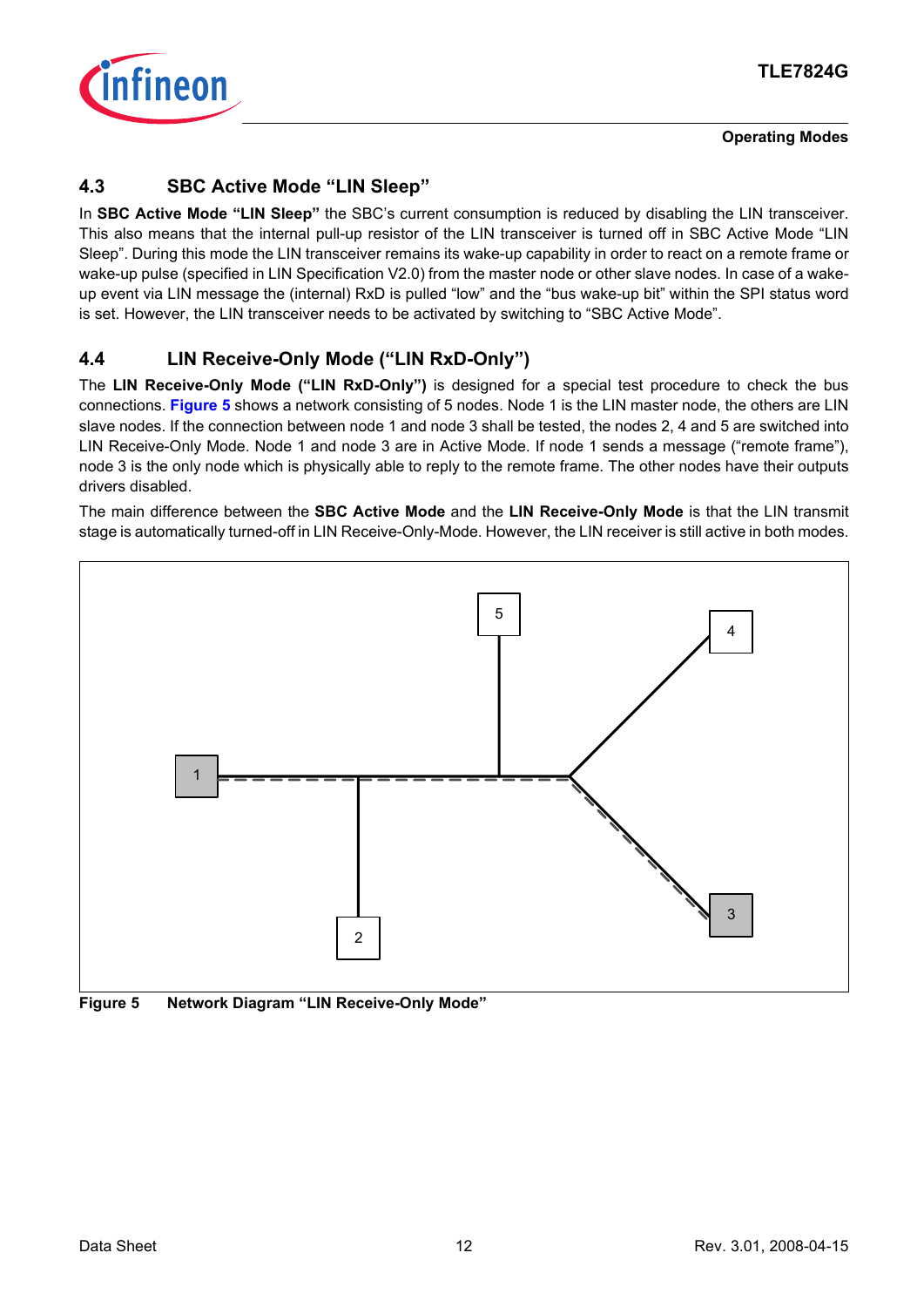## 4.3 SBC Active Mode "LIN Sleep"

In **SBC Active Mode "LIN Sleep"** the SBC's current consumption is reduced by disabling the LIN transceiver. This also means that the internal pull-up resistor of the LIN transceiver is turned off in SBC Active Mode "LIN Sleep". During this mode the LIN transceiver remains its wake-up capability in order to react on a remote frame or wake-up pulse (specified in LIN Specification V2.0) from the master node or other slave nodes. In case of a wake-up event via LIN message the (internal) RxD is pulled "low" and the "bus wake-up bit" within the SPI status word is set. However, the LIN transceiver needs to be activated by switching to "SBC Active Mode".

## 4.4 LIN Receive-Only Mode ("LIN RxD-Only")

The **LIN Receive-Only Mode ("LIN RxD-Only")** is designed for a special test procedure to check the bus connections. **Figure 5** shows a network consisting of 5 nodes. Node 1 is the LIN master node, the others are LIN slave nodes. If the connection between node 1 and node 3 shall be tested, the nodes 2, 4 and 5 are switched into LIN Receive-Only Mode. Node 1 and node 3 are in Active Mode. If node 1 sends a message ("remote frame"), node 3 is the only node which is physically able to reply to the remote frame. The other nodes have their outputs drivers disabled.

The main difference between the **SBC Active Mode** and the **LIN Receive-Only Mode** is that the LIN transmit stage is automatically turned-off in LIN Receive-Only-Mode. However, the LIN receiver is still active in both modes.

**Figure 5 Network Diagram "LIN Receive-Only Mode"**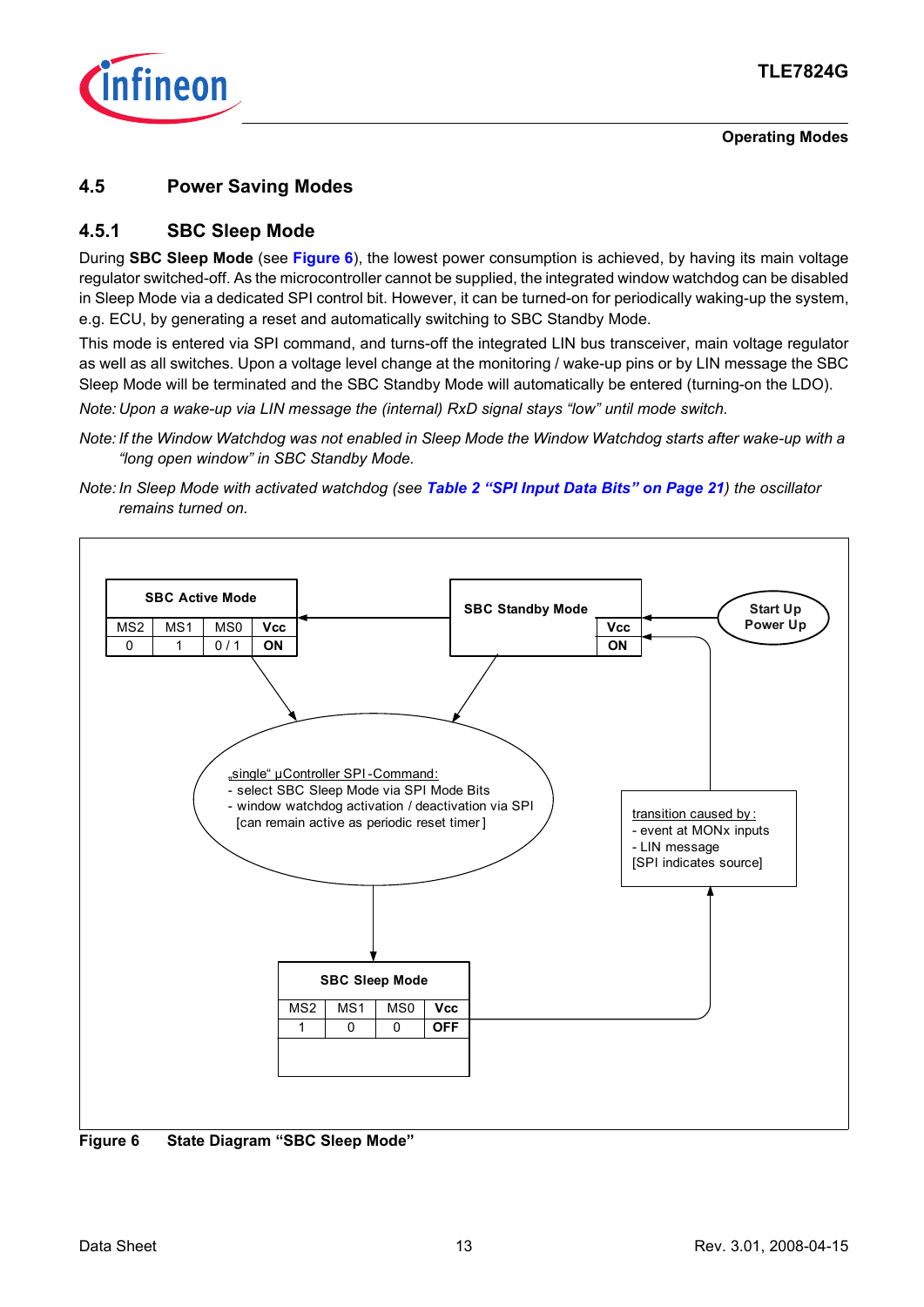## 4.5 Power Saving Modes

### 4.5.1 SBC Sleep Mode

During **SBC Sleep Mode** (see **Figure 6**), the lowest power consumption is achieved, by having its main voltage regulator switched-off. As the microcontroller cannot be supplied, the integrated window watchdog can be disabled in Sleep Mode via a dedicated SPI control bit. However, it can be turned-on for periodically waking-up the system, e.g. ECU, by generating a reset and automatically switching to SBC Standby Mode.

This mode is entered via SPI command, and turns-off the integrated LIN bus transceiver, main voltage regulator as well as all switches. Upon a voltage level change at the monitoring / wake-up pins or by LIN message the SBC Sleep Mode will be terminated and the SBC Standby Mode will automatically be entered (turning-on the LDO).

*Note: Upon a wake-up via LIN message the (internal) RxD signal stays "low" until mode switch.*

*Note: If the Window Watchdog was not enabled in Sleep Mode the Window Watchdog starts after wake-up with a "long open window" in SBC Standby Mode.*

*Note: In Sleep Mode with activated watchdog (see **Table 2 "SPI Input Data Bits" on Page 21**) the oscillator remains turned on.*

**SBC Active Mode**

| MS2 | MS1 | MS0 | Vcc |
|---|---|---|---|
| 0 | 1 | 0 / 1 | ON |

**SBC Standby Mode**

| Vcc |
|---|
| ON |

Start Up Power Up

„single" µController SPI-Command:
- select SBC Sleep Mode via SPI Mode Bits
- window watchdog activation / deactivation via SPI [can remain active as periodic reset timer]

transition caused by:
- event at MONx inputs
- LIN message
[SPI indicates source]

**SBC Sleep Mode**

| MS2 | MS1 | MS0 | Vcc |
|---|---|---|---|
| 1 | 0 | 0 | OFF |

**Figure 6 State Diagram "SBC Sleep Mode"**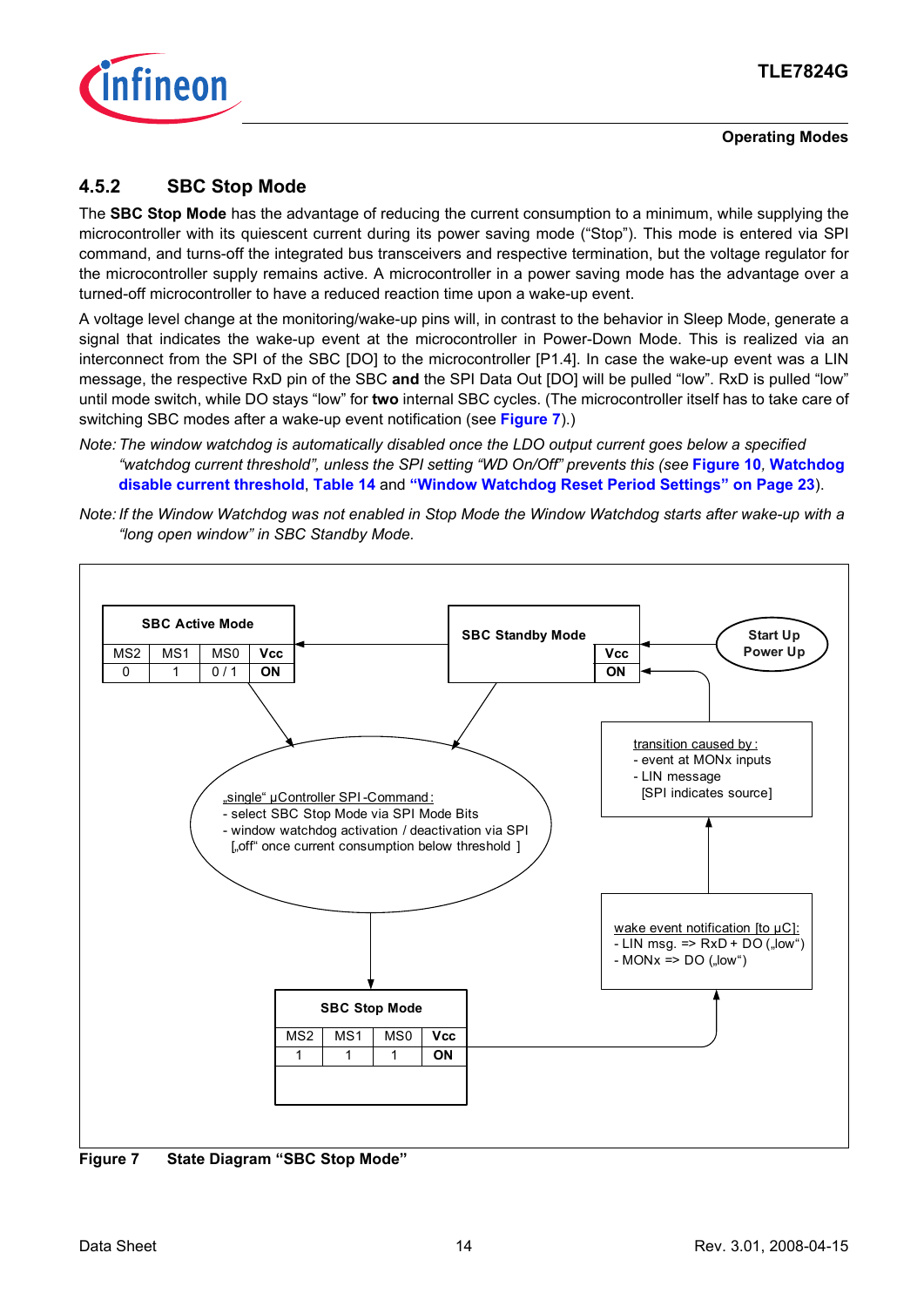### 4.5.2 SBC Stop Mode

The **SBC Stop Mode** has the advantage of reducing the current consumption to a minimum, while supplying the microcontroller with its quiescent current during its power saving mode ("Stop"). This mode is entered via SPI command, and turns-off the integrated bus transceivers and respective termination, but the voltage regulator for the microcontroller supply remains active. A microcontroller in a power saving mode has the advantage over a turned-off microcontroller to have a reduced reaction time upon a wake-up event.

A voltage level change at the monitoring/wake-up pins will, in contrast to the behavior in Sleep Mode, generate a signal that indicates the wake-up event at the microcontroller in Power-Down Mode. This is realized via an interconnect from the SPI of the SBC [DO] to the microcontroller [P1.4]. In case the wake-up event was a LIN message, the respective RxD pin of the SBC **and** the SPI Data Out [DO] will be pulled "low". RxD is pulled "low" until mode switch, while DO stays "low" for **two** internal SBC cycles. (The microcontroller itself has to take care of switching SBC modes after a wake-up event notification (see **Figure 7**).)

*Note: The window watchdog is automatically disabled once the LDO output current goes below a specified "watchdog current threshold", unless the SPI setting "WD On/Off" prevents this (see* **Figure 10**, **Watchdog disable current threshold**, **Table 14** *and* **"Window Watchdog Reset Period Settings" on Page 23***).*

*Note: If the Window Watchdog was not enabled in Stop Mode the Window Watchdog starts after wake-up with a "long open window" in SBC Standby Mode.*

**SBC Active Mode**

| MS2 | MS1 | MS0 | Vcc |
|---|---|---|---|
| 0 | 1 | 0 / 1 | ON |

**SBC Standby Mode**

| Vcc |
|---|
| ON |

Start Up Power Up

transition caused by:
- event at MONx inputs
- LIN message
  [SPI indicates source]

„single" µController SPI-Command:
- select SBC Stop Mode via SPI Mode Bits
- window watchdog activation / deactivation via SPI
  [„off" once current consumption below threshold ]

wake event notification [to µC]:
- LIN msg. => RxD + DO („low")
- MONx => DO („low")

**SBC Stop Mode**

| MS2 | MS1 | MS0 | Vcc |
|---|---|---|---|
| 1 | 1 | 1 | ON |

**Figure 7 State Diagram "SBC Stop Mode"**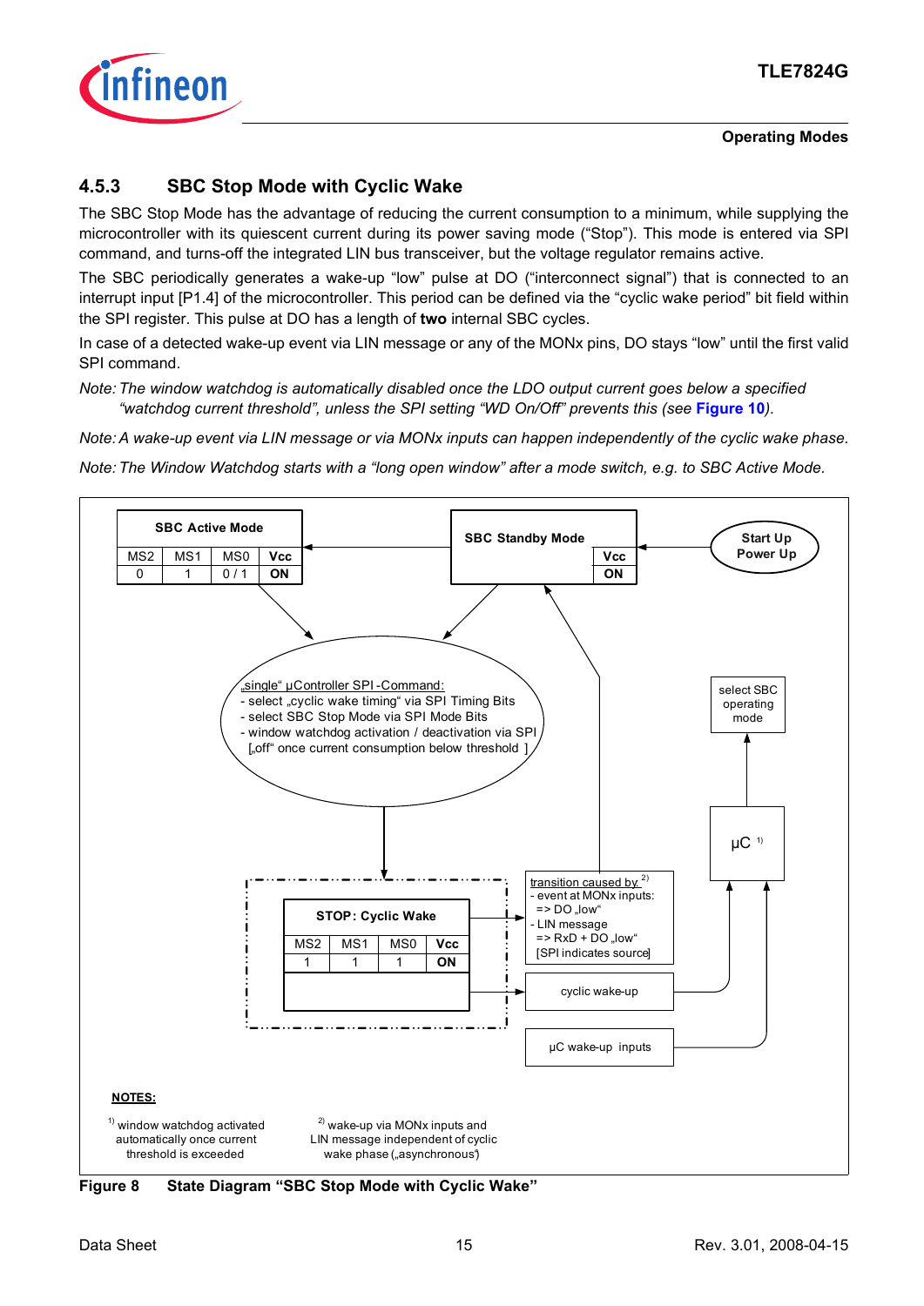### 4.5.3 SBC Stop Mode with Cyclic Wake

The SBC Stop Mode has the advantage of reducing the current consumption to a minimum, while supplying the microcontroller with its quiescent current during its power saving mode ("Stop"). This mode is entered via SPI command, and turns-off the integrated LIN bus transceiver, but the voltage regulator remains active.

The SBC periodically generates a wake-up "low" pulse at DO ("interconnect signal") that is connected to an interrupt input [P1.4] of the microcontroller. This period can be defined via the "cyclic wake period" bit field within the SPI register. This pulse at DO has a length of **two** internal SBC cycles.

In case of a detected wake-up event via LIN message or any of the MONx pins, DO stays "low" until the first valid SPI command.

*Note: The window watchdog is automatically disabled once the LDO output current goes below a specified "watchdog current threshold", unless the SPI setting "WD On/Off" prevents this (see Figure 10).*

*Note: A wake-up event via LIN message or via MONx inputs can happen independently of the cyclic wake phase.*

*Note: The Window Watchdog starts with a "long open window" after a mode switch, e.g. to SBC Active Mode.*

**Figure 8 State Diagram "SBC Stop Mode with Cyclic Wake"**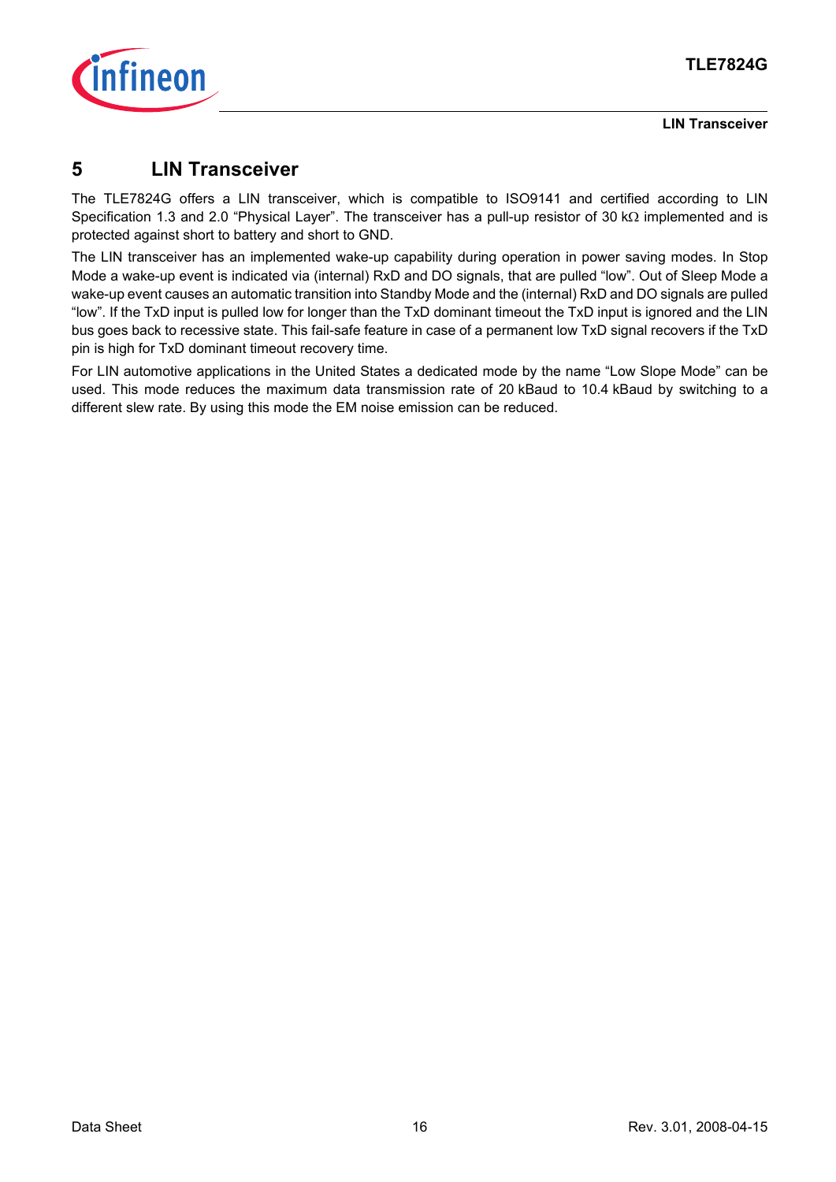# 5 LIN Transceiver

The TLE7824G offers a LIN transceiver, which is compatible to ISO9141 and certified according to LIN Specification 1.3 and 2.0 “Physical Layer”. The transceiver has a pull-up resistor of 30 kΩ implemented and is protected against short to battery and short to GND.

The LIN transceiver has an implemented wake-up capability during operation in power saving modes. In Stop Mode a wake-up event is indicated via (internal) RxD and DO signals, that are pulled “low”. Out of Sleep Mode a wake-up event causes an automatic transition into Standby Mode and the (internal) RxD and DO signals are pulled “low”. If the TxD input is pulled low for longer than the TxD dominant timeout the TxD input is ignored and the LIN bus goes back to recessive state. This fail-safe feature in case of a permanent low TxD signal recovers if the TxD pin is high for TxD dominant timeout recovery time.

For LIN automotive applications in the United States a dedicated mode by the name “Low Slope Mode” can be used. This mode reduces the maximum data transmission rate of 20 kBaud to 10.4 kBaud by switching to a different slew rate. By using this mode the EM noise emission can be reduced.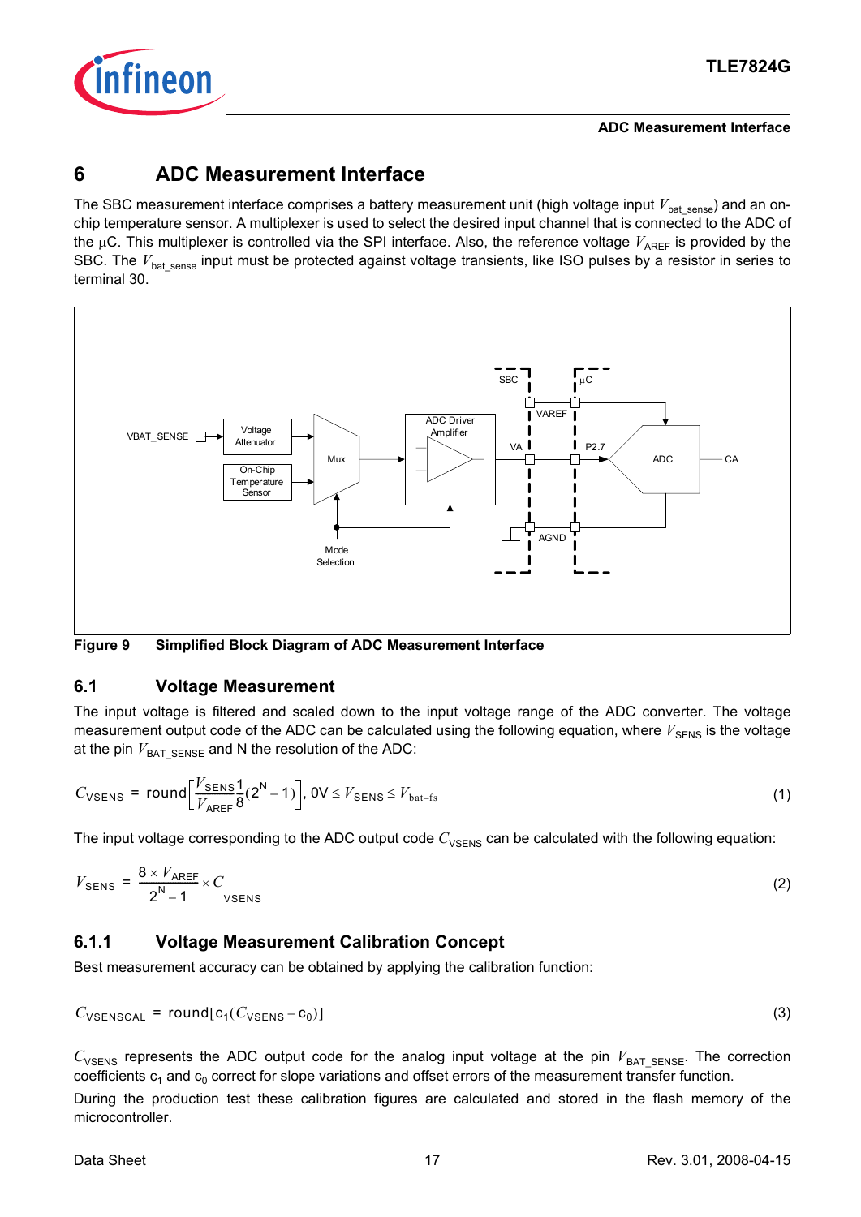# 6 ADC Measurement Interface

The SBC measurement interface comprises a battery measurement unit (high voltage input $V_{bat\_sense}$) and an on-chip temperature sensor. A multiplexer is used to select the desired input channel that is connected to the ADC of the µC. This multiplexer is controlled via the SPI interface. Also, the reference voltage $V_{AREF}$ is provided by the SBC. The $V_{bat\_sense}$ input must be protected against voltage transients, like ISO pulses by a resistor in series to terminal 30.

**Figure 9 Simplified Block Diagram of ADC Measurement Interface**

## 6.1 Voltage Measurement

The input voltage is filtered and scaled down to the input voltage range of the ADC converter. The voltage measurement output code of the ADC can be calculated using the following equation, where $V_{SENS}$ is the voltage at the pin $V_{BAT\_SENSE}$ and N the resolution of the ADC:

$$C_{VSENS} = \text{round}\left[\frac{V_{SENS}}{V_{AREF}}\frac{1}{8}(2^N - 1)\right], 0V \le V_{SENS} \le V_{bat-fs} \qquad (1)$$

The input voltage corresponding to the ADC output code $C_{VSENS}$ can be calculated with the following equation:

$$V_{SENS} = \frac{8 \times V_{AREF}}{2^N - 1} \times C_{VSENS} \qquad (2)$$

### 6.1.1 Voltage Measurement Calibration Concept

Best measurement accuracy can be obtained by applying the calibration function:

$$C_{VSENSCAL} = \text{round}[c_1(C_{VSENS} - c_0)] \qquad (3)$$

$C_{VSENS}$ represents the ADC output code for the analog input voltage at the pin $V_{BAT\_SENSE}$. The correction coefficients $c_1$ and $c_0$ correct for slope variations and offset errors of the measurement transfer function.

During the production test these calibration figures are calculated and stored in the flash memory of the microcontroller.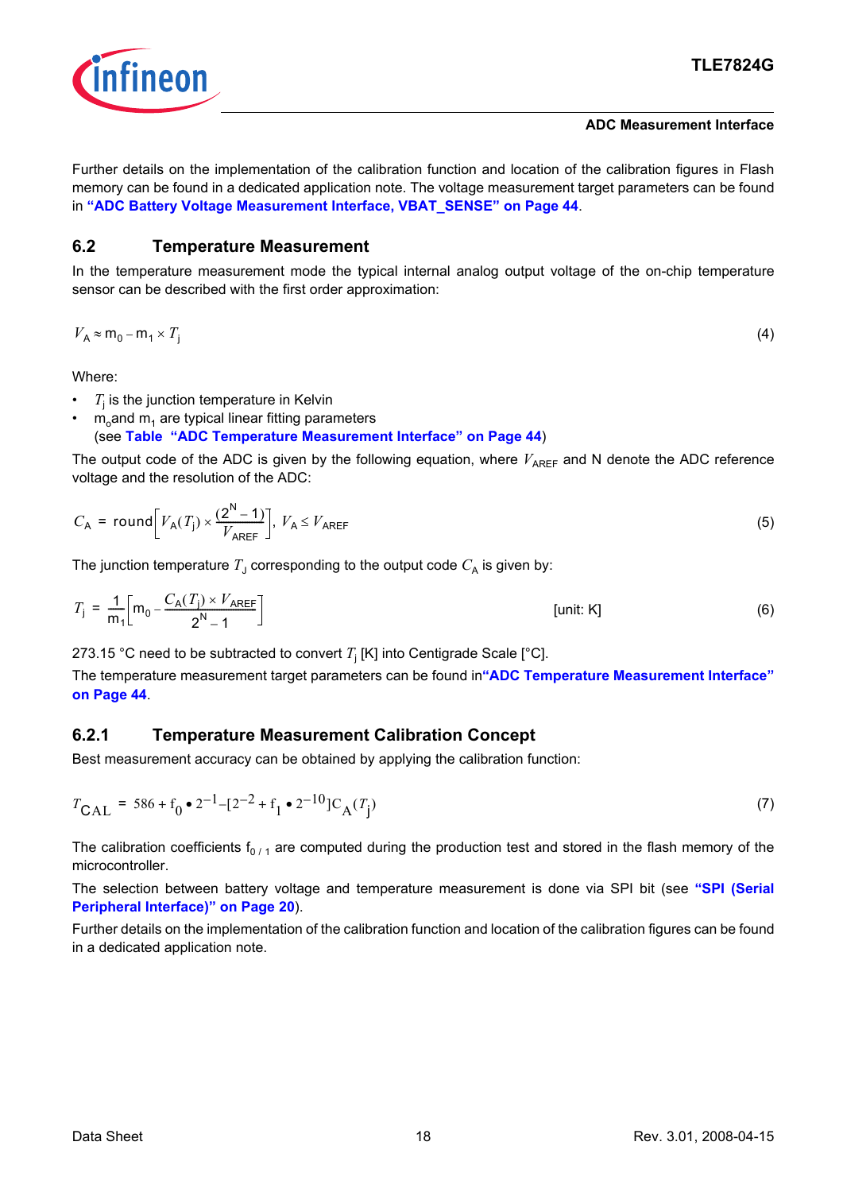Further details on the implementation of the calibration function and location of the calibration figures in Flash memory can be found in a dedicated application note. The voltage measurement target parameters can be found in **"ADC Battery Voltage Measurement Interface, VBAT_SENSE" on Page 44**.

## 6.2 Temperature Measurement

In the temperature measurement mode the typical internal analog output voltage of the on-chip temperature sensor can be described with the first order approximation:

$$V_A \approx m_0 - m_1 \times T_j \tag{4}$$

Where:

- $T_j$ is the junction temperature in Kelvin
- $m_0$ and $m_1$ are typical linear fitting parameters
  (see **Table "ADC Temperature Measurement Interface" on Page 44**)

The output code of the ADC is given by the following equation, where $V_{AREF}$ and N denote the ADC reference voltage and the resolution of the ADC:

$$C_A = \text{round}\left[V_A(T_j) \times \frac{(2^N - 1)}{V_{AREF}}\right],\ V_A \le V_{AREF} \tag{5}$$

The junction temperature $T_J$ corresponding to the output code $C_A$ is given by:

$$T_j = \frac{1}{m_1}\left[m_0 - \frac{C_A(T_j) \times V_{AREF}}{2^N - 1}\right] \qquad \text{[unit: K]} \tag{6}$$

273.15 °C need to be subtracted to convert $T_j$ [K] into Centigrade Scale [°C].

The temperature measurement target parameters can be found in **"ADC Temperature Measurement Interface" on Page 44**.

### 6.2.1 Temperature Measurement Calibration Concept

Best measurement accuracy can be obtained by applying the calibration function:

$$T_{CAL} = 586 + f_0 \bullet 2^{-1} - [2^{-2} + f_1 \bullet 2^{-10}]C_A(T_j) \tag{7}$$

The calibration coefficients $f_{0\,/\,1}$ are computed during the production test and stored in the flash memory of the microcontroller.

The selection between battery voltage and temperature measurement is done via SPI bit (see **"SPI (Serial Peripheral Interface)" on Page 20**).

Further details on the implementation of the calibration function and location of the calibration figures can be found in a dedicated application note.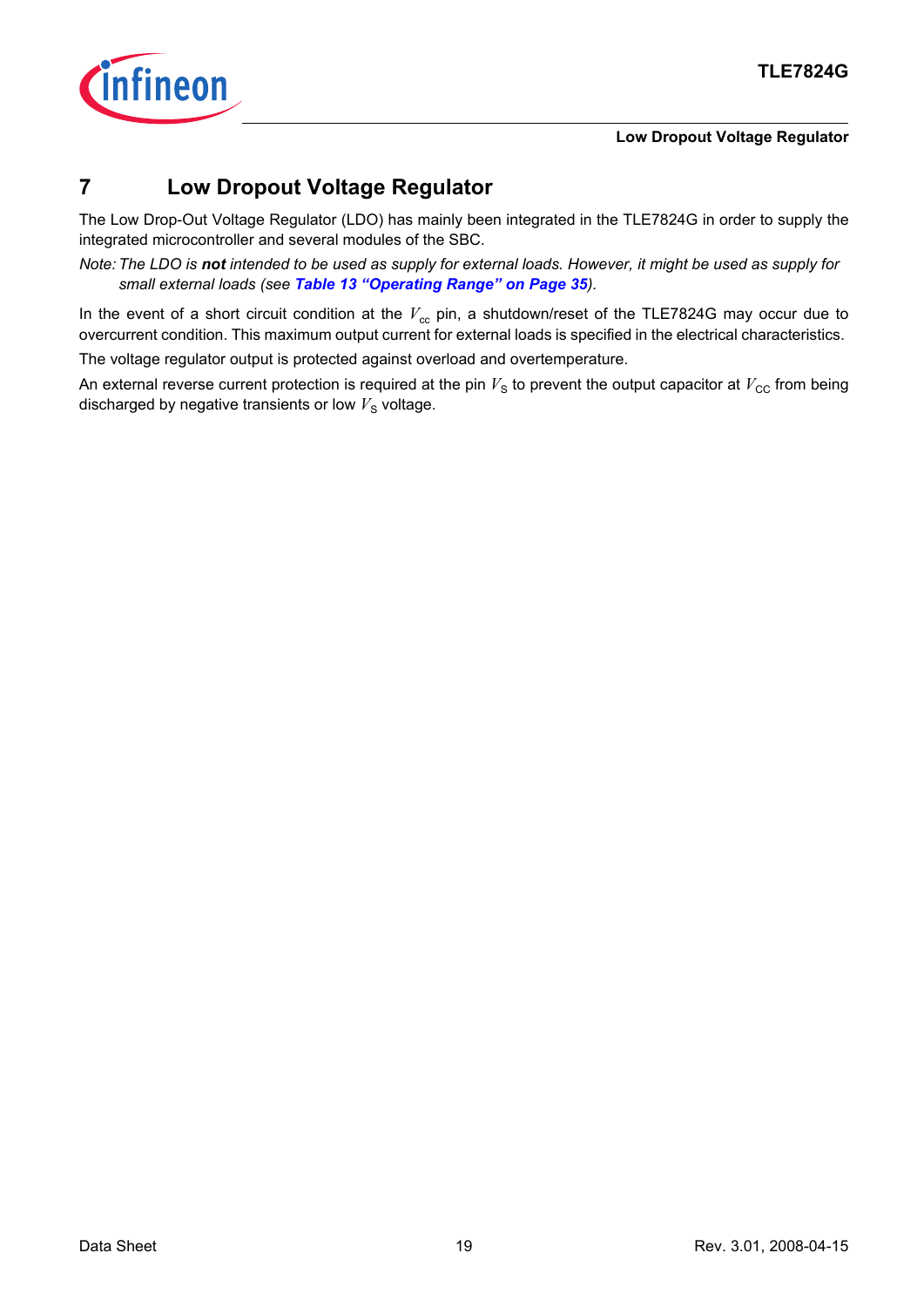# 7 Low Dropout Voltage Regulator

The Low Drop-Out Voltage Regulator (LDO) has mainly been integrated in the TLE7824G in order to supply the integrated microcontroller and several modules of the SBC.

*Note: The LDO is* ***not*** *intended to be used as supply for external loads. However, it might be used as supply for small external loads (see* ***Table 13 "Operating Range" on Page 35****).*

In the event of a short circuit condition at the $V_{cc}$ pin, a shutdown/reset of the TLE7824G may occur due to overcurrent condition. This maximum output current for external loads is specified in the electrical characteristics.

The voltage regulator output is protected against overload and overtemperature.

An external reverse current protection is required at the pin $V_S$ to prevent the output capacitor at $V_{CC}$ from being discharged by negative transients or low $V_S$ voltage.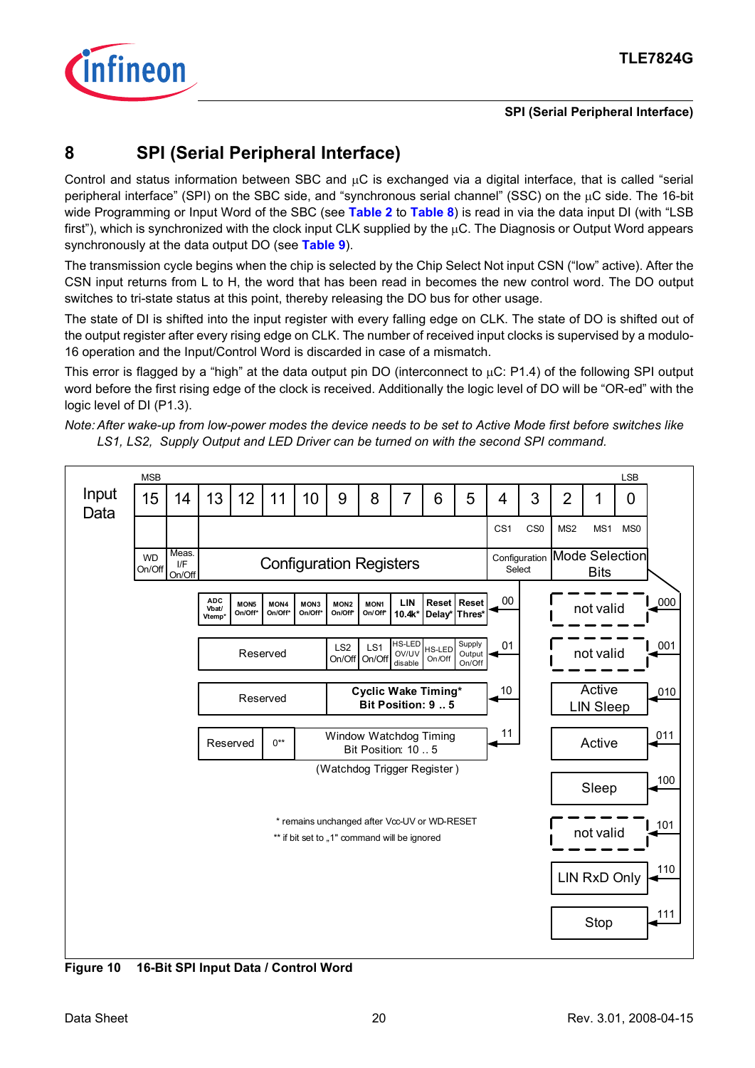# 8 SPI (Serial Peripheral Interface)

Control and status information between SBC and µC is exchanged via a digital interface, that is called "serial peripheral interface" (SPI) on the SBC side, and "synchronous serial channel" (SSC) on the µC side. The 16-bit wide Programming or Input Word of the SBC (see **Table 2** to **Table 8**) is read in via the data input DI (with "LSB first"), which is synchronized with the clock input CLK supplied by the µC. The Diagnosis or Output Word appears synchronously at the data output DO (see **Table 9**).

The transmission cycle begins when the chip is selected by the Chip Select Not input CSN ("low" active). After the CSN input returns from L to H, the word that has been read in becomes the new control word. The DO output switches to tri-state status at this point, thereby releasing the DO bus for other usage.

The state of DI is shifted into the input register with every falling edge on CLK. The state of DO is shifted out of the output register after every rising edge on CLK. The number of received input clocks is supervised by a modulo-16 operation and the Input/Control Word is discarded in case of a mismatch.

This error is flagged by a "high" at the data output pin DO (interconnect to µC: P1.4) of the following SPI output word before the first rising edge of the clock is received. Additionally the logic level of DO will be "OR-ed" with the logic level of DI (P1.3).

*Note: After wake-up from low-power modes the device needs to be set to Active Mode first before switches like LS1, LS2, Supply Output and LED Driver can be turned on with the second SPI command.*

**Input Data** (MSB = bit 15, LSB = bit 0)

| 15 | 14 | 13 | 12 | 11 | 10 | 9 | 8 | 7 | 6 | 5 | 4 | 3 | 2 | 1 | 0 |
|---|---|---|---|---|---|---|---|---|---|---|---|---|---|---|---|
| | | | | | | | | | | | CS1 | CS0 | MS2 | MS1 | MS0 |
| WD On/Off | Meas. I/F On/Off | Configuration Registers | | | | | | | | | Configuration Select | | Mode Selection Bits | | |

Configuration Registers (bits 13..5), selected by CS1/CS0:

| CS1 CS0 | 13 | 12 | 11 | 10 | 9 | 8 | 7 | 6 | 5 |
|---|---|---|---|---|---|---|---|---|---|
| 00 | ADC Vbat/ Vtemp* | MON5 On/Off* | MON4 On/Off* | MON3 On/Off* | MON2 On/Off* | MON1 On/Off* | LIN 10.4k* | Reset Delay* | Reset Thres* |
| 01 | Reserved | | | | LS2 On/Off | LS1 On/Off | HS-LED OV/UV disable | HS-LED On/Off | Supply Output On/Off |
| 10 | Reserved | | | | Cyclic Wake Timing* Bit Position: 9 .. 5 | | | | |
| 11 | Reserved | | 0** | Window Watchdog Timing Bit Position: 10 .. 5 (Watchdog Trigger Register) | | | | | |

Mode Selection Bits (MS2..MS0):

| MS2 MS1 MS0 | Mode |
|---|---|
| 000 | not valid |
| 001 | not valid |
| 010 | Active LIN Sleep |
| 011 | Active |
| 100 | Sleep |
| 101 | not valid |
| 110 | LIN RxD Only |
| 111 | Stop |

\* remains unchanged after Vcc-UV or WD-RESET

\*\* if bit set to „1" command will be ignored

**Figure 10 16-Bit SPI Input Data / Control Word**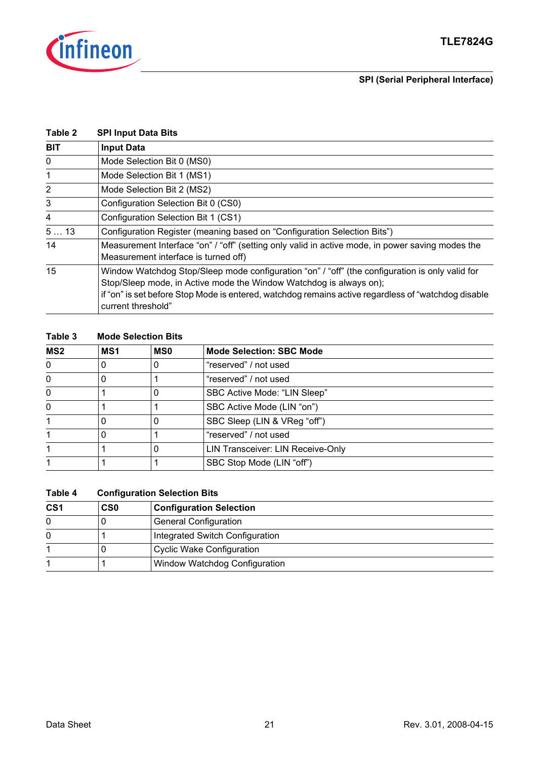**Table 2 SPI Input Data Bits**

| BIT | Input Data |
|---|---|
| 0 | Mode Selection Bit 0 (MS0) |
| 1 | Mode Selection Bit 1 (MS1) |
| 2 | Mode Selection Bit 2 (MS2) |
| 3 | Configuration Selection Bit 0 (CS0) |
| 4 | Configuration Selection Bit 1 (CS1) |
| 5 … 13 | Configuration Register (meaning based on "Configuration Selection Bits") |
| 14 | Measurement Interface "on" / "off" (setting only valid in active mode, in power saving modes the Measurement interface is turned off) |
| 15 | Window Watchdog Stop/Sleep mode configuration "on" / "off" (the configuration is only valid for Stop/Sleep mode, in Active mode the Window Watchdog is always on); if "on" is set before Stop Mode is entered, watchdog remains active regardless of "watchdog disable current threshold" |

**Table 3 Mode Selection Bits**

| MS2 | MS1 | MS0 | Mode Selection: SBC Mode |
|---|---|---|---|
| 0 | 0 | 0 | "reserved" / not used |
| 0 | 0 | 1 | "reserved" / not used |
| 0 | 1 | 0 | SBC Active Mode: "LIN Sleep" |
| 0 | 1 | 1 | SBC Active Mode (LIN "on") |
| 1 | 0 | 0 | SBC Sleep (LIN & VReg "off") |
| 1 | 0 | 1 | "reserved" / not used |
| 1 | 1 | 0 | LIN Transceiver: LIN Receive-Only |
| 1 | 1 | 1 | SBC Stop Mode (LIN "off") |

**Table 4 Configuration Selection Bits**

| CS1 | CS0 | Configuration Selection |
|---|---|---|
| 0 | 0 | General Configuration |
| 0 | 1 | Integrated Switch Configuration |
| 1 | 0 | Cyclic Wake Configuration |
| 1 | 1 | Window Watchdog Configuration |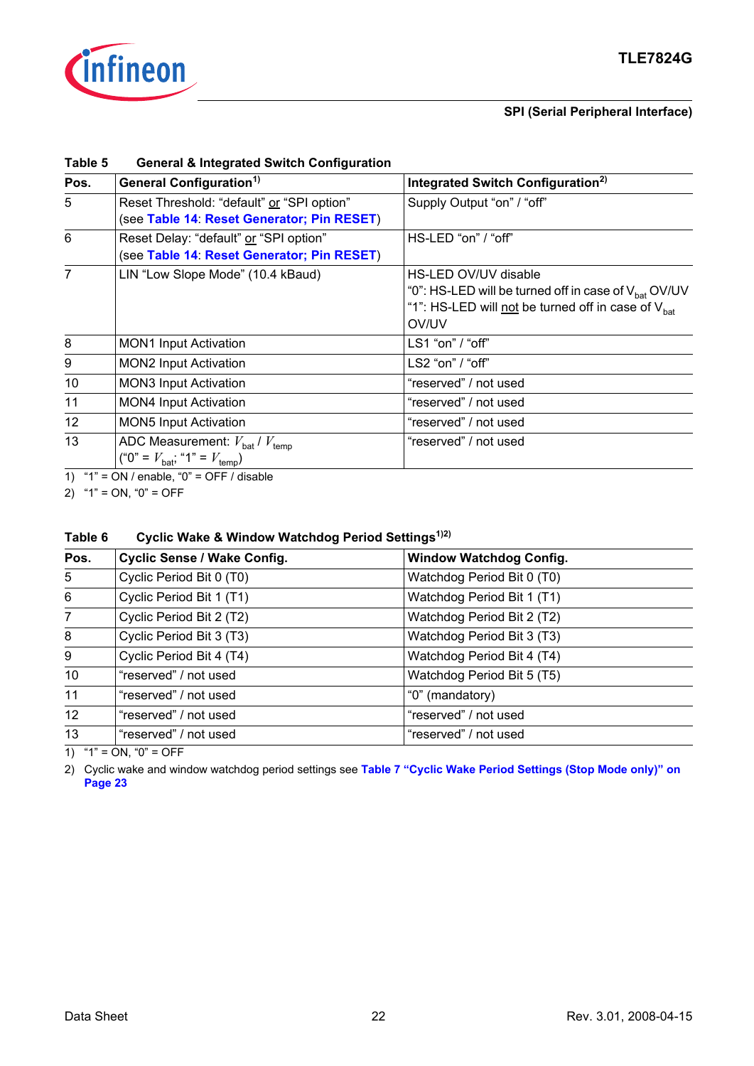**Table 5 General & Integrated Switch Configuration**

| Pos. | General Configuration[1] | Integrated Switch Configuration[2] |
|---|---|---|
| 5 | Reset Threshold: "default" or "SPI option" (see Table 14: Reset Generator; Pin RESET) | Supply Output "on" / "off" |
| 6 | Reset Delay: "default" or "SPI option" (see Table 14: Reset Generator; Pin RESET) | HS-LED "on" / "off" |
| 7 | LIN "Low Slope Mode" (10.4 kBaud) | HS-LED OV/UV disable<br>"0": HS-LED will be turned off in case of $V_{bat}$ OV/UV<br>"1": HS-LED will not be turned off in case of $V_{bat}$ OV/UV |
| 8 | MON1 Input Activation | LS1 "on" / "off" |
| 9 | MON2 Input Activation | LS2 "on" / "off" |
| 10 | MON3 Input Activation | "reserved" / not used |
| 11 | MON4 Input Activation | "reserved" / not used |
| 12 | MON5 Input Activation | "reserved" / not used |
| 13 | ADC Measurement: $V_{bat}$ / $V_{temp}$ ("0" = $V_{bat}$; "1" = $V_{temp}$) | "reserved" / not used |

1) "1" = ON / enable, "0" = OFF / disable

2) "1" = ON, "0" = OFF

**Table 6 Cyclic Wake & Window Watchdog Period Settings[1)2)]**

| Pos. | Cyclic Sense / Wake Config. | Window Watchdog Config. |
|---|---|---|
| 5 | Cyclic Period Bit 0 (T0) | Watchdog Period Bit 0 (T0) |
| 6 | Cyclic Period Bit 1 (T1) | Watchdog Period Bit 1 (T1) |
| 7 | Cyclic Period Bit 2 (T2) | Watchdog Period Bit 2 (T2) |
| 8 | Cyclic Period Bit 3 (T3) | Watchdog Period Bit 3 (T3) |
| 9 | Cyclic Period Bit 4 (T4) | Watchdog Period Bit 4 (T4) |
| 10 | "reserved" / not used | Watchdog Period Bit 5 (T5) |
| 11 | "reserved" / not used | "0" (mandatory) |
| 12 | "reserved" / not used | "reserved" / not used |
| 13 | "reserved" / not used | "reserved" / not used |

1) "1" = ON, "0" = OFF

2) Cyclic wake and window watchdog period settings see Table 7 "Cyclic Wake Period Settings (Stop Mode only)" on Page 23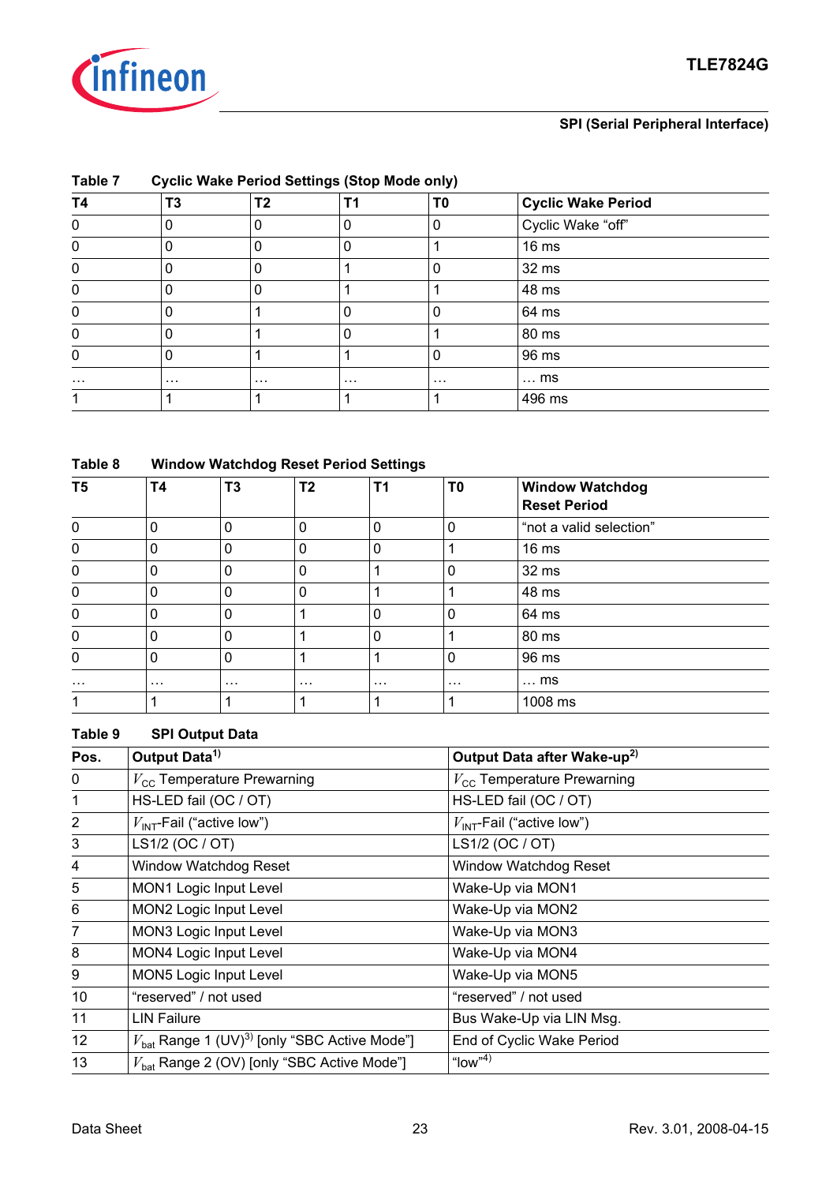**Table 7 Cyclic Wake Period Settings (Stop Mode only)**

| T4 | T3 | T2 | T1 | T0 | Cyclic Wake Period |
|---|---|---|---|---|---|
| 0 | 0 | 0 | 0 | 0 | Cyclic Wake “off” |
| 0 | 0 | 0 | 0 | 1 | 16 ms |
| 0 | 0 | 0 | 1 | 0 | 32 ms |
| 0 | 0 | 0 | 1 | 1 | 48 ms |
| 0 | 0 | 1 | 0 | 0 | 64 ms |
| 0 | 0 | 1 | 0 | 1 | 80 ms |
| 0 | 0 | 1 | 1 | 0 | 96 ms |
| … | … | … | … | … | … ms |
| 1 | 1 | 1 | 1 | 1 | 496 ms |

**Table 8 Window Watchdog Reset Period Settings**

| T5 | T4 | T3 | T2 | T1 | T0 | Window Watchdog Reset Period |
|---|---|---|---|---|---|---|
| 0 | 0 | 0 | 0 | 0 | 0 | “not a valid selection” |
| 0 | 0 | 0 | 0 | 0 | 1 | 16 ms |
| 0 | 0 | 0 | 0 | 1 | 0 | 32 ms |
| 0 | 0 | 0 | 0 | 1 | 1 | 48 ms |
| 0 | 0 | 0 | 1 | 0 | 0 | 64 ms |
| 0 | 0 | 0 | 1 | 0 | 1 | 80 ms |
| 0 | 0 | 0 | 1 | 1 | 0 | 96 ms |
| … | … | … | … | … | … | … ms |
| 1 | 1 | 1 | 1 | 1 | 1 | 1008 ms |

**Table 9 SPI Output Data**

| Pos. | Output Data[1] | Output Data after Wake-up[2] |
|---|---|---|
| 0 | $V_{CC}$ Temperature Prewarning | $V_{CC}$ Temperature Prewarning |
| 1 | HS-LED fail (OC / OT) | HS-LED fail (OC / OT) |
| 2 | $V_{INT}$-Fail (“active low”) | $V_{INT}$-Fail (“active low”) |
| 3 | LS1/2 (OC / OT) | LS1/2 (OC / OT) |
| 4 | Window Watchdog Reset | Window Watchdog Reset |
| 5 | MON1 Logic Input Level | Wake-Up via MON1 |
| 6 | MON2 Logic Input Level | Wake-Up via MON2 |
| 7 | MON3 Logic Input Level | Wake-Up via MON3 |
| 8 | MON4 Logic Input Level | Wake-Up via MON4 |
| 9 | MON5 Logic Input Level | Wake-Up via MON5 |
| 10 | “reserved” / not used | “reserved” / not used |
| 11 | LIN Failure | Bus Wake-Up via LIN Msg. |
| 12 | $V_{bat}$ Range 1 (UV)[3] [only “SBC Active Mode”] | End of Cyclic Wake Period |
| 13 | $V_{bat}$ Range 2 (OV) [only “SBC Active Mode”] | “low”[4] |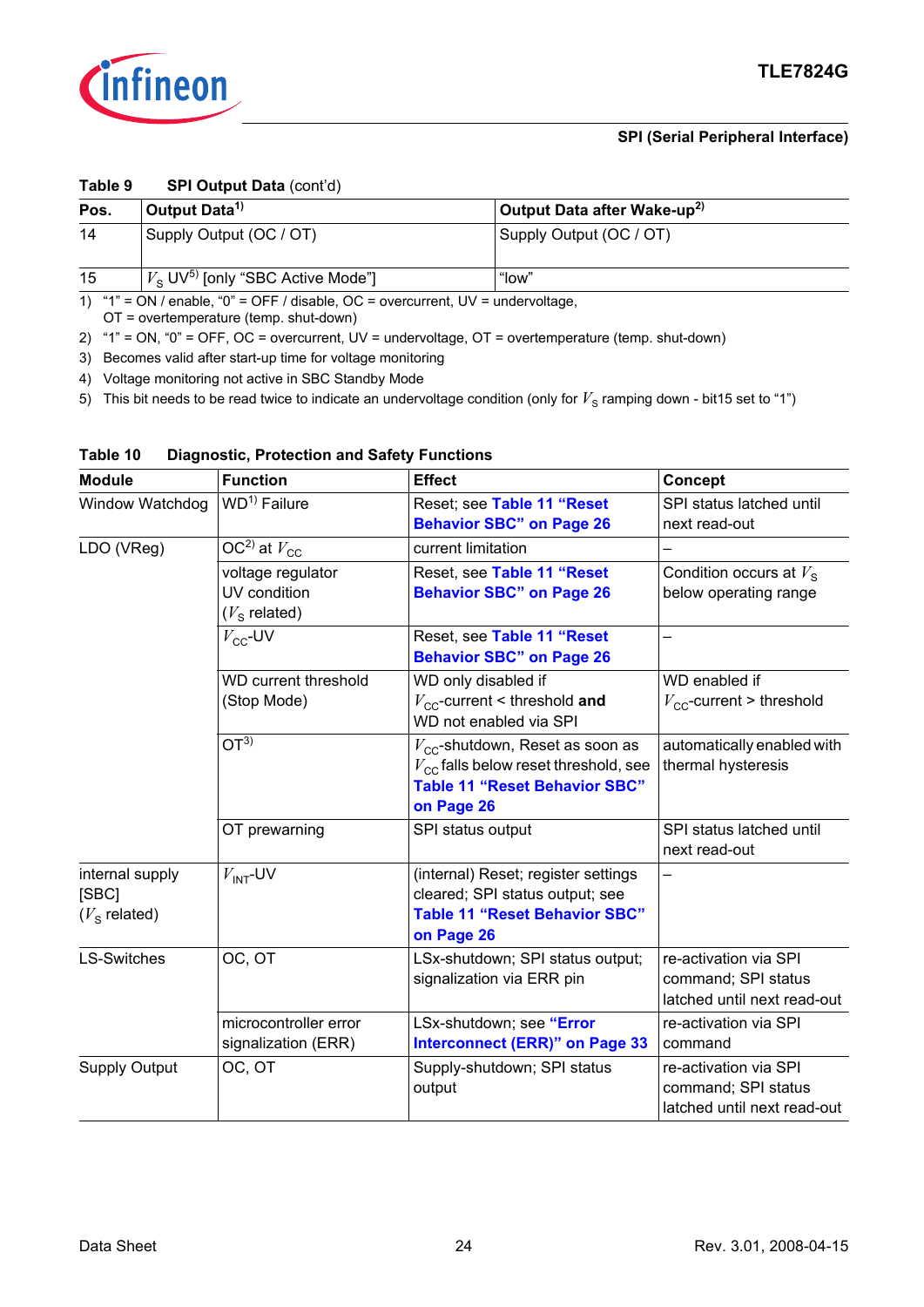**Table 9 SPI Output Data** (cont'd)

| Pos. | Output Data[1] | Output Data after Wake-up[2] |
|---|---|---|
| 14 | Supply Output (OC / OT) | Supply Output (OC / OT) |
| 15 | $V_S$ UV[5] [only "SBC Active Mode"] | "low" |

1) "1" = ON / enable, "0" = OFF / disable, OC = overcurrent, UV = undervoltage, OT = overtemperature (temp. shut-down)

2) "1" = ON, "0" = OFF, OC = overcurrent, UV = undervoltage, OT = overtemperature (temp. shut-down)

3) Becomes valid after start-up time for voltage monitoring

4) Voltage monitoring not active in SBC Standby Mode

5) This bit needs to be read twice to indicate an undervoltage condition (only for $V_S$ ramping down - bit15 set to "1")

**Table 10 Diagnostic, Protection and Safety Functions**

| Module | Function | Effect | Concept |
|---|---|---|---|
| Window Watchdog | WD[1] Failure | Reset; see **Table 11 "Reset Behavior SBC" on Page 26** | SPI status latched until next read-out |
| LDO (VReg) | OC[2] at $V_{CC}$ | current limitation | – |
| | voltage regulator UV condition ($V_S$ related) | Reset, see **Table 11 "Reset Behavior SBC" on Page 26** | Condition occurs at $V_S$ below operating range |
| | $V_{CC}$-UV | Reset, see **Table 11 "Reset Behavior SBC" on Page 26** | – |
| | WD current threshold (Stop Mode) | WD only disabled if $V_{CC}$-current < threshold **and** WD not enabled via SPI | WD enabled if $V_{CC}$-current > threshold |
| | OT[3] | $V_{CC}$-shutdown, Reset as soon as $V_{CC}$ falls below reset threshold, see **Table 11 "Reset Behavior SBC" on Page 26** | automatically enabled with thermal hysteresis |
| | OT prewarning | SPI status output | SPI status latched until next read-out |
| internal supply [SBC] ($V_S$ related) | $V_{INT}$-UV | (internal) Reset; register settings cleared; SPI status output; see **Table 11 "Reset Behavior SBC" on Page 26** | – |
| LS-Switches | OC, OT | LSx-shutdown; SPI status output; signalization via ERR pin | re-activation via SPI command; SPI status latched until next read-out |
| | microcontroller error signalization (ERR) | LSx-shutdown; see **"Error Interconnect (ERR)" on Page 33** | re-activation via SPI command |
| Supply Output | OC, OT | Supply-shutdown; SPI status output | re-activation via SPI command; SPI status latched until next read-out |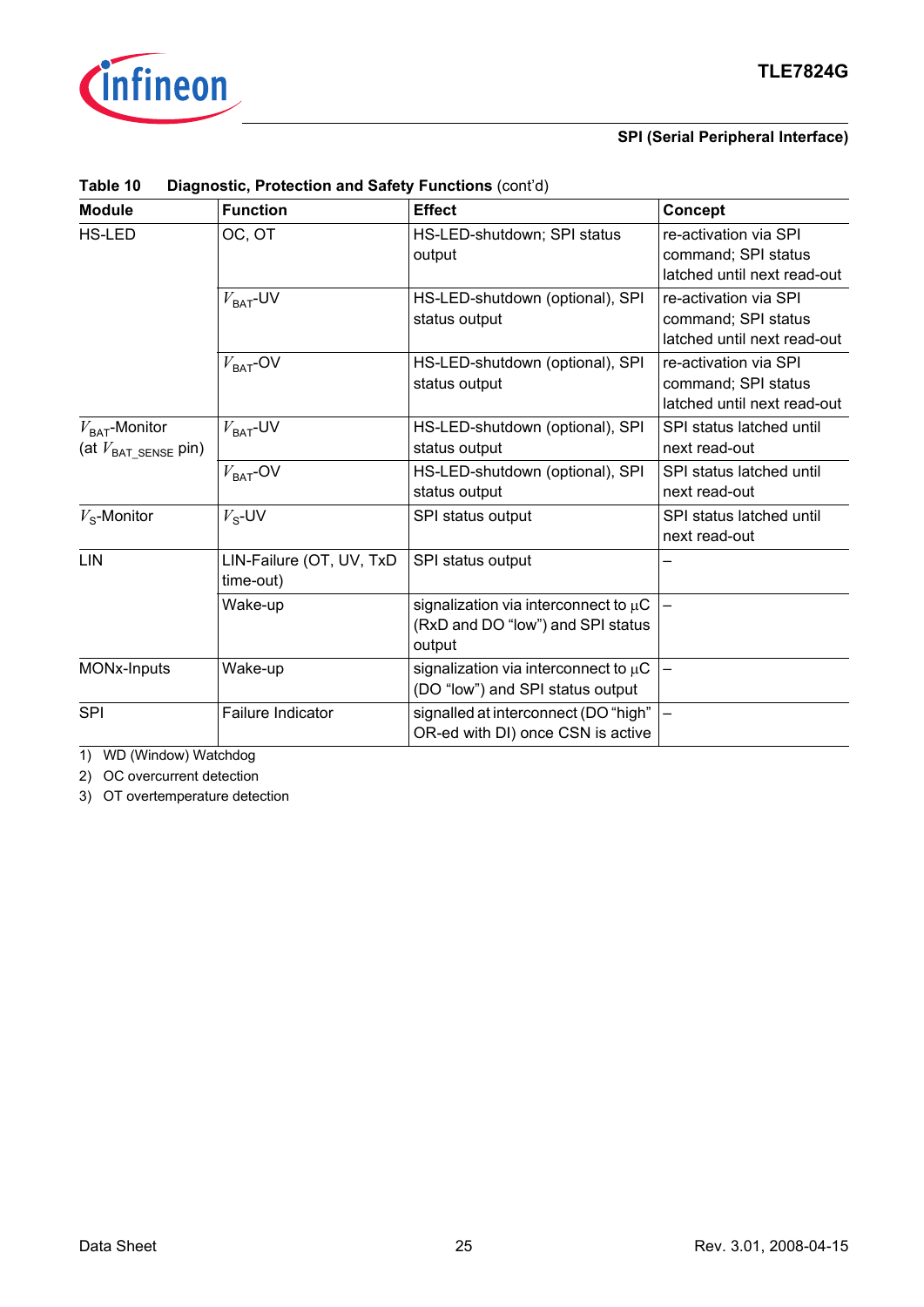**Table 10 Diagnostic, Protection and Safety Functions** (cont'd)

| Module | Function | Effect | Concept |
|---|---|---|---|
| HS-LED | OC, OT | HS-LED-shutdown; SPI status output | re-activation via SPI command; SPI status latched until next read-out |
| | $V_{BAT}$-UV | HS-LED-shutdown (optional), SPI status output | re-activation via SPI command; SPI status latched until next read-out |
| | $V_{BAT}$-OV | HS-LED-shutdown (optional), SPI status output | re-activation via SPI command; SPI status latched until next read-out |
| $V_{BAT}$-Monitor (at $V_{BAT\_SENSE}$ pin) | $V_{BAT}$-UV | HS-LED-shutdown (optional), SPI status output | SPI status latched until next read-out |
| | $V_{BAT}$-OV | HS-LED-shutdown (optional), SPI status output | SPI status latched until next read-out |
| $V_S$-Monitor | $V_S$-UV | SPI status output | SPI status latched until next read-out |
| LIN | LIN-Failure (OT, UV, TxD time-out) | SPI status output | – |
| | Wake-up | signalization via interconnect to µC (RxD and DO "low") and SPI status output | – |
| MONx-Inputs | Wake-up | signalization via interconnect to µC (DO "low") and SPI status output | – |
| SPI | Failure Indicator | signalled at interconnect (DO "high" OR-ed with DI) once CSN is active | – |

1) WD (Window) Watchdog

2) OC overcurrent detection

3) OT overtemperature detection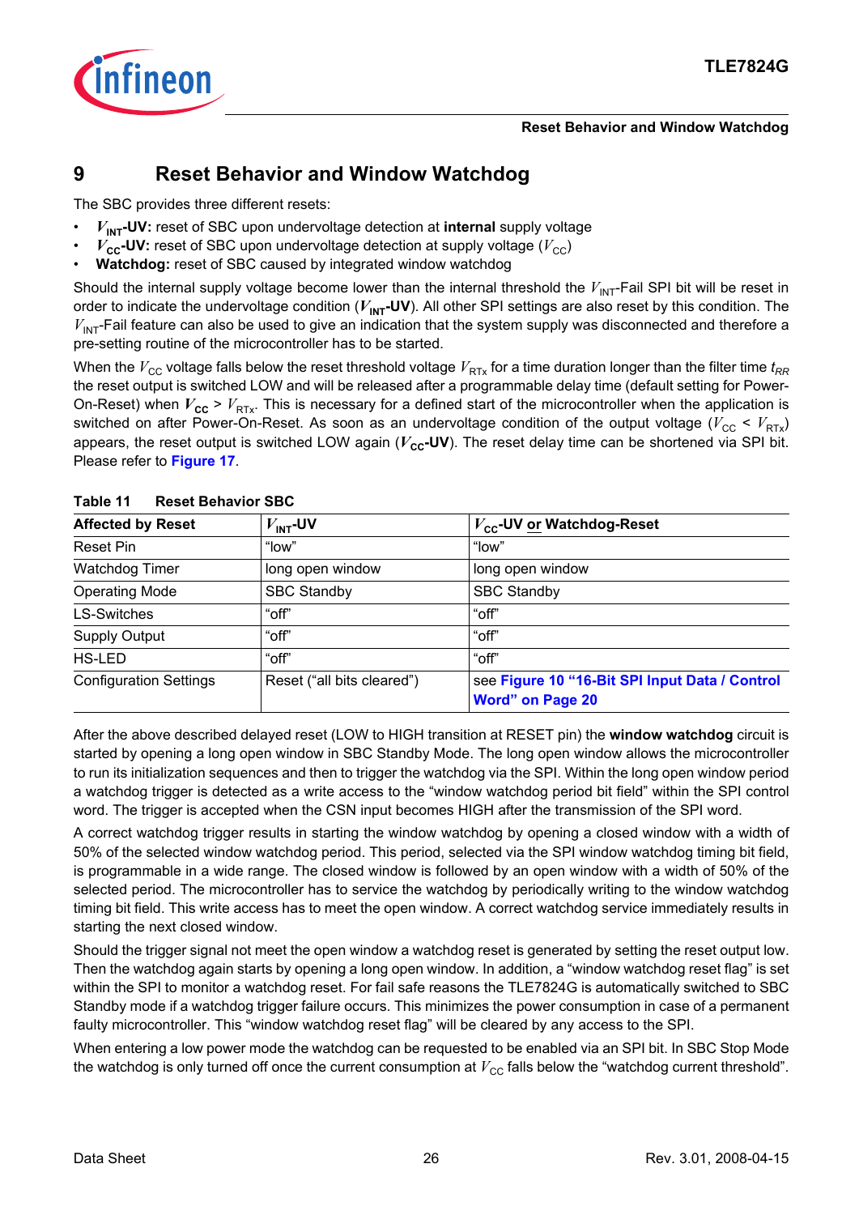# 9 Reset Behavior and Window Watchdog

The SBC provides three different resets:

- **$V_{INT}$-UV:** reset of SBC upon undervoltage detection at **internal** supply voltage
- **$V_{CC}$-UV:** reset of SBC upon undervoltage detection at supply voltage ($V_{CC}$)
- **Watchdog:** reset of SBC caused by integrated window watchdog

Should the internal supply voltage become lower than the internal threshold the $V_{INT}$-Fail SPI bit will be reset in order to indicate the undervoltage condition (**$V_{INT}$-UV**). All other SPI settings are also reset by this condition. The $V_{INT}$-Fail feature can also be used to give an indication that the system supply was disconnected and therefore a pre-setting routine of the microcontroller has to be started.

When the $V_{CC}$ voltage falls below the reset threshold voltage $V_{RTx}$ for a time duration longer than the filter time $t_{RR}$ the reset output is switched LOW and will be released after a programmable delay time (default setting for Power-On-Reset) when $V_{CC} > V_{RTx}$. This is necessary for a defined start of the microcontroller when the application is switched on after Power-On-Reset. As soon as an undervoltage condition of the output voltage ($V_{CC} < V_{RTx}$) appears, the reset output is switched LOW again (**$V_{CC}$-UV**). The reset delay time can be shortened via SPI bit. Please refer to **Figure 17**.

**Table 11 Reset Behavior SBC**

| Affected by Reset | $V_{INT}$-UV | $V_{CC}$-UV or Watchdog-Reset |
|---|---|---|
| Reset Pin | "low" | "low" |
| Watchdog Timer | long open window | long open window |
| Operating Mode | SBC Standby | SBC Standby |
| LS-Switches | "off" | "off" |
| Supply Output | "off" | "off" |
| HS-LED | "off" | "off" |
| Configuration Settings | Reset ("all bits cleared") | see **Figure 10 "16-Bit SPI Input Data / Control Word" on Page 20** |

After the above described delayed reset (LOW to HIGH transition at RESET pin) the **window watchdog** circuit is started by opening a long open window in SBC Standby Mode. The long open window allows the microcontroller to run its initialization sequences and then to trigger the watchdog via the SPI. Within the long open window period a watchdog trigger is detected as a write access to the "window watchdog period bit field" within the SPI control word. The trigger is accepted when the CSN input becomes HIGH after the transmission of the SPI word.

A correct watchdog trigger results in starting the window watchdog by opening a closed window with a width of 50% of the selected window watchdog period. This period, selected via the SPI window watchdog timing bit field, is programmable in a wide range. The closed window is followed by an open window with a width of 50% of the selected period. The microcontroller has to service the watchdog by periodically writing to the window watchdog timing bit field. This write access has to meet the open window. A correct watchdog service immediately results in starting the next closed window.

Should the trigger signal not meet the open window a watchdog reset is generated by setting the reset output low. Then the watchdog again starts by opening a long open window. In addition, a "window watchdog reset flag" is set within the SPI to monitor a watchdog reset. For fail safe reasons the TLE7824G is automatically switched to SBC Standby mode if a watchdog trigger failure occurs. This minimizes the power consumption in case of a permanent faulty microcontroller. This "window watchdog reset flag" will be cleared by any access to the SPI.

When entering a low power mode the watchdog can be requested to be enabled via an SPI bit. In SBC Stop Mode the watchdog is only turned off once the current consumption at $V_{CC}$ falls below the "watchdog current threshold".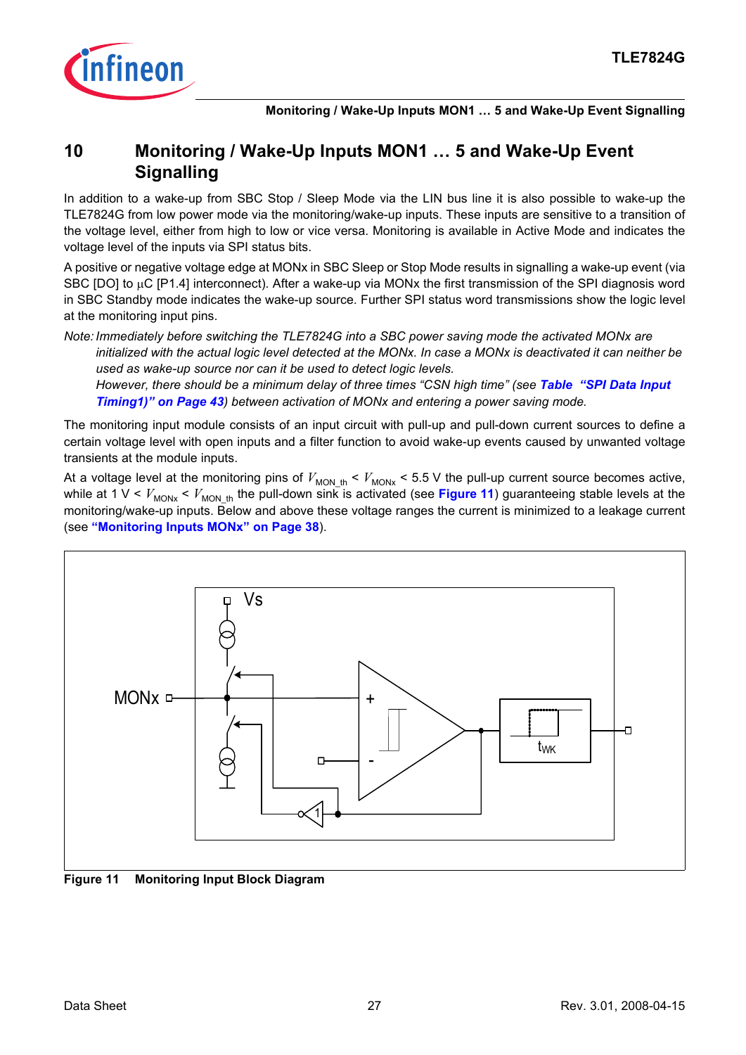# 10 Monitoring / Wake-Up Inputs MON1 … 5 and Wake-Up Event Signalling

In addition to a wake-up from SBC Stop / Sleep Mode via the LIN bus line it is also possible to wake-up the TLE7824G from low power mode via the monitoring/wake-up inputs. These inputs are sensitive to a transition of the voltage level, either from high to low or vice versa. Monitoring is available in Active Mode and indicates the voltage level of the inputs via SPI status bits.

A positive or negative voltage edge at MONx in SBC Sleep or Stop Mode results in signalling a wake-up event (via SBC [DO] to µC [P1.4] interconnect). After a wake-up via MONx the first transmission of the SPI diagnosis word in SBC Standby mode indicates the wake-up source. Further SPI status word transmissions show the logic level at the monitoring input pins.

*Note: Immediately before switching the TLE7824G into a SBC power saving mode the activated MONx are initialized with the actual logic level detected at the MONx. In case a MONx is deactivated it can neither be used as wake-up source nor can it be used to detect logic levels.*
*However, there should be a minimum delay of three times "CSN high time" (see **Table "SPI Data Input Timing1)" on Page 43**) between activation of MONx and entering a power saving mode.*

The monitoring input module consists of an input circuit with pull-up and pull-down current sources to define a certain voltage level with open inputs and a filter function to avoid wake-up events caused by unwanted voltage transients at the module inputs.

At a voltage level at the monitoring pins of $V_{MON\_th} < V_{MONx} < 5.5$ V the pull-up current source becomes active, while at 1 V $< V_{MONx} < V_{MON\_th}$ the pull-down sink is activated (see **Figure 11**) guaranteeing stable levels at the monitoring/wake-up inputs. Below and above these voltage ranges the current is minimized to a leakage current (see **"Monitoring Inputs MONx" on Page 38**).

**Figure 11 Monitoring Input Block Diagram**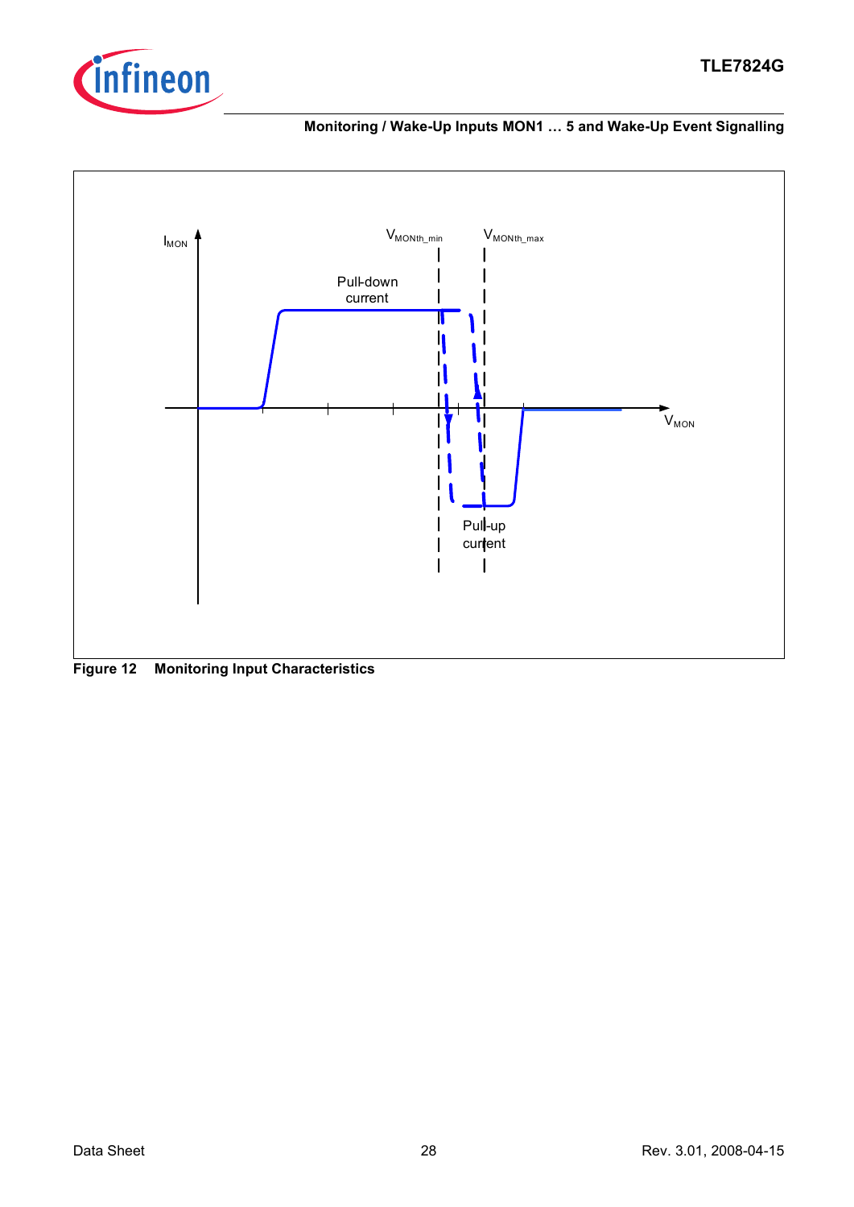**Figure 12 Monitoring Input Characteristics**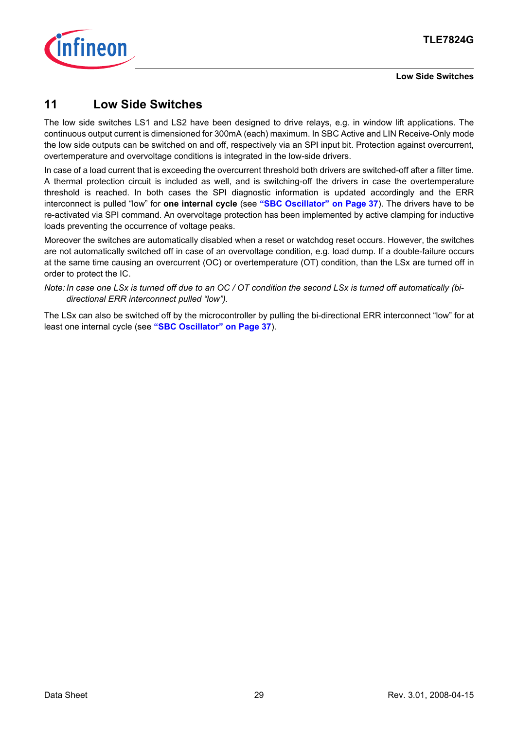# 11 Low Side Switches

The low side switches LS1 and LS2 have been designed to drive relays, e.g. in window lift applications. The continuous output current is dimensioned for 300mA (each) maximum. In SBC Active and LIN Receive-Only mode the low side outputs can be switched on and off, respectively via an SPI input bit. Protection against overcurrent, overtemperature and overvoltage conditions is integrated in the low-side drivers.

In case of a load current that is exceeding the overcurrent threshold both drivers are switched-off after a filter time. A thermal protection circuit is included as well, and is switching-off the drivers in case the overtemperature threshold is reached. In both cases the SPI diagnostic information is updated accordingly and the ERR interconnect is pulled "low" for **one internal cycle** (see **"SBC Oscillator" on Page 37**). The drivers have to be re-activated via SPI command. An overvoltage protection has been implemented by active clamping for inductive loads preventing the occurrence of voltage peaks.

Moreover the switches are automatically disabled when a reset or watchdog reset occurs. However, the switches are not automatically switched off in case of an overvoltage condition, e.g. load dump. If a double-failure occurs at the same time causing an overcurrent (OC) or overtemperature (OT) condition, than the LSx are turned off in order to protect the IC.

*Note: In case one LSx is turned off due to an OC / OT condition the second LSx is turned off automatically (bi-directional ERR interconnect pulled "low").*

The LSx can also be switched off by the microcontroller by pulling the bi-directional ERR interconnect "low" for at least one internal cycle (see **"SBC Oscillator" on Page 37**).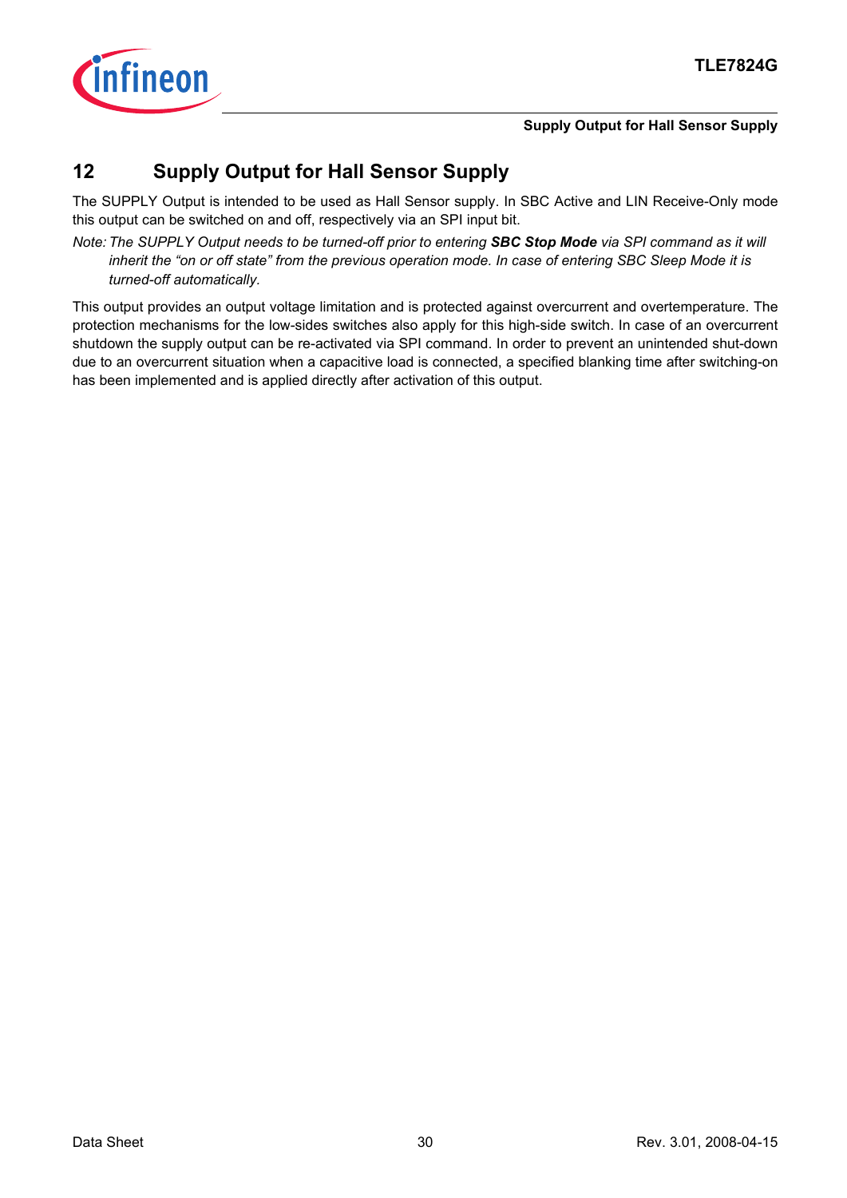# 12 Supply Output for Hall Sensor Supply

The SUPPLY Output is intended to be used as Hall Sensor supply. In SBC Active and LIN Receive-Only mode this output can be switched on and off, respectively via an SPI input bit.

*Note: The SUPPLY Output needs to be turned-off prior to entering **SBC Stop Mode** via SPI command as it will inherit the "on or off state" from the previous operation mode. In case of entering SBC Sleep Mode it is turned-off automatically.*

This output provides an output voltage limitation and is protected against overcurrent and overtemperature. The protection mechanisms for the low-sides switches also apply for this high-side switch. In case of an overcurrent shutdown the supply output can be re-activated via SPI command. In order to prevent an unintended shut-down due to an overcurrent situation when a capacitive load is connected, a specified blanking time after switching-on has been implemented and is applied directly after activation of this output.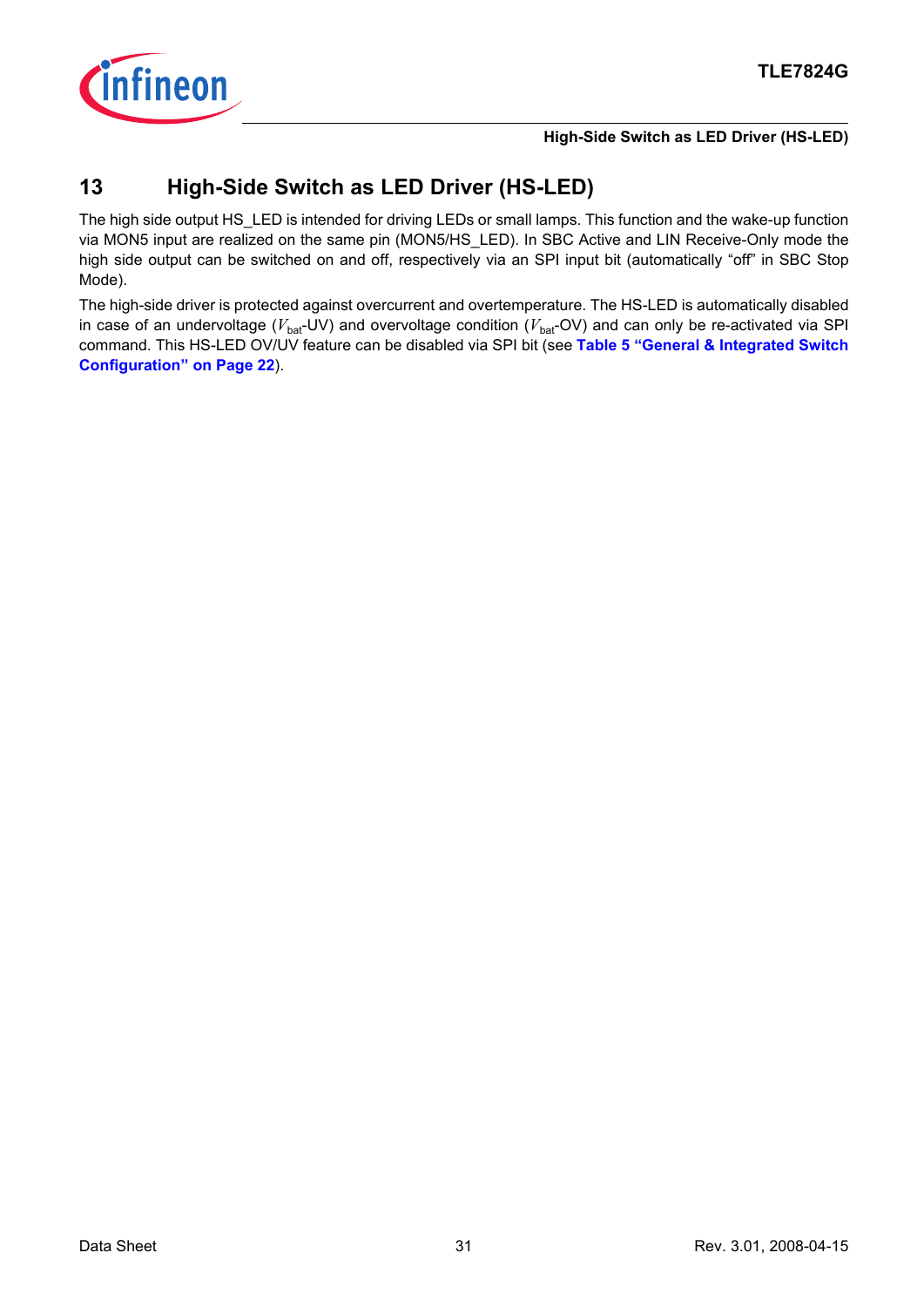# 13 High-Side Switch as LED Driver (HS-LED)

The high side output HS_LED is intended for driving LEDs or small lamps. This function and the wake-up function via MON5 input are realized on the same pin (MON5/HS_LED). In SBC Active and LIN Receive-Only mode the high side output can be switched on and off, respectively via an SPI input bit (automatically "off" in SBC Stop Mode).

The high-side driver is protected against overcurrent and overtemperature. The HS-LED is automatically disabled in case of an undervoltage ($V_{bat}$-UV) and overvoltage condition ($V_{bat}$-OV) and can only be re-activated via SPI command. This HS-LED OV/UV feature can be disabled via SPI bit (see **Table 5 "General & Integrated Switch Configuration" on Page 22**).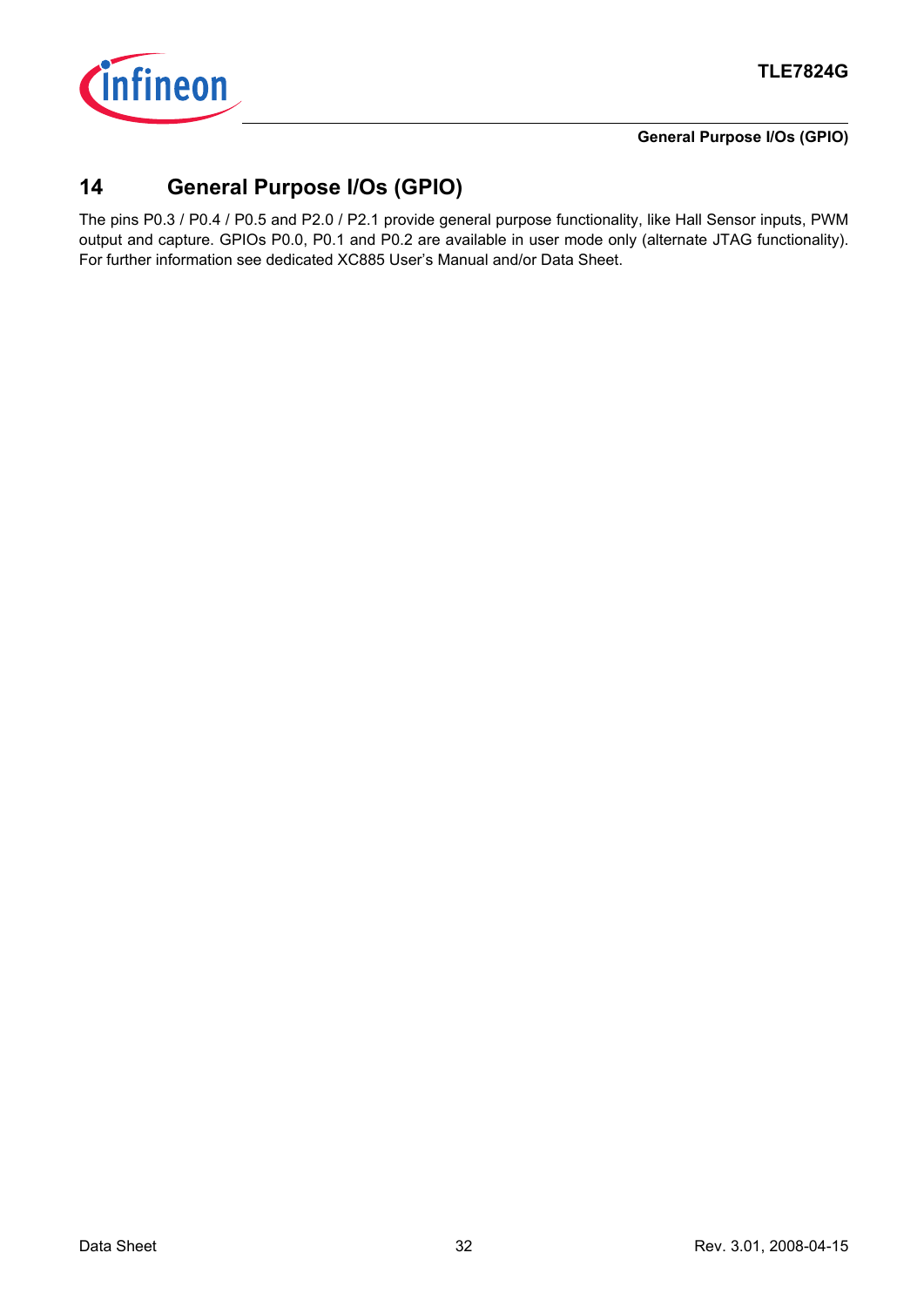# 14 General Purpose I/Os (GPIO)

The pins P0.3 / P0.4 / P0.5 and P2.0 / P2.1 provide general purpose functionality, like Hall Sensor inputs, PWM output and capture. GPIOs P0.0, P0.1 and P0.2 are available in user mode only (alternate JTAG functionality). For further information see dedicated XC885 User's Manual and/or Data Sheet.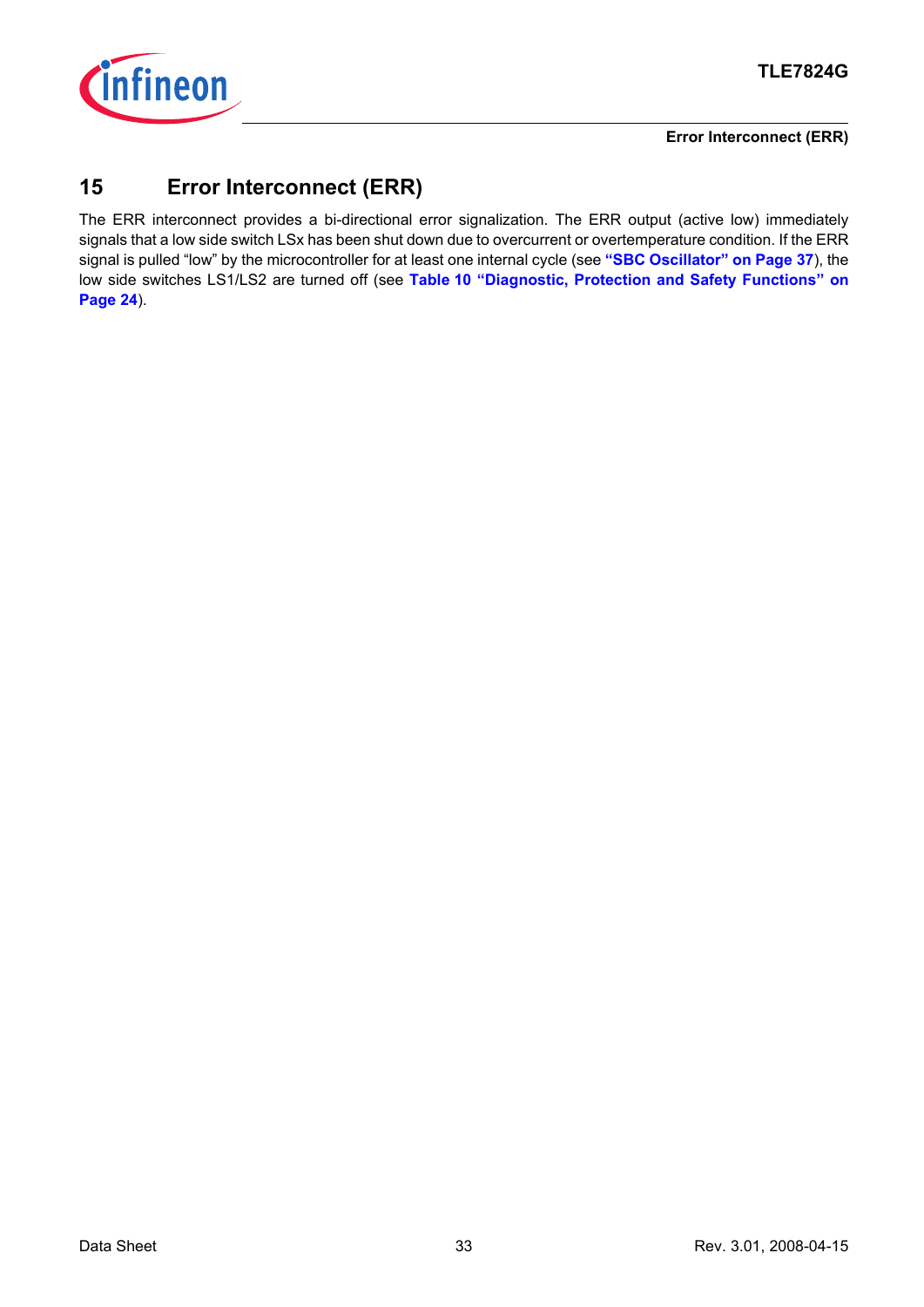# 15 Error Interconnect (ERR)

The ERR interconnect provides a bi-directional error signalization. The ERR output (active low) immediately signals that a low side switch LSx has been shut down due to overcurrent or overtemperature condition. If the ERR signal is pulled "low" by the microcontroller for at least one internal cycle (see **"SBC Oscillator" on Page 37**), the low side switches LS1/LS2 are turned off (see **Table 10 "Diagnostic, Protection and Safety Functions" on Page 24**).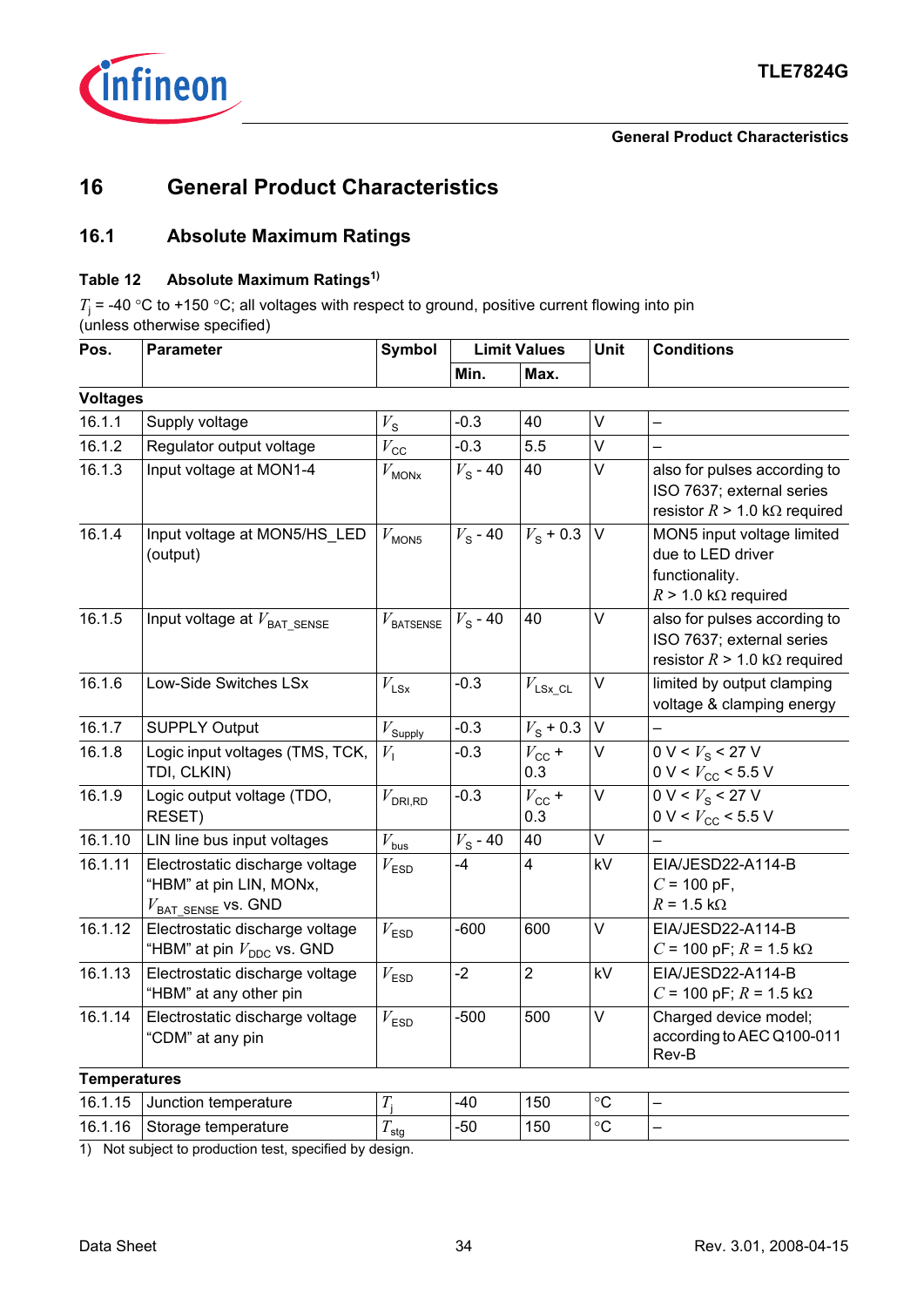# 16 General Product Characteristics

## 16.1 Absolute Maximum Ratings

**Table 12 Absolute Maximum Ratings**[1]

$T_j$ = -40 °C to +150 °C; all voltages with respect to ground, positive current flowing into pin (unless otherwise specified)

| Pos. | Parameter | Symbol | Limit Values | | Unit | Conditions |
|---|---|---|---|---|---|---|
| | | | Min. | Max. | | |
| **Voltages** | | | | | | |
| 16.1.1 | Supply voltage | $V_S$ | -0.3 | 40 | V | – |
| 16.1.2 | Regulator output voltage | $V_{CC}$ | -0.3 | 5.5 | V | – |
| 16.1.3 | Input voltage at MON1-4 | $V_{MONx}$ | $V_S$ - 40 | 40 | V | also for pulses according to ISO 7637; external series resistor $R$ > 1.0 kΩ required |
| 16.1.4 | Input voltage at MON5/HS_LED (output) | $V_{MON5}$ | $V_S$ - 40 | $V_S$ + 0.3 | V | MON5 input voltage limited due to LED driver functionality. $R$ > 1.0 kΩ required |
| 16.1.5 | Input voltage at $V_{BAT\_SENSE}$ | $V_{BATSENSE}$ | $V_S$ - 40 | 40 | V | also for pulses according to ISO 7637; external series resistor $R$ > 1.0 kΩ required |
| 16.1.6 | Low-Side Switches LSx | $V_{LSx}$ | -0.3 | $V_{LSx\_CL}$ | V | limited by output clamping voltage & clamping energy |
| 16.1.7 | SUPPLY Output | $V_{Supply}$ | -0.3 | $V_S$ + 0.3 | V | – |
| 16.1.8 | Logic input voltages (TMS, TCK, TDI, CLKIN) | $V_I$ | -0.3 | $V_{CC}$ + 0.3 | V | 0 V < $V_S$ < 27 V<br>0 V < $V_{CC}$ < 5.5 V |
| 16.1.9 | Logic output voltage (TDO, RESET) | $V_{DRI,RD}$ | -0.3 | $V_{CC}$ + 0.3 | V | 0 V < $V_S$ < 27 V<br>0 V < $V_{CC}$ < 5.5 V |
| 16.1.10 | LIN line bus input voltages | $V_{bus}$ | $V_S$ - 40 | 40 | V | – |
| 16.1.11 | Electrostatic discharge voltage "HBM" at pin LIN, MONx, $V_{BAT\_SENSE}$ vs. GND | $V_{ESD}$ | -4 | 4 | kV | EIA/JESD22-A114-B<br>$C$ = 100 pF,<br>$R$ = 1.5 kΩ |
| 16.1.12 | Electrostatic discharge voltage "HBM" at pin $V_{DDC}$ vs. GND | $V_{ESD}$ | -600 | 600 | V | EIA/JESD22-A114-B<br>$C$ = 100 pF; $R$ = 1.5 kΩ |
| 16.1.13 | Electrostatic discharge voltage "HBM" at any other pin | $V_{ESD}$ | -2 | 2 | kV | EIA/JESD22-A114-B<br>$C$ = 100 pF; $R$ = 1.5 kΩ |
| 16.1.14 | Electrostatic discharge voltage "CDM" at any pin | $V_{ESD}$ | -500 | 500 | V | Charged device model; according to AEC Q100-011 Rev-B |
| **Temperatures** | | | | | | |
| 16.1.15 | Junction temperature | $T_j$ | -40 | 150 | °C | – |
| 16.1.16 | Storage temperature | $T_{stg}$ | -50 | 150 | °C | – |

1) Not subject to production test, specified by design.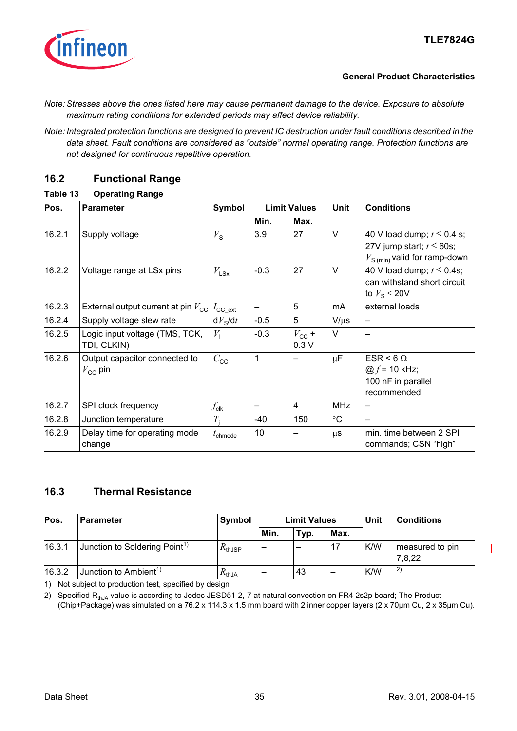*Note: Stresses above the ones listed here may cause permanent damage to the device. Exposure to absolute maximum rating conditions for extended periods may affect device reliability.*

*Note: Integrated protection functions are designed to prevent IC destruction under fault conditions described in the data sheet. Fault conditions are considered as "outside" normal operating range. Protection functions are not designed for continuous repetitive operation.*

## 16.2 Functional Range

**Table 13 Operating Range**

| Pos. | Parameter | Symbol | Limit Values | | Unit | Conditions |
|---|---|---|---|---|---|---|
| | | | Min. | Max. | | |
| 16.2.1 | Supply voltage | $V_S$ | 3.9 | 27 | V | 40 V load dump; $t \leq 0.4$ s; 27V jump start; $t \leq 60$s; $V_{S\,(min)}$ valid for ramp-down |
| 16.2.2 | Voltage range at LSx pins | $V_{LSx}$ | -0.3 | 27 | V | 40 V load dump; $t \leq 0.4$s; can withstand short circuit to $V_S \leq 20$V |
| 16.2.3 | External output current at pin $V_{CC}$ | $I_{CC\_ext}$ | – | 5 | mA | external loads |
| 16.2.4 | Supply voltage slew rate | $dV_S/dt$ | -0.5 | 5 | V/µs | – |
| 16.2.5 | Logic input voltage (TMS, TCK, TDI, CLKIN) | $V_I$ | -0.3 | $V_{CC}$ + 0.3 V | V | – |
| 16.2.6 | Output capacitor connected to $V_{CC}$ pin | $C_{CC}$ | 1 | – | µF | ESR < 6 Ω @ $f$ = 10 kHz; 100 nF in parallel recommended |
| 16.2.7 | SPI clock frequency | $f_{clk}$ | – | 4 | MHz | – |
| 16.2.8 | Junction temperature | $T_j$ | -40 | 150 | °C | – |
| 16.2.9 | Delay time for operating mode change | $t_{chmode}$ | 10 | – | µs | min. time between 2 SPI commands; CSN "high" |

## 16.3 Thermal Resistance

| Pos. | Parameter | Symbol | Limit Values | | | Unit | Conditions |
|---|---|---|---|---|---|---|---|
| | | | Min. | Typ. | Max. | | |
| 16.3.1 | Junction to Soldering Point[1] | $R_{thJSP}$ | – | – | 17 | K/W | measured to pin 7,8,22 |
| 16.3.2 | Junction to Ambient[1] | $R_{thJA}$ | – | 43 | – | K/W | [2] |

1) Not subject to production test, specified by design

2) Specified $R_{thJA}$ value is according to Jedec JESD51-2,-7 at natural convection on FR4 2s2p board; The Product (Chip+Package) was simulated on a 76.2 x 114.3 x 1.5 mm board with 2 inner copper layers (2 x 70µm Cu, 2 x 35µm Cu).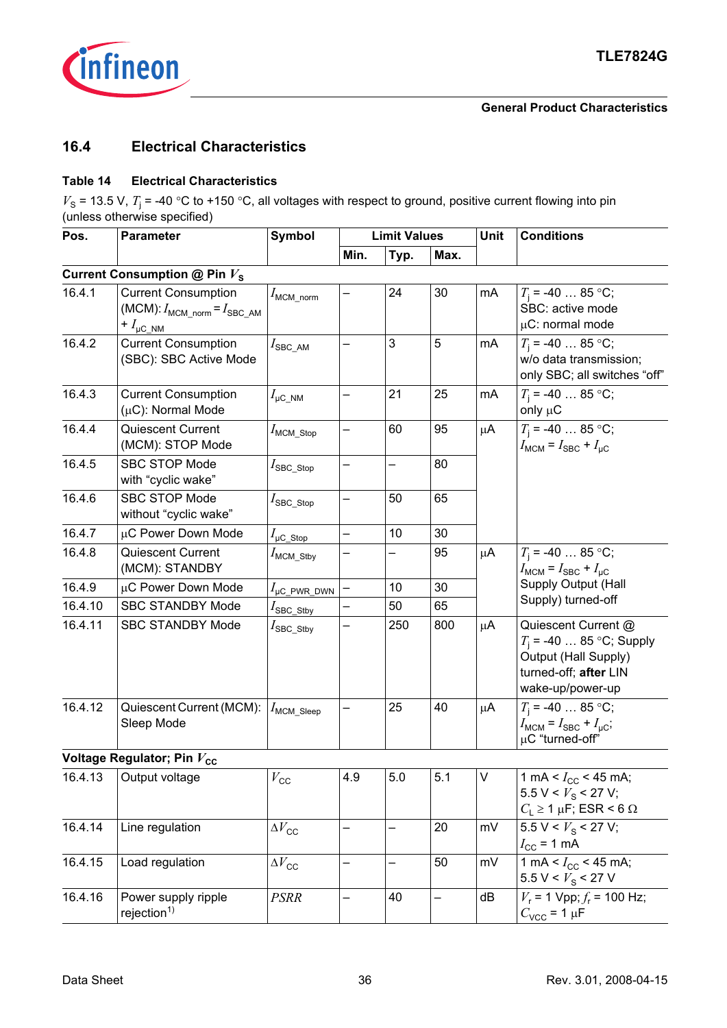## 16.4 Electrical Characteristics

**Table 14 Electrical Characteristics**

$V_S$ = 13.5 V, $T_j$ = -40 °C to +150 °C, all voltages with respect to ground, positive current flowing into pin (unless otherwise specified)

| Pos. | Parameter | Symbol | Limit Values | | | Unit | Conditions |
|---|---|---|---|---|---|---|---|
| | | | Min. | Typ. | Max. | | |
| **Current Consumption @ Pin $V_S$** | | | | | | | |
| 16.4.1 | Current Consumption (MCM): $I_{MCM\_norm} = I_{SBC\_AM} + I_{\mu C\_NM}$ | $I_{MCM\_norm}$ | – | 24 | 30 | mA | $T_j$ = -40 … 85 °C; SBC: active mode µC: normal mode |
| 16.4.2 | Current Consumption (SBC): SBC Active Mode | $I_{SBC\_AM}$ | – | 3 | 5 | mA | $T_j$ = -40 … 85 °C; w/o data transmission; only SBC; all switches “off” |
| 16.4.3 | Current Consumption (µC): Normal Mode | $I_{\mu C\_NM}$ | – | 21 | 25 | mA | $T_j$ = -40 … 85 °C; only µC |
| 16.4.4 | Quiescent Current (MCM): STOP Mode | $I_{MCM\_Stop}$ | – | 60 | 95 | µA | $T_j$ = -40 … 85 °C; $I_{MCM} = I_{SBC} + I_{\mu C}$ |
| 16.4.5 | SBC STOP Mode with “cyclic wake” | $I_{SBC\_Stop}$ | – | – | 80 | | |
| 16.4.6 | SBC STOP Mode without “cyclic wake” | $I_{SBC\_Stop}$ | – | 50 | 65 | | |
| 16.4.7 | µC Power Down Mode | $I_{\mu C\_Stop}$ | – | 10 | 30 | | |
| 16.4.8 | Quiescent Current (MCM): STANDBY | $I_{MCM\_Stby}$ | – | – | 95 | µA | $T_j$ = -40 … 85 °C; $I_{MCM} = I_{SBC} + I_{\mu C}$ Supply Output (Hall Supply) turned-off |
| 16.4.9 | µC Power Down Mode | $I_{\mu C\_PWR\_DWN}$ | – | 10 | 30 | | |
| 16.4.10 | SBC STANDBY Mode | $I_{SBC\_Stby}$ | – | 50 | 65 | | |
| 16.4.11 | SBC STANDBY Mode | $I_{SBC\_Stby}$ | – | 250 | 800 | µA | Quiescent Current @ $T_j$ = -40 … 85 °C; Supply Output (Hall Supply) turned-off; **after** LIN wake-up/power-up |
| 16.4.12 | Quiescent Current (MCM): Sleep Mode | $I_{MCM\_Sleep}$ | – | 25 | 40 | µA | $T_j$ = -40 … 85 °C; $I_{MCM} = I_{SBC} + I_{\mu C}$; µC “turned-off” |
| **Voltage Regulator; Pin $V_{CC}$** | | | | | | | |
| 16.4.13 | Output voltage | $V_{CC}$ | 4.9 | 5.0 | 5.1 | V | 1 mA < $I_{CC}$ < 45 mA; 5.5 V < $V_S$ < 27 V; $C_L \geq$ 1 µF; ESR < 6 Ω |
| 16.4.14 | Line regulation | $\Delta V_{CC}$ | – | – | 20 | mV | 5.5 V < $V_S$ < 27 V; $I_{CC}$ = 1 mA |
| 16.4.15 | Load regulation | $\Delta V_{CC}$ | – | – | 50 | mV | 1 mA < $I_{CC}$ < 45 mA; 5.5 V < $V_S$ < 27 V |
| 16.4.16 | Power supply ripple rejection[1] | $PSRR$ | – | 40 | – | dB | $V_r$ = 1 Vpp; $f_r$ = 100 Hz; $C_{VCC}$ = 1 µF |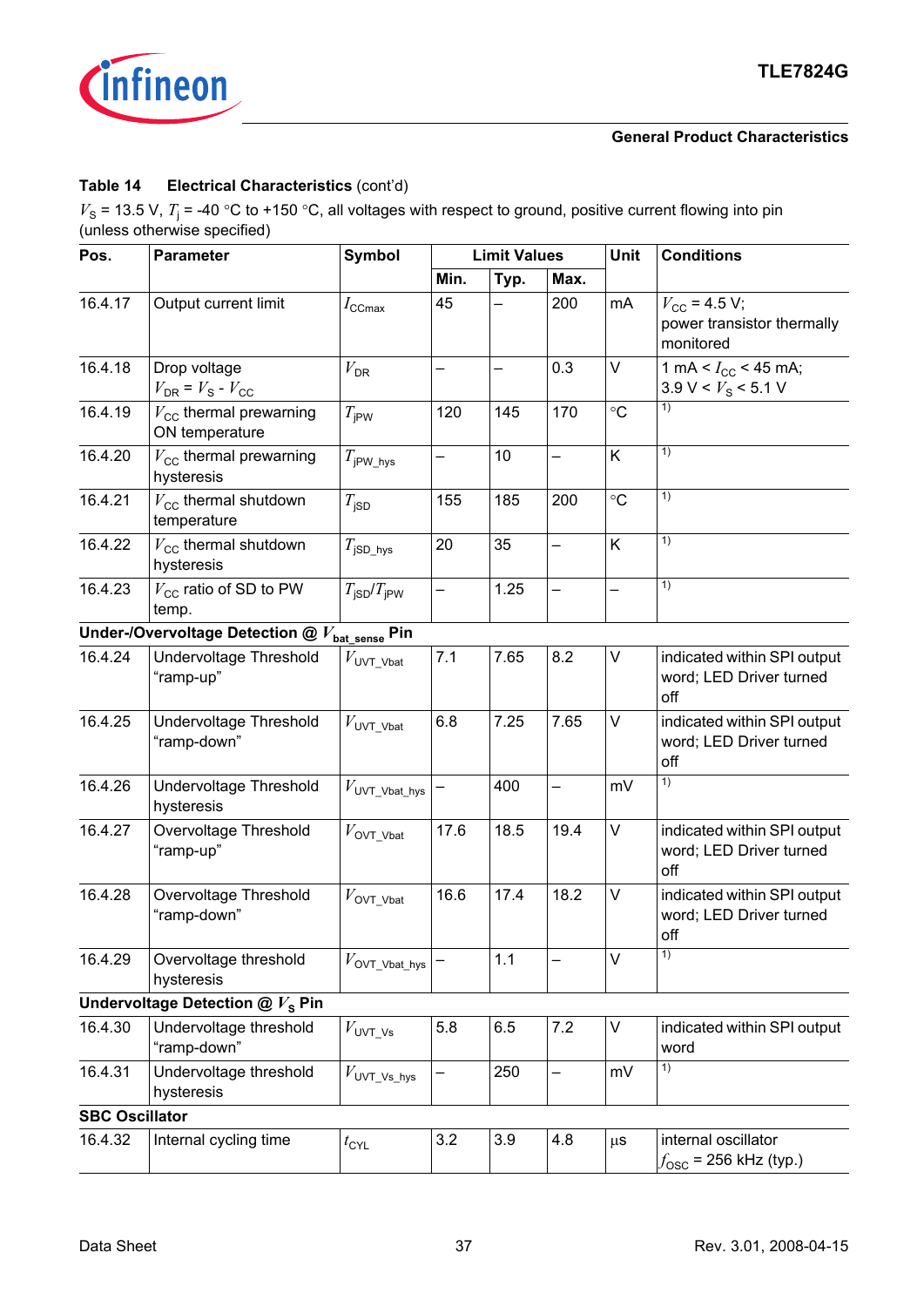**Table 14 Electrical Characteristics** (cont'd)

$V_S$ = 13.5 V, $T_j$ = -40 °C to +150 °C, all voltages with respect to ground, positive current flowing into pin (unless otherwise specified)

| Pos. | Parameter | Symbol | Limit Values | | | Unit | Conditions |
|---|---|---|---|---|---|---|---|
| | | | Min. | Typ. | Max. | | |
| 16.4.17 | Output current limit | $I_{CCmax}$ | 45 | – | 200 | mA | $V_{CC}$ = 4.5 V; power transistor thermally monitored |
| 16.4.18 | Drop voltage $V_{DR} = V_S - V_{CC}$ | $V_{DR}$ | – | – | 0.3 | V | 1 mA < $I_{CC}$ < 45 mA; 3.9 V < $V_S$ < 5.1 V |
| 16.4.19 | $V_{CC}$ thermal prewarning ON temperature | $T_{jPW}$ | 120 | 145 | 170 | °C | [1) |
| 16.4.20 | $V_{CC}$ thermal prewarning hysteresis | $T_{jPW\_hys}$ | – | 10 | – | K | [1) |
| 16.4.21 | $V_{CC}$ thermal shutdown temperature | $T_{jSD}$ | 155 | 185 | 200 | °C | [1) |
| 16.4.22 | $V_{CC}$ thermal shutdown hysteresis | $T_{jSD\_hys}$ | 20 | 35 | – | K | [1) |
| 16.4.23 | $V_{CC}$ ratio of SD to PW temp. | $T_{jSD}/T_{jPW}$ | – | 1.25 | – | – | [1) |
| **Under-/Overvoltage Detection @ $V_{bat\_sense}$ Pin** | | | | | | | |
| 16.4.24 | Undervoltage Threshold "ramp-up" | $V_{UVT\_Vbat}$ | 7.1 | 7.65 | 8.2 | V | indicated within SPI output word; LED Driver turned off |
| 16.4.25 | Undervoltage Threshold "ramp-down" | $V_{UVT\_Vbat}$ | 6.8 | 7.25 | 7.65 | V | indicated within SPI output word; LED Driver turned off |
| 16.4.26 | Undervoltage Threshold hysteresis | $V_{UVT\_Vbat\_hys}$ | – | 400 | – | mV | [1) |
| 16.4.27 | Overvoltage Threshold "ramp-up" | $V_{OVT\_Vbat}$ | 17.6 | 18.5 | 19.4 | V | indicated within SPI output word; LED Driver turned off |
| 16.4.28 | Overvoltage Threshold "ramp-down" | $V_{OVT\_Vbat}$ | 16.6 | 17.4 | 18.2 | V | indicated within SPI output word; LED Driver turned off |
| 16.4.29 | Overvoltage threshold hysteresis | $V_{OVT\_Vbat\_hys}$ | – | 1.1 | – | V | [1) |
| **Undervoltage Detection @ $V_S$ Pin** | | | | | | | |
| 16.4.30 | Undervoltage threshold "ramp-down" | $V_{UVT\_Vs}$ | 5.8 | 6.5 | 7.2 | V | indicated within SPI output word |
| 16.4.31 | Undervoltage threshold hysteresis | $V_{UVT\_Vs\_hys}$ | – | 250 | – | mV | [1) |
| **SBC Oscillator** | | | | | | | |
| 16.4.32 | Internal cycling time | $t_{CYL}$ | 3.2 | 3.9 | 4.8 | µs | internal oscillator $f_{OSC}$ = 256 kHz (typ.) |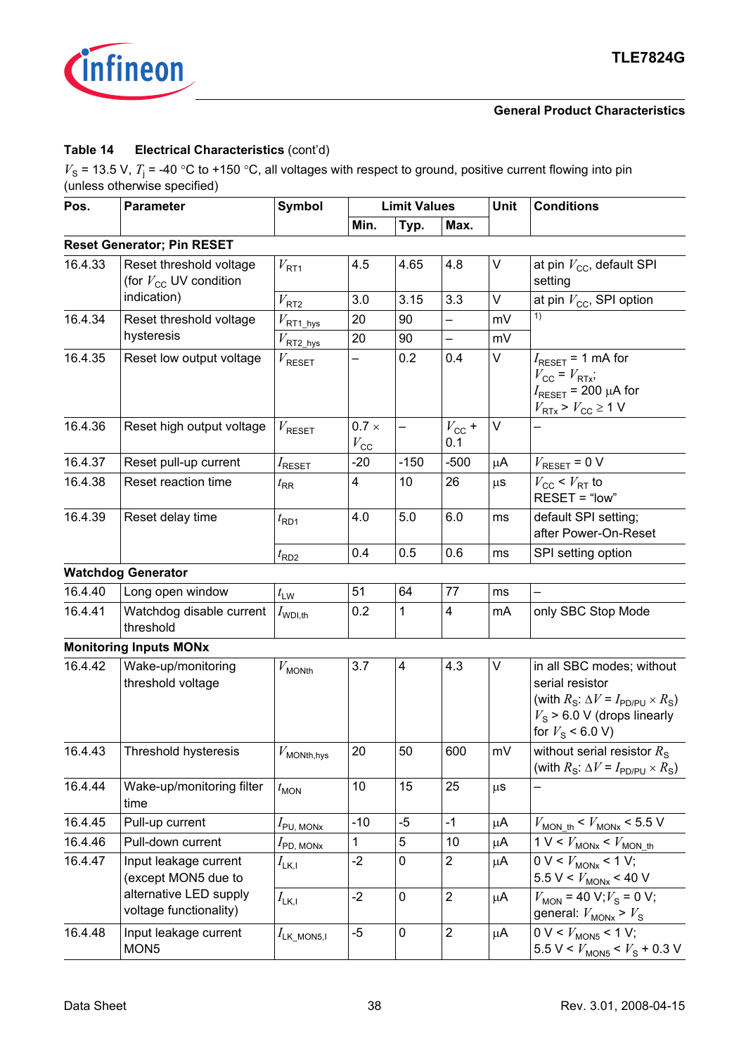**Table 14 Electrical Characteristics** (cont'd)

$V_S$ = 13.5 V, $T_j$ = -40 °C to +150 °C, all voltages with respect to ground, positive current flowing into pin (unless otherwise specified)

| Pos. | Parameter | Symbol | Limit Values | | | Unit | Conditions |
|---|---|---|---|---|---|---|---|
| | | | Min. | Typ. | Max. | | |
| **Reset Generator; Pin RESET** | | | | | | | |
| 16.4.33 | Reset threshold voltage (for $V_{CC}$ UV condition indication) | $V_{RT1}$ | 4.5 | 4.65 | 4.8 | V | at pin $V_{CC}$, default SPI setting |
| | | $V_{RT2}$ | 3.0 | 3.15 | 3.3 | V | at pin $V_{CC}$, SPI option |
| 16.4.34 | Reset threshold voltage hysteresis | $V_{RT1\_hys}$ | 20 | 90 | – | mV | [1] |
| | | $V_{RT2\_hys}$ | 20 | 90 | – | mV | |
| 16.4.35 | Reset low output voltage | $V_{RESET}$ | – | 0.2 | 0.4 | V | $I_{RESET}$ = 1 mA for $V_{CC}$ = $V_{RTx}$; $I_{RESET}$ = 200 µA for $V_{RTx} > V_{CC} \geq 1$ V |
| 16.4.36 | Reset high output voltage | $V_{RESET}$ | 0.7 × $V_{CC}$ | – | $V_{CC}$ + 0.1 | V | – |
| 16.4.37 | Reset pull-up current | $I_{RESET}$ | -20 | -150 | -500 | µA | $V_{RESET}$ = 0 V |
| 16.4.38 | Reset reaction time | $t_{RR}$ | 4 | 10 | 26 | µs | $V_{CC} < V_{RT}$ to RESET = "low" |
| 16.4.39 | Reset delay time | $t_{RD1}$ | 4.0 | 5.0 | 6.0 | ms | default SPI setting; after Power-On-Reset |
| | | $t_{RD2}$ | 0.4 | 0.5 | 0.6 | ms | SPI setting option |
| **Watchdog Generator** | | | | | | | |
| 16.4.40 | Long open window | $t_{LW}$ | 51 | 64 | 77 | ms | – |
| 16.4.41 | Watchdog disable current threshold | $I_{WDI,th}$ | 0.2 | 1 | 4 | mA | only SBC Stop Mode |
| **Monitoring Inputs MONx** | | | | | | | |
| 16.4.42 | Wake-up/monitoring threshold voltage | $V_{MONth}$ | 3.7 | 4 | 4.3 | V | in all SBC modes; without serial resistor (with $R_S$: $\Delta V = I_{PD/PU} \times R_S$) $V_S$ > 6.0 V (drops linearly for $V_S$ < 6.0 V) |
| 16.4.43 | Threshold hysteresis | $V_{MONth,hys}$ | 20 | 50 | 600 | mV | without serial resistor $R_S$ (with $R_S$: $\Delta V = I_{PD/PU} \times R_S$) |
| 16.4.44 | Wake-up/monitoring filter time | $t_{MON}$ | 10 | 15 | 25 | µs | – |
| 16.4.45 | Pull-up current | $I_{PU,\ MONx}$ | -10 | -5 | -1 | µA | $V_{MON\_th} < V_{MONx}$ < 5.5 V |
| 16.4.46 | Pull-down current | $I_{PD,\ MONx}$ | 1 | 5 | 10 | µA | 1 V < $V_{MONx} < V_{MON\_th}$ |
| 16.4.47 | Input leakage current (except MON5 due to alternative LED supply voltage functionality) | $I_{LK,l}$ | -2 | 0 | 2 | µA | 0 V < $V_{MONx}$ < 1 V; 5.5 V < $V_{MONx}$ < 40 V |
| | | $I_{LK,l}$ | -2 | 0 | 2 | µA | $V_{MON}$ = 40 V; $V_S$ = 0 V; general: $V_{MONx} > V_S$ |
| 16.4.48 | Input leakage current MON5 | $I_{LK\_MON5,l}$ | -5 | 0 | 2 | µA | 0 V < $V_{MON5}$ < 1 V; 5.5 V < $V_{MON5} < V_S$ + 0.3 V |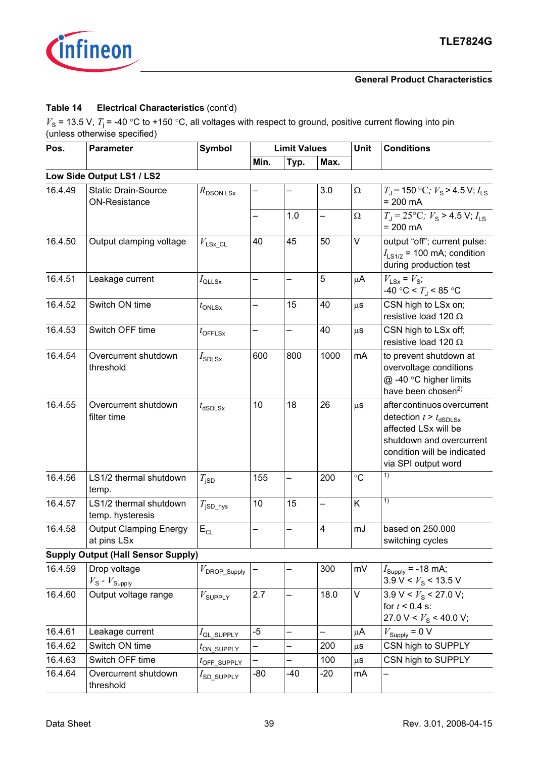**Table 14 Electrical Characteristics** (cont'd)

$V_S$ = 13.5 V, $T_j$ = -40 °C to +150 °C, all voltages with respect to ground, positive current flowing into pin (unless otherwise specified)

| Pos. | Parameter | Symbol | Limit Values | | | Unit | Conditions |
|---|---|---|---|---|---|---|---|
| | | | Min. | Typ. | Max. | | |
| **Low Side Output LS1 / LS2** | | | | | | | |
| 16.4.49 | Static Drain-Source ON-Resistance | $R_{DSON\ LSx}$ | – | – | 3.0 | Ω | $T_J$ = 150 °C; $V_S$ > 4.5 V; $I_{LS}$ = 200 mA |
| | | | – | 1.0 | – | Ω | $T_J$ = 25°C; $V_S$ > 4.5 V; $I_{LS}$ = 200 mA |
| 16.4.50 | Output clamping voltage | $V_{LSx\_CL}$ | 40 | 45 | 50 | V | output "off"; current pulse: $I_{LS1/2}$ = 100 mA; condition during production test |
| 16.4.51 | Leakage current | $I_{QLLSx}$ | – | – | 5 | µA | $V_{LSx}$ = $V_S$; -40 °C < $T_J$ < 85 °C |
| 16.4.52 | Switch ON time | $t_{ONLSx}$ | – | 15 | 40 | µs | CSN high to LSx on; resistive load 120 Ω |
| 16.4.53 | Switch OFF time | $t_{OFFLSx}$ | – | – | 40 | µs | CSN high to LSx off; resistive load 120 Ω |
| 16.4.54 | Overcurrent shutdown threshold | $I_{SDLSx}$ | 600 | 800 | 1000 | mA | to prevent shutdown at overvoltage conditions @ -40 °C higher limits have been chosen[2] |
| 16.4.55 | Overcurrent shutdown filter time | $t_{dSDLSx}$ | 10 | 18 | 26 | µs | after continuos overcurrent detection $t$ > $t_{dSDLSx}$ affected LSx will be shutdown and overcurrent condition will be indicated via SPI output word |
| 16.4.56 | LS1/2 thermal shutdown temp. | $T_{jSD}$ | 155 | – | 200 | °C | [1] |
| 16.4.57 | LS1/2 thermal shutdown temp. hysteresis | $T_{jSD\_hys}$ | 10 | 15 | – | K | [1] |
| 16.4.58 | Output Clamping Energy at pins LSx | $E_{CL}$ | – | – | 4 | mJ | based on 250.000 switching cycles |
| **Supply Output (Hall Sensor Supply)** | | | | | | | |
| 16.4.59 | Drop voltage $V_S$ - $V_{Supply}$ | $V_{DROP\_Supply}$ | – | – | 300 | mV | $I_{Supply}$ = -18 mA; 3.9 V < $V_S$ < 13.5 V |
| 16.4.60 | Output voltage range | $V_{SUPPLY}$ | 2.7 | – | 18.0 | V | 3.9 V < $V_S$ < 27.0 V; for $t$ < 0.4 s: 27.0 V < $V_S$ < 40.0 V; |
| 16.4.61 | Leakage current | $I_{QL\_SUPPLY}$ | -5 | – | – | µA | $V_{Supply}$ = 0 V |
| 16.4.62 | Switch ON time | $t_{ON\_SUPPLY}$ | – | – | 200 | µs | CSN high to SUPPLY |
| 16.4.63 | Switch OFF time | $t_{OFF\_SUPPLY}$ | – | – | 100 | µs | CSN high to SUPPLY |
| 16.4.64 | Overcurrent shutdown threshold | $I_{SD\_SUPPLY}$ | -80 | -40 | -20 | mA | – |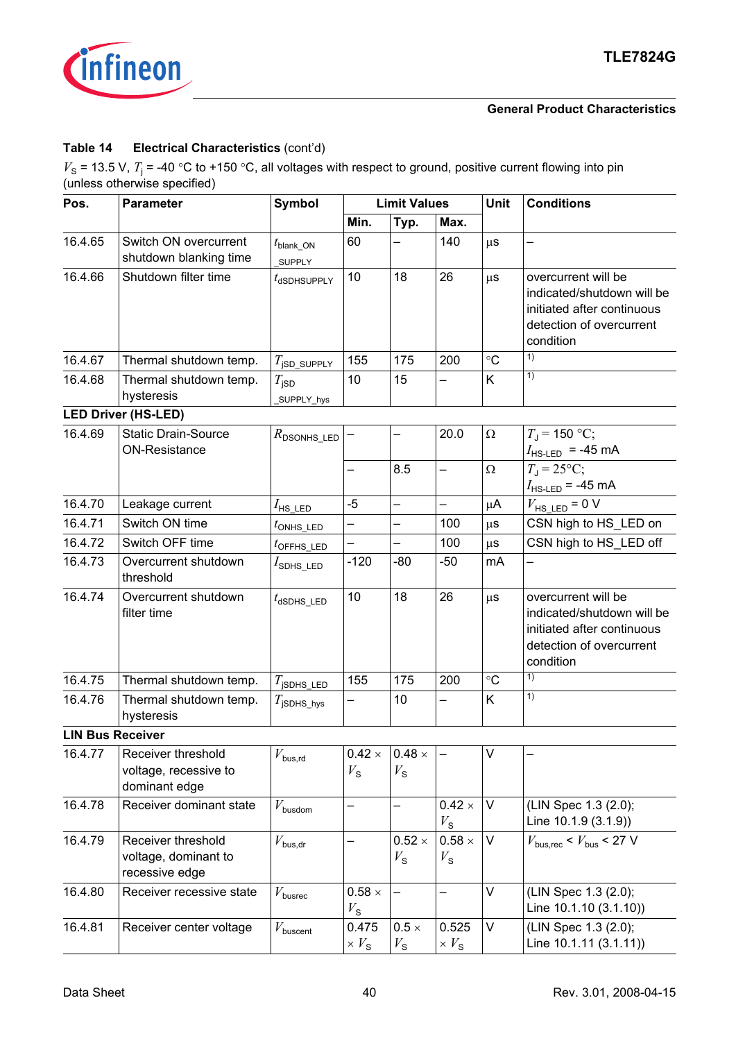**Table 14 Electrical Characteristics** (cont'd)

$V_S$ = 13.5 V, $T_j$ = -40 °C to +150 °C, all voltages with respect to ground, positive current flowing into pin (unless otherwise specified)

| Pos. | Parameter | Symbol | Limit Values | | | Unit | Conditions |
|---|---|---|---|---|---|---|---|
| | | | Min. | Typ. | Max. | | |
| 16.4.65 | Switch ON overcurrent shutdown blanking time | $t_{blank\_ON\_SUPPLY}$ | 60 | – | 140 | µs | – |
| 16.4.66 | Shutdown filter time | $t_{dSDHSUPPLY}$ | 10 | 18 | 26 | µs | overcurrent will be indicated/shutdown will be initiated after continuous detection of overcurrent condition |
| 16.4.67 | Thermal shutdown temp. | $T_{jSD\_SUPPLY}$ | 155 | 175 | 200 | °C | [1] |
| 16.4.68 | Thermal shutdown temp. hysteresis | $T_{jSD\_SUPPLY\_hys}$ | 10 | 15 | – | K | [1] |
| **LED Driver (HS-LED)** | | | | | | | |
| 16.4.69 | Static Drain-Source ON-Resistance | $R_{DSONHS\_LED}$ | – | – | 20.0 | Ω | $T_J$ = 150 °C; $I_{HS\text{-}LED}$ = -45 mA |
| | | | – | 8.5 | – | Ω | $T_J$ = 25°C; $I_{HS\text{-}LED}$ = -45 mA |
| 16.4.70 | Leakage current | $I_{HS\_LED}$ | -5 | – | – | µA | $V_{HS\_LED}$ = 0 V |
| 16.4.71 | Switch ON time | $t_{ONHS\_LED}$ | – | – | 100 | µs | CSN high to HS_LED on |
| 16.4.72 | Switch OFF time | $t_{OFFHS\_LED}$ | – | – | 100 | µs | CSN high to HS_LED off |
| 16.4.73 | Overcurrent shutdown threshold | $I_{SDHS\_LED}$ | -120 | -80 | -50 | mA | – |
| 16.4.74 | Overcurrent shutdown filter time | $t_{dSDHS\_LED}$ | 10 | 18 | 26 | µs | overcurrent will be indicated/shutdown will be initiated after continuous detection of overcurrent condition |
| 16.4.75 | Thermal shutdown temp. | $T_{jSDHS\_LED}$ | 155 | 175 | 200 | °C | [1] |
| 16.4.76 | Thermal shutdown temp. hysteresis | $T_{jSDHS\_hys}$ | – | 10 | – | K | [1] |
| **LIN Bus Receiver** | | | | | | | |
| 16.4.77 | Receiver threshold voltage, recessive to dominant edge | $V_{bus,rd}$ | 0.42 × $V_S$ | 0.48 × $V_S$ | – | V | – |
| 16.4.78 | Receiver dominant state | $V_{busdom}$ | – | – | 0.42 × $V_S$ | V | (LIN Spec 1.3 (2.0); Line 10.1.9 (3.1.9)) |
| 16.4.79 | Receiver threshold voltage, dominant to recessive edge | $V_{bus,dr}$ | – | 0.52 × $V_S$ | 0.58 × $V_S$ | V | $V_{bus,rec} < V_{bus} <$ 27 V |
| 16.4.80 | Receiver recessive state | $V_{busrec}$ | 0.58 × $V_S$ | – | – | V | (LIN Spec 1.3 (2.0); Line 10.1.10 (3.1.10)) |
| 16.4.81 | Receiver center voltage | $V_{buscent}$ | 0.475 × $V_S$ | 0.5 × $V_S$ | 0.525 × $V_S$ | V | (LIN Spec 1.3 (2.0); Line 10.1.11 (3.1.11)) |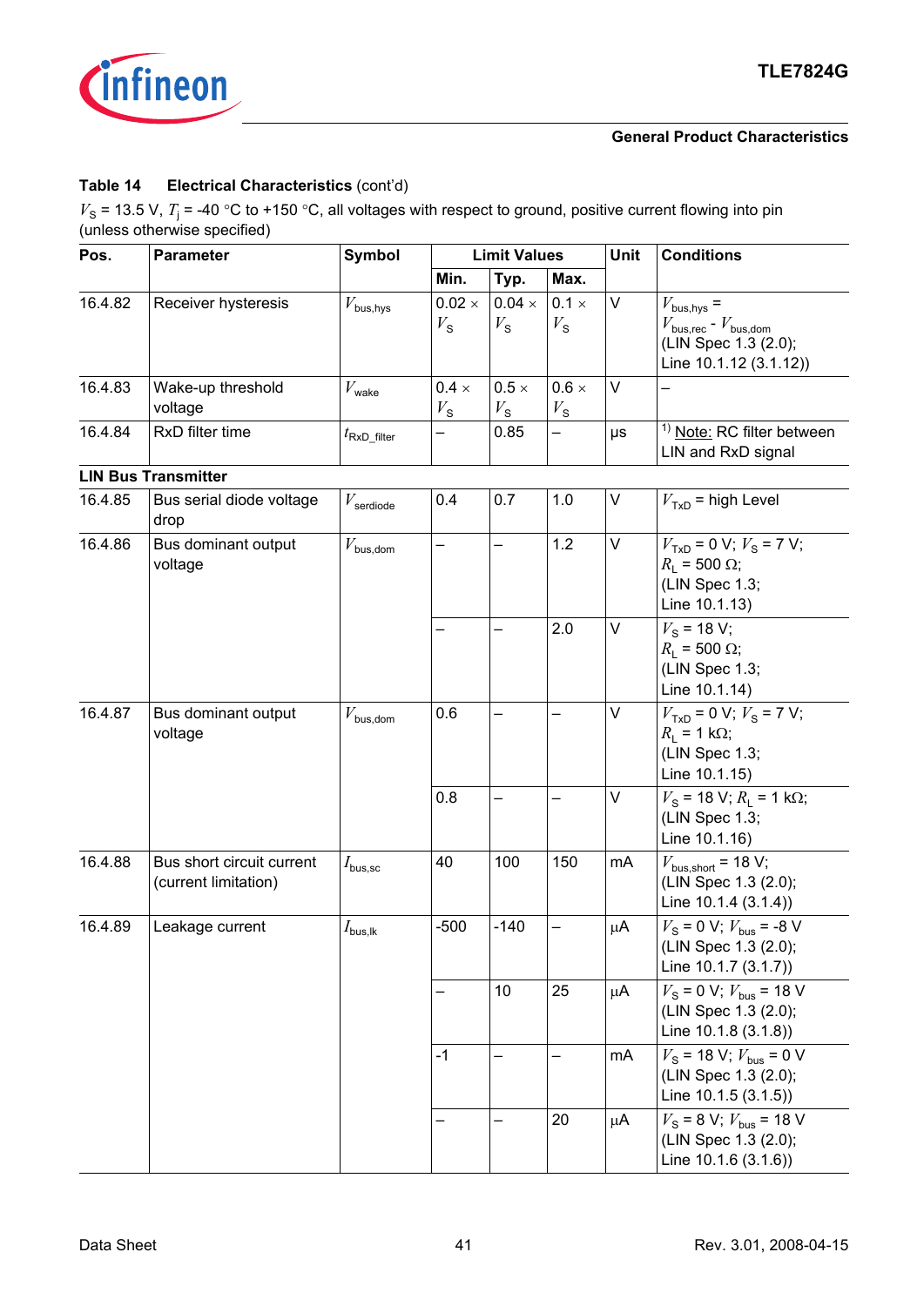**Table 14 Electrical Characteristics** (cont'd)

$V_S$ = 13.5 V, $T_j$ = -40 °C to +150 °C, all voltages with respect to ground, positive current flowing into pin (unless otherwise specified)

| Pos. | Parameter | Symbol | Limit Values | | | Unit | Conditions |
|---|---|---|---|---|---|---|---|
| | | | Min. | Typ. | Max. | | |
| 16.4.82 | Receiver hysteresis | $V_{bus,hys}$ | 0.02 × $V_S$ | 0.04 × $V_S$ | 0.1 × $V_S$ | V | $V_{bus,hys}$ = $V_{bus,rec}$ - $V_{bus,dom}$ (LIN Spec 1.3 (2.0); Line 10.1.12 (3.1.12)) |
| 16.4.83 | Wake-up threshold voltage | $V_{wake}$ | 0.4 × $V_S$ | 0.5 × $V_S$ | 0.6 × $V_S$ | V | – |
| 16.4.84 | RxD filter time | $t_{RxD\_filter}$ | – | 0.85 | – | µs | [1] Note: RC filter between LIN and RxD signal |
| **LIN Bus Transmitter** | | | | | | | |
| 16.4.85 | Bus serial diode voltage drop | $V_{serdiode}$ | 0.4 | 0.7 | 1.0 | V | $V_{TxD}$ = high Level |
| 16.4.86 | Bus dominant output voltage | $V_{bus,dom}$ | – | – | 1.2 | V | $V_{TxD}$ = 0 V; $V_S$ = 7 V; $R_L$ = 500 Ω; (LIN Spec 1.3; Line 10.1.13) |
| | | | – | – | 2.0 | V | $V_S$ = 18 V; $R_L$ = 500 Ω; (LIN Spec 1.3; Line 10.1.14) |
| 16.4.87 | Bus dominant output voltage | $V_{bus,dom}$ | 0.6 | – | – | V | $V_{TxD}$ = 0 V; $V_S$ = 7 V; $R_L$ = 1 kΩ; (LIN Spec 1.3; Line 10.1.15) |
| | | | 0.8 | – | – | V | $V_S$ = 18 V; $R_L$ = 1 kΩ; (LIN Spec 1.3; Line 10.1.16) |
| 16.4.88 | Bus short circuit current (current limitation) | $I_{bus,sc}$ | 40 | 100 | 150 | mA | $V_{bus,short}$ = 18 V; (LIN Spec 1.3 (2.0); Line 10.1.4 (3.1.4)) |
| 16.4.89 | Leakage current | $I_{bus,lk}$ | -500 | -140 | – | µA | $V_S$ = 0 V; $V_{bus}$ = -8 V (LIN Spec 1.3 (2.0); Line 10.1.7 (3.1.7)) |
| | | | – | 10 | 25 | µA | $V_S$ = 0 V; $V_{bus}$ = 18 V (LIN Spec 1.3 (2.0); Line 10.1.8 (3.1.8)) |
| | | | -1 | – | – | mA | $V_S$ = 18 V; $V_{bus}$ = 0 V (LIN Spec 1.3 (2.0); Line 10.1.5 (3.1.5)) |
| | | | – | – | 20 | µA | $V_S$ = 8 V; $V_{bus}$ = 18 V (LIN Spec 1.3 (2.0); Line 10.1.6 (3.1.6)) |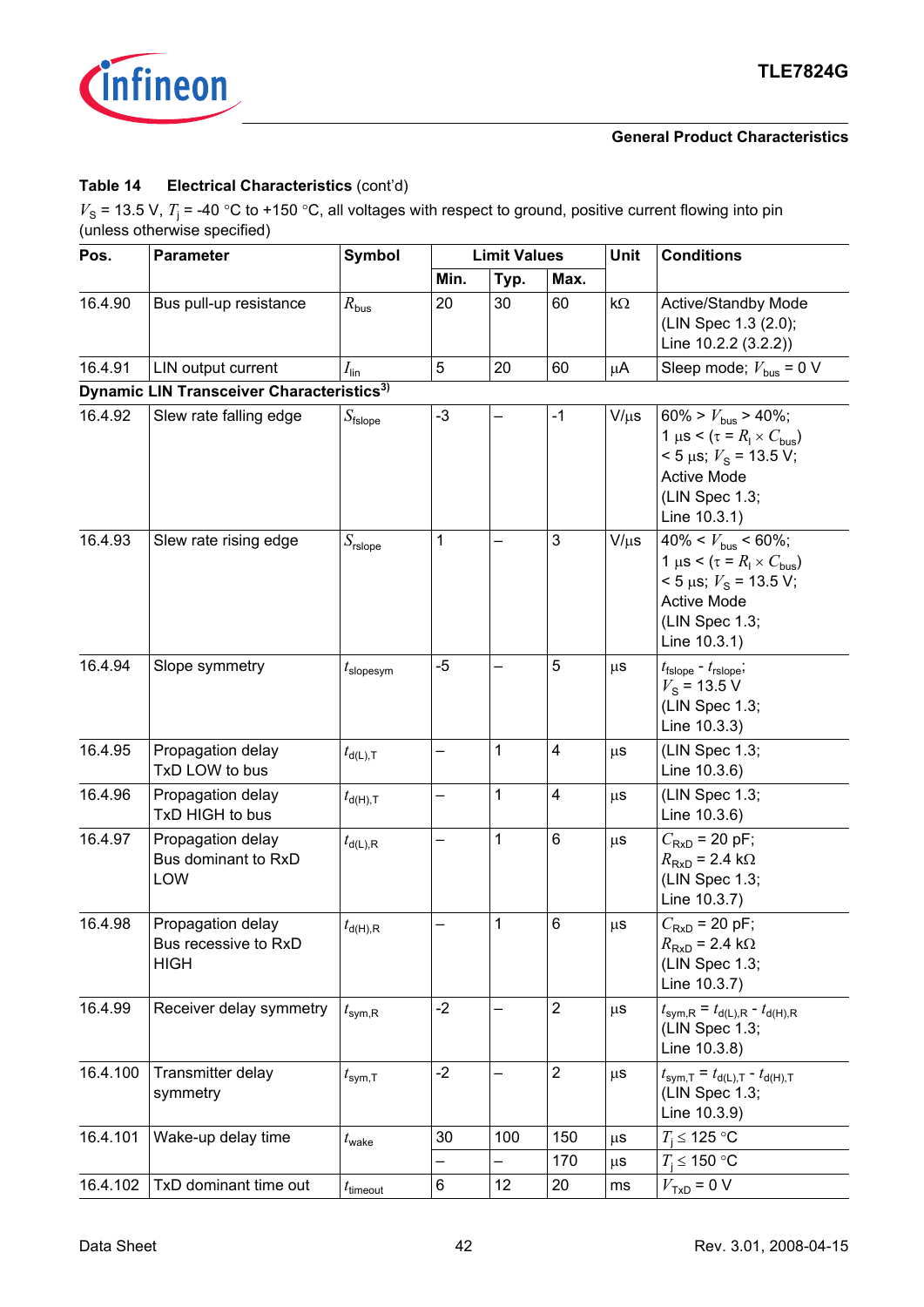**Table 14 Electrical Characteristics** (cont'd)

$V_S$ = 13.5 V, $T_j$ = -40 °C to +150 °C, all voltages with respect to ground, positive current flowing into pin (unless otherwise specified)

| Pos. | Parameter | Symbol | Limit Values | | | Unit | Conditions |
|---|---|---|---|---|---|---|---|
| | | | Min. | Typ. | Max. | | |
| 16.4.90 | Bus pull-up resistance | $R_{bus}$ | 20 | 30 | 60 | kΩ | Active/Standby Mode (LIN Spec 1.3 (2.0); Line 10.2.2 (3.2.2)) |
| 16.4.91 | LIN output current | $I_{lin}$ | 5 | 20 | 60 | µA | Sleep mode; $V_{bus}$ = 0 V |
| **Dynamic LIN Transceiver Characteristics**[3] | | | | | | | |
| 16.4.92 | Slew rate falling edge | $S_{fslope}$ | -3 | – | -1 | V/µs | 60% > $V_{bus}$ > 40%; 1 µs < ($\tau = R_l \times C_{bus}$) < 5 µs; $V_S$ = 13.5 V; Active Mode (LIN Spec 1.3; Line 10.3.1) |
| 16.4.93 | Slew rate rising edge | $S_{rslope}$ | 1 | – | 3 | V/µs | 40% < $V_{bus}$ < 60%; 1 µs < ($\tau = R_l \times C_{bus}$) < 5 µs; $V_S$ = 13.5 V; Active Mode (LIN Spec 1.3; Line 10.3.1) |
| 16.4.94 | Slope symmetry | $t_{slopesym}$ | -5 | – | 5 | µs | $t_{fslope}$ - $t_{rslope}$; $V_S$ = 13.5 V (LIN Spec 1.3; Line 10.3.3) |
| 16.4.95 | Propagation delay TxD LOW to bus | $t_{d(L),T}$ | – | 1 | 4 | µs | (LIN Spec 1.3; Line 10.3.6) |
| 16.4.96 | Propagation delay TxD HIGH to bus | $t_{d(H),T}$ | – | 1 | 4 | µs | (LIN Spec 1.3; Line 10.3.6) |
| 16.4.97 | Propagation delay Bus dominant to RxD LOW | $t_{d(L),R}$ | – | 1 | 6 | µs | $C_{RxD}$ = 20 pF; $R_{RxD}$ = 2.4 kΩ (LIN Spec 1.3; Line 10.3.7) |
| 16.4.98 | Propagation delay Bus recessive to RxD HIGH | $t_{d(H),R}$ | – | 1 | 6 | µs | $C_{RxD}$ = 20 pF; $R_{RxD}$ = 2.4 kΩ (LIN Spec 1.3; Line 10.3.7) |
| 16.4.99 | Receiver delay symmetry | $t_{sym,R}$ | -2 | – | 2 | µs | $t_{sym,R} = t_{d(L),R} - t_{d(H),R}$ (LIN Spec 1.3; Line 10.3.8) |
| 16.4.100 | Transmitter delay symmetry | $t_{sym,T}$ | -2 | – | 2 | µs | $t_{sym,T} = t_{d(L),T} - t_{d(H),T}$ (LIN Spec 1.3; Line 10.3.9) |
| 16.4.101 | Wake-up delay time | $t_{wake}$ | 30 | 100 | 150 | µs | $T_j \leq$ 125 °C |
| | | | – | – | 170 | µs | $T_j \leq$ 150 °C |
| 16.4.102 | TxD dominant time out | $t_{timeout}$ | 6 | 12 | 20 | ms | $V_{TxD}$ = 0 V |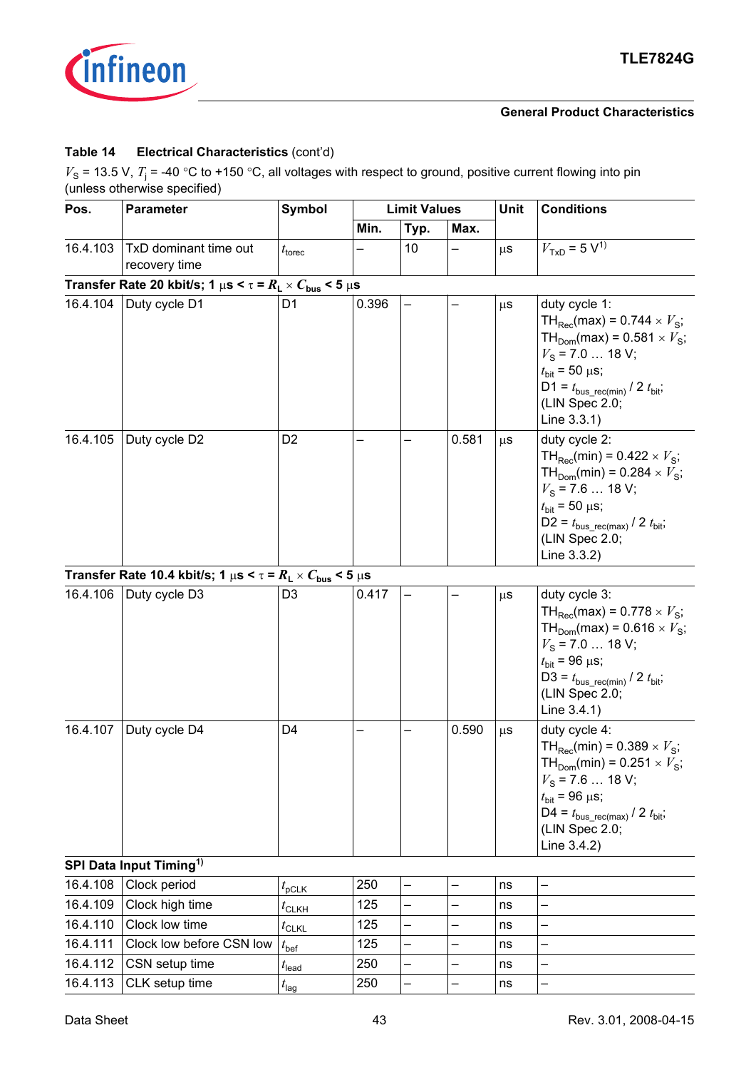**Table 14 Electrical Characteristics** (cont'd)

$V_S$ = 13.5 V, $T_j$ = -40 °C to +150 °C, all voltages with respect to ground, positive current flowing into pin (unless otherwise specified)

| Pos. | Parameter | Symbol | Limit Values | | | Unit | Conditions |
|---|---|---|---|---|---|---|---|
| | | | Min. | Typ. | Max. | | |
| 16.4.103 | TxD dominant time out recovery time | $t_{torec}$ | – | 10 | – | µs | $V_{TxD}$ = 5 V[1] |
| **Transfer Rate 20 kbit/s; 1 µs < τ = $R_L$ × $C_{bus}$ < 5 µs** | | | | | | | |
| 16.4.104 | Duty cycle D1 | D1 | 0.396 | – | – | µs | duty cycle 1: $TH_{Rec}(max) = 0.744 \times V_S$; $TH_{Dom}(max) = 0.581 \times V_S$; $V_S$ = 7.0 … 18 V; $t_{bit}$ = 50 µs; D1 = $t_{bus\_rec(min)}$ / 2 $t_{bit}$; (LIN Spec 2.0; Line 3.3.1) |
| 16.4.105 | Duty cycle D2 | D2 | – | – | 0.581 | µs | duty cycle 2: $TH_{Rec}(min) = 0.422 \times V_S$; $TH_{Dom}(min) = 0.284 \times V_S$; $V_S$ = 7.6 … 18 V; $t_{bit}$ = 50 µs; D2 = $t_{bus\_rec(max)}$ / 2 $t_{bit}$; (LIN Spec 2.0; Line 3.3.2) |
| **Transfer Rate 10.4 kbit/s; 1 µs < τ = $R_L$ × $C_{bus}$ < 5 µs** | | | | | | | |
| 16.4.106 | Duty cycle D3 | D3 | 0.417 | – | – | µs | duty cycle 3: $TH_{Rec}(max) = 0.778 \times V_S$; $TH_{Dom}(max) = 0.616 \times V_S$; $V_S$ = 7.0 … 18 V; $t_{bit}$ = 96 µs; D3 = $t_{bus\_rec(min)}$ / 2 $t_{bit}$; (LIN Spec 2.0; Line 3.4.1) |
| 16.4.107 | Duty cycle D4 | D4 | – | – | 0.590 | µs | duty cycle 4: $TH_{Rec}(min) = 0.389 \times V_S$; $TH_{Dom}(min) = 0.251 \times V_S$; $V_S$ = 7.6 … 18 V; $t_{bit}$ = 96 µs; D4 = $t_{bus\_rec(max)}$ / 2 $t_{bit}$; (LIN Spec 2.0; Line 3.4.2) |
| **SPI Data Input Timing[1]** | | | | | | | |
| 16.4.108 | Clock period | $t_{pCLK}$ | 250 | – | – | ns | – |
| 16.4.109 | Clock high time | $t_{CLKH}$ | 125 | – | – | ns | – |
| 16.4.110 | Clock low time | $t_{CLKL}$ | 125 | – | – | ns | – |
| 16.4.111 | Clock low before CSN low | $t_{bef}$ | 125 | – | – | ns | – |
| 16.4.112 | CSN setup time | $t_{lead}$ | 250 | – | – | ns | – |
| 16.4.113 | CLK setup time | $t_{lag}$ | 250 | – | – | ns | – |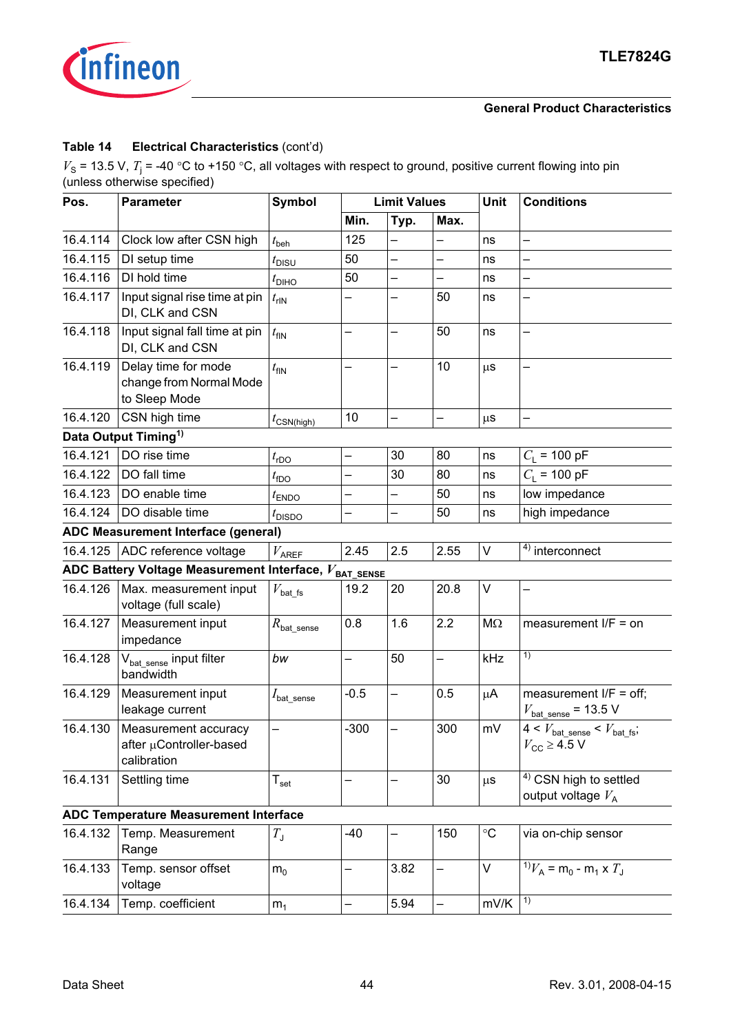**Table 14 Electrical Characteristics** (cont'd)

$V_S$ = 13.5 V, $T_j$ = -40 °C to +150 °C, all voltages with respect to ground, positive current flowing into pin (unless otherwise specified)

| Pos. | Parameter | Symbol | Limit Values | | | Unit | Conditions |
|---|---|---|---|---|---|---|---|
| | | | Min. | Typ. | Max. | | |
| 16.4.114 | Clock low after CSN high | $t_{beh}$ | 125 | – | – | ns | – |
| 16.4.115 | DI setup time | $t_{DISU}$ | 50 | – | – | ns | – |
| 16.4.116 | DI hold time | $t_{DIHO}$ | 50 | – | – | ns | – |
| 16.4.117 | Input signal rise time at pin DI, CLK and CSN | $t_{rIN}$ | – | – | 50 | ns | – |
| 16.4.118 | Input signal fall time at pin DI, CLK and CSN | $t_{fIN}$ | – | – | 50 | ns | – |
| 16.4.119 | Delay time for mode change from Normal Mode to Sleep Mode | $t_{fIN}$ | – | – | 10 | µs | – |
| 16.4.120 | CSN high time | $t_{CSN(high)}$ | 10 | – | – | µs | – |
| **Data Output Timing**[1] | | | | | | | |
| 16.4.121 | DO rise time | $t_{rDO}$ | – | 30 | 80 | ns | $C_L$ = 100 pF |
| 16.4.122 | DO fall time | $t_{fDO}$ | – | 30 | 80 | ns | $C_L$ = 100 pF |
| 16.4.123 | DO enable time | $t_{ENDO}$ | – | – | 50 | ns | low impedance |
| 16.4.124 | DO disable time | $t_{DISDO}$ | – | – | 50 | ns | high impedance |
| **ADC Measurement Interface (general)** | | | | | | | |
| 16.4.125 | ADC reference voltage | $V_{AREF}$ | 2.45 | 2.5 | 2.55 | V | [4] interconnect |
| **ADC Battery Voltage Measurement Interface, $V_{BAT\_SENSE}$** | | | | | | | |
| 16.4.126 | Max. measurement input voltage (full scale) | $V_{bat\_fs}$ | 19.2 | 20 | 20.8 | V | – |
| 16.4.127 | Measurement input impedance | $R_{bat\_sense}$ | 0.8 | 1.6 | 2.2 | MΩ | measurement I/F = on |
| 16.4.128 | $V_{bat\_sense}$ input filter bandwidth | *bw* | – | 50 | – | kHz | [1] |
| 16.4.129 | Measurement input leakage current | $I_{bat\_sense}$ | -0.5 | – | 0.5 | µA | measurement I/F = off; $V_{bat\_sense}$ = 13.5 V |
| 16.4.130 | Measurement accuracy after µController-based calibration | – | -300 | – | 300 | mV | $4 < V_{bat\_sense} < V_{bat\_fs}$; $V_{CC} \geq 4.5$ V |
| 16.4.131 | Settling time | $T_{set}$ | – | – | 30 | µs | [4] CSN high to settled output voltage $V_A$ |
| **ADC Temperature Measurement Interface** | | | | | | | |
| 16.4.132 | Temp. Measurement Range | $T_J$ | -40 | – | 150 | °C | via on-chip sensor |
| 16.4.133 | Temp. sensor offset voltage | $m_0$ | – | 3.82 | – | V | [1] $V_A = m_0 - m_1 \times T_J$ |
| 16.4.134 | Temp. coefficient | $m_1$ | – | 5.94 | – | mV/K | [1] |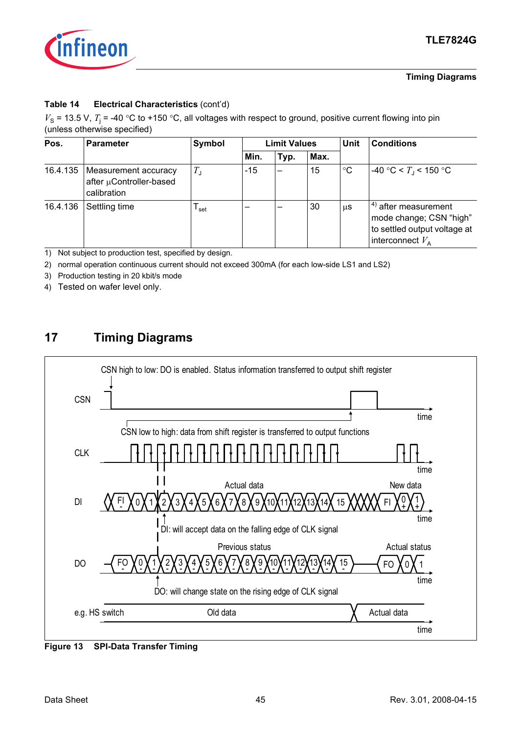**Table 14 Electrical Characteristics** (cont'd)

$V_S$ = 13.5 V, $T_j$ = -40 °C to +150 °C, all voltages with respect to ground, positive current flowing into pin (unless otherwise specified)

| Pos. | Parameter | Symbol | Limit Values | | | Unit | Conditions |
|---|---|---|---|---|---|---|---|
| | | | Min. | Typ. | Max. | | |
| 16.4.135 | Measurement accuracy after µController-based calibration | $T_J$ | -15 | – | 15 | °C | -40 °C < $T_J$ < 150 °C |
| 16.4.136 | Settling time | $T_{set}$ | – | – | 30 | µs | [4] after measurement mode change; CSN "high" to settled output voltage at interconnect $V_A$ |

1) Not subject to production test, specified by design.
2) normal operation continuous current should not exceed 300mA (for each low-side LS1 and LS2)
3) Production testing in 20 kbit/s mode
4) Tested on wafer level only.

# 17 Timing Diagrams

Figure 13 SPI-Data Transfer Timing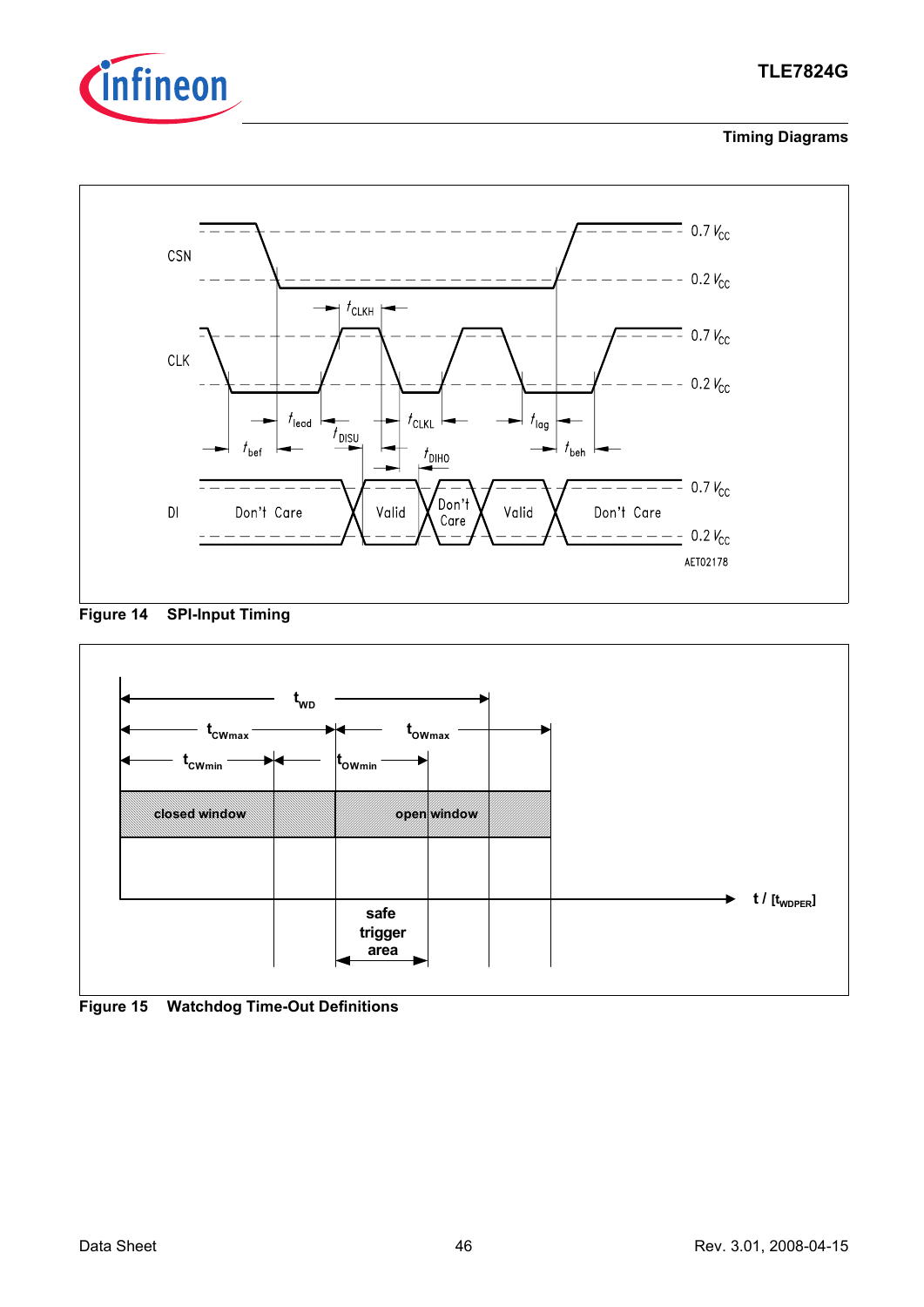Figure 14 SPI-Input Timing

Figure 15 Watchdog Time-Out Definitions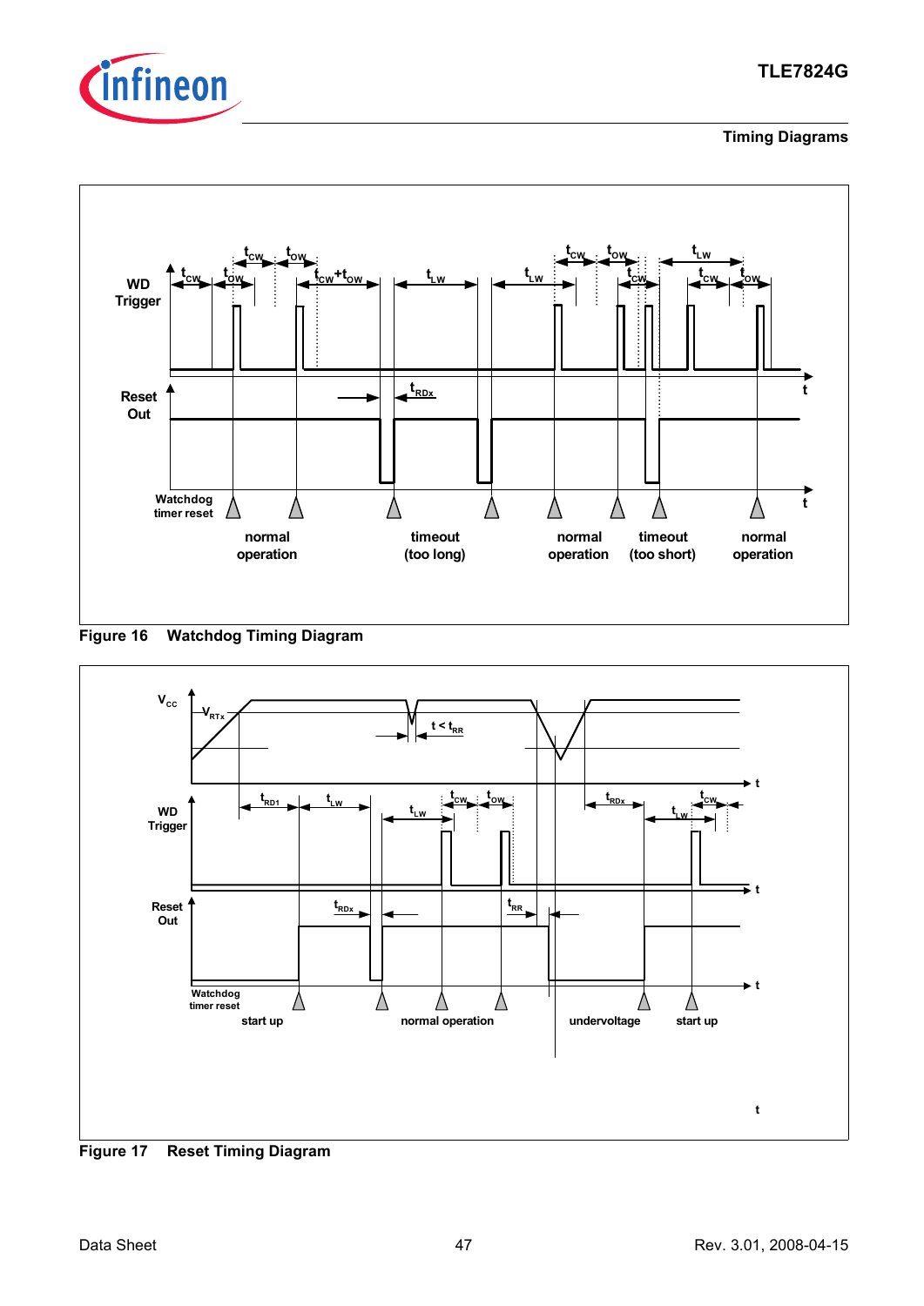Figure 16 Watchdog Timing Diagram

Figure 17 Reset Timing Diagram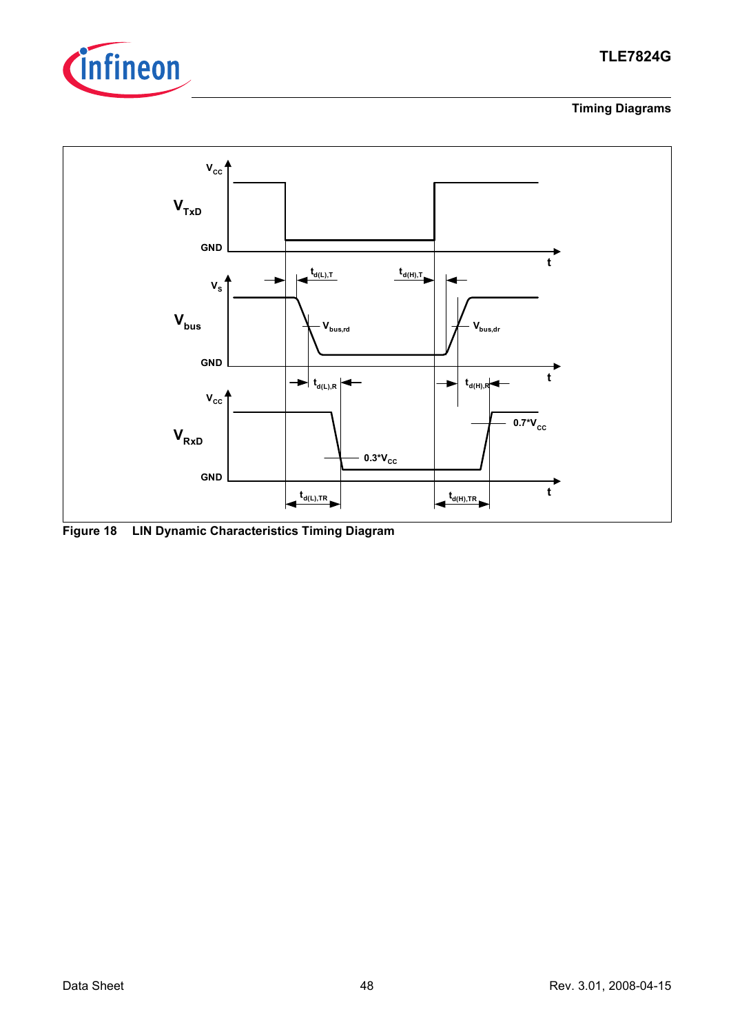Figure 18 LIN Dynamic Characteristics Timing Diagram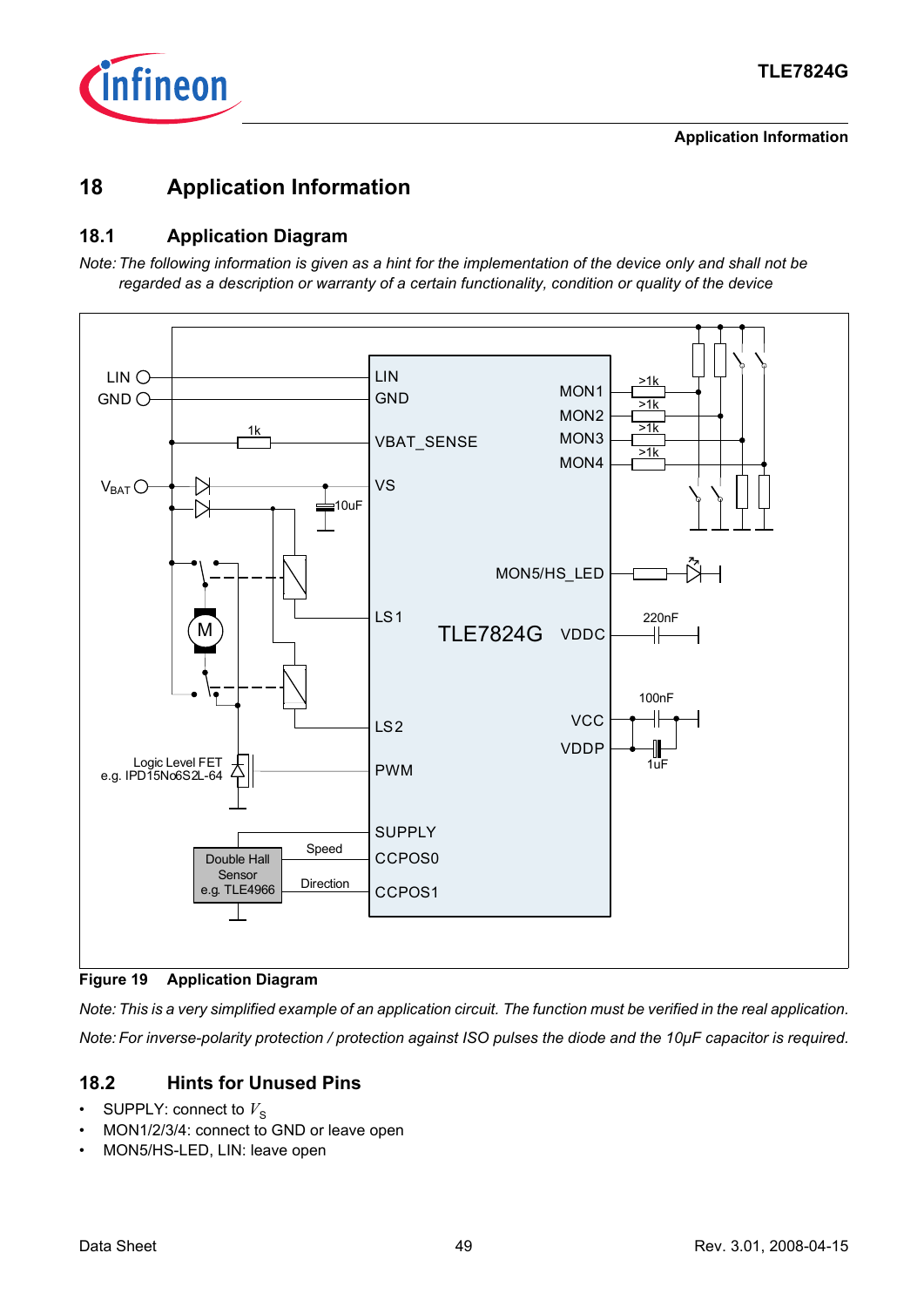# 18 Application Information

## 18.1 Application Diagram

*Note: The following information is given as a hint for the implementation of the device only and shall not be regarded as a description or warranty of a certain functionality, condition or quality of the device*

**Figure 19 Application Diagram**

*Note: This is a very simplified example of an application circuit. The function must be verified in the real application.*

*Note: For inverse-polarity protection / protection against ISO pulses the diode and the 10µF capacitor is required.*

## 18.2 Hints for Unused Pins

- SUPPLY: connect to $V_S$
- MON1/2/3/4: connect to GND or leave open
- MON5/HS-LED, LIN: leave open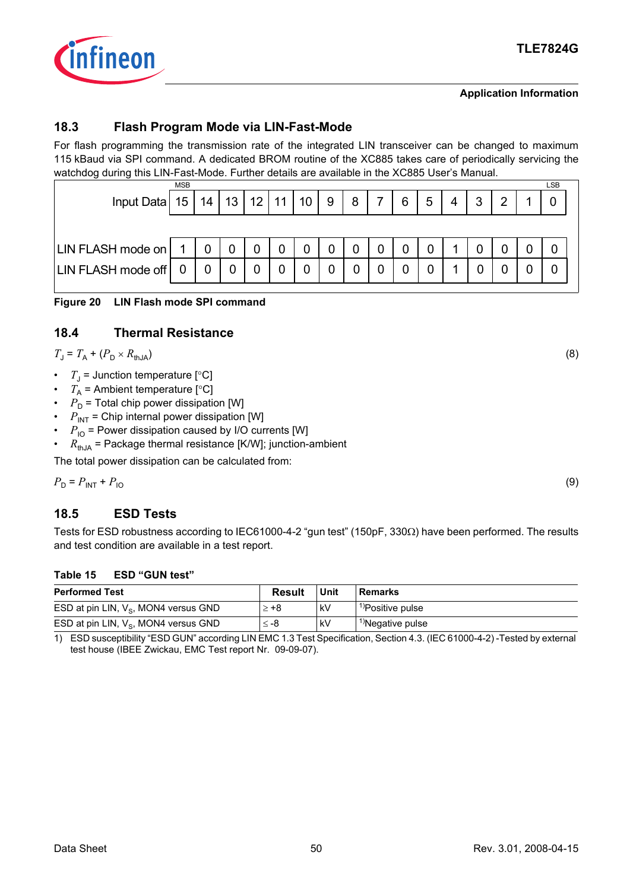## 18.3 Flash Program Mode via LIN-Fast-Mode

For flash programming the transmission rate of the integrated LIN transceiver can be changed to maximum 115 kBaud via SPI command. A dedicated BROM routine of the XC885 takes care of periodically servicing the watchdog during this LIN-Fast-Mode. Further details are available in the XC885 User's Manual.

| Input Data | 15 (MSB) | 14 | 13 | 12 | 11 | 10 | 9 | 8 | 7 | 6 | 5 | 4 | 3 | 2 | 1 | 0 (LSB) |
|---|---|---|---|---|---|---|---|---|---|---|---|---|---|---|---|---|
| LIN FLASH mode on | 1 | 0 | 0 | 0 | 0 | 0 | 0 | 0 | 0 | 0 | 0 | 1 | 0 | 0 | 0 | 0 |
| LIN FLASH mode off | 0 | 0 | 0 | 0 | 0 | 0 | 0 | 0 | 0 | 0 | 0 | 1 | 0 | 0 | 0 | 0 |

**Figure 20 LIN Flash mode SPI command**

## 18.4 Thermal Resistance

$$T_J = T_A + (P_D \times R_{thJA}) \quad (8)$$

- $T_J$ = Junction temperature [°C]
- $T_A$ = Ambient temperature [°C]
- $P_D$ = Total chip power dissipation [W]
- $P_{INT}$ = Chip internal power dissipation [W]
- $P_{IO}$ = Power dissipation caused by I/O currents [W]
- $R_{thJA}$ = Package thermal resistance [K/W]; junction-ambient

The total power dissipation can be calculated from:

$$P_D = P_{INT} + P_{IO} \quad (9)$$

## 18.5 ESD Tests

Tests for ESD robustness according to IEC61000-4-2 "gun test" (150pF, 330Ω) have been performed. The results and test condition are available in a test report.

**Table 15 ESD "GUN test"**

| Performed Test | Result | Unit | Remarks |
|---|---|---|---|
| ESD at pin LIN, $V_S$, MON4 versus GND | ≥ +8 | kV | [1]Positive pulse |
| ESD at pin LIN, $V_S$, MON4 versus GND | ≤ -8 | kV | [1]Negative pulse |

1) ESD susceptibility "ESD GUN" according LIN EMC 1.3 Test Specification, Section 4.3. (IEC 61000-4-2) -Tested by external test house (IBEE Zwickau, EMC Test report Nr. 09-09-07).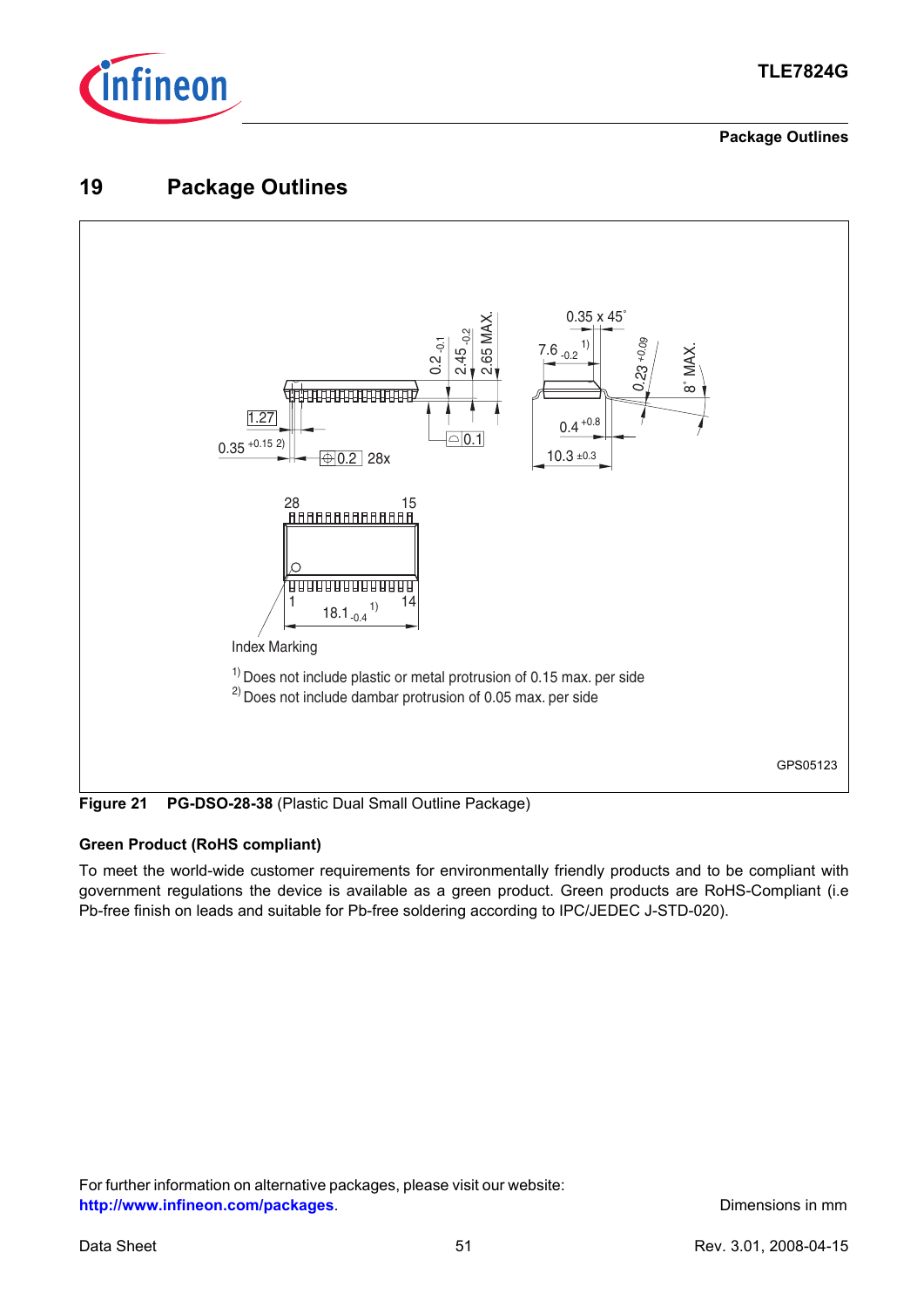# 19 Package Outlines

Index Marking

1) Does not include plastic or metal protrusion of 0.15 max. per side

2) Does not include dambar protrusion of 0.05 max. per side

GPS05123

**Figure 21 PG-DSO-28-38** (Plastic Dual Small Outline Package)

### Green Product (RoHS compliant)

To meet the world-wide customer requirements for environmentally friendly products and to be compliant with government regulations the device is available as a green product. Green products are RoHS-Compliant (i.e Pb-free finish on leads and suitable for Pb-free soldering according to IPC/JEDEC J-STD-020).

For further information on alternative packages, please visit our website:
**http://www.infineon.com/packages**.

Dimensions in mm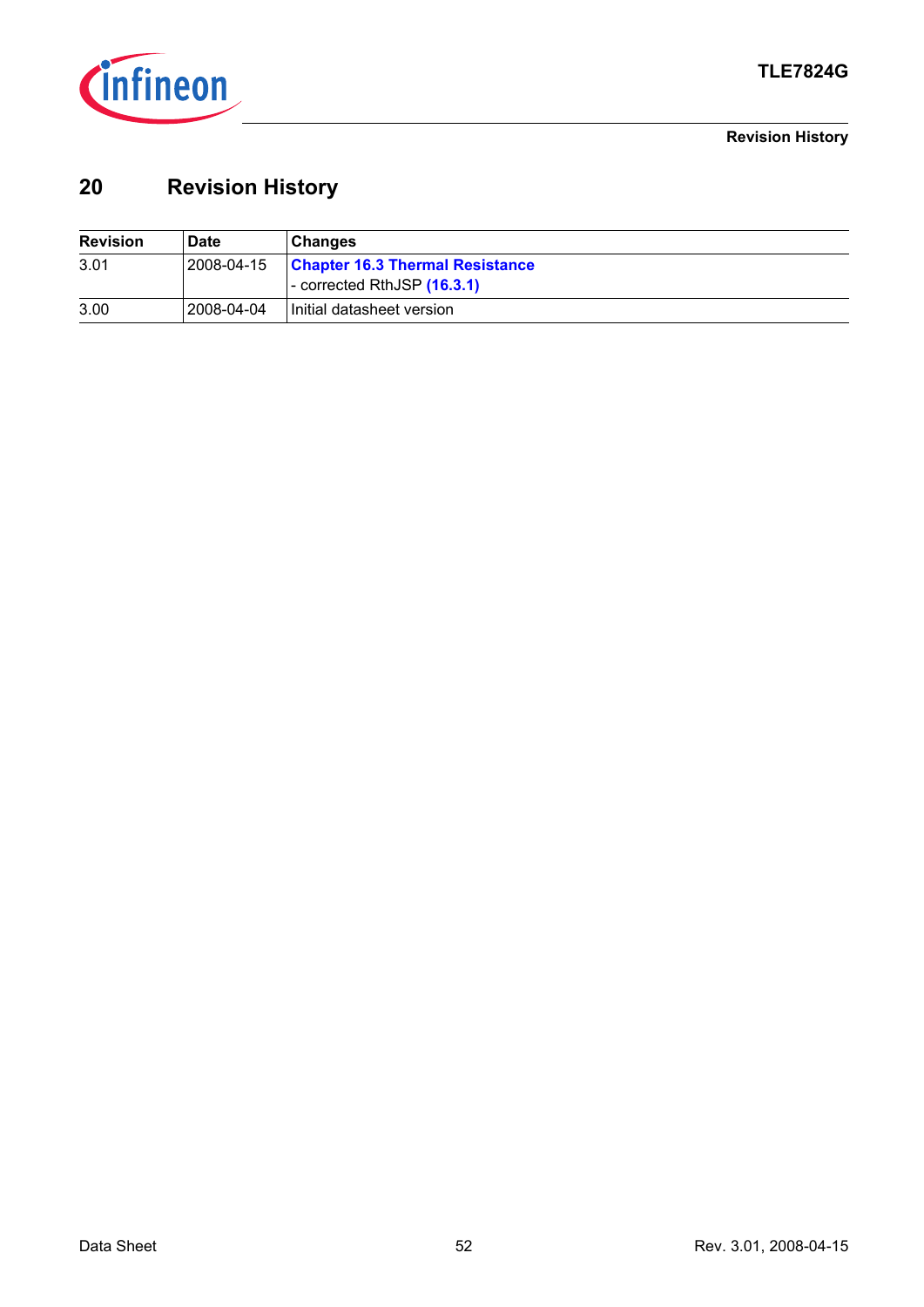# 20 Revision History

| Revision | Date | Changes |
|---|---|---|
| 3.01 | 2008-04-15 | **Chapter 16.3 Thermal Resistance**<br>- corrected RthJSP **(16.3.1)** |
| 3.00 | 2008-04-04 | Initial datasheet version |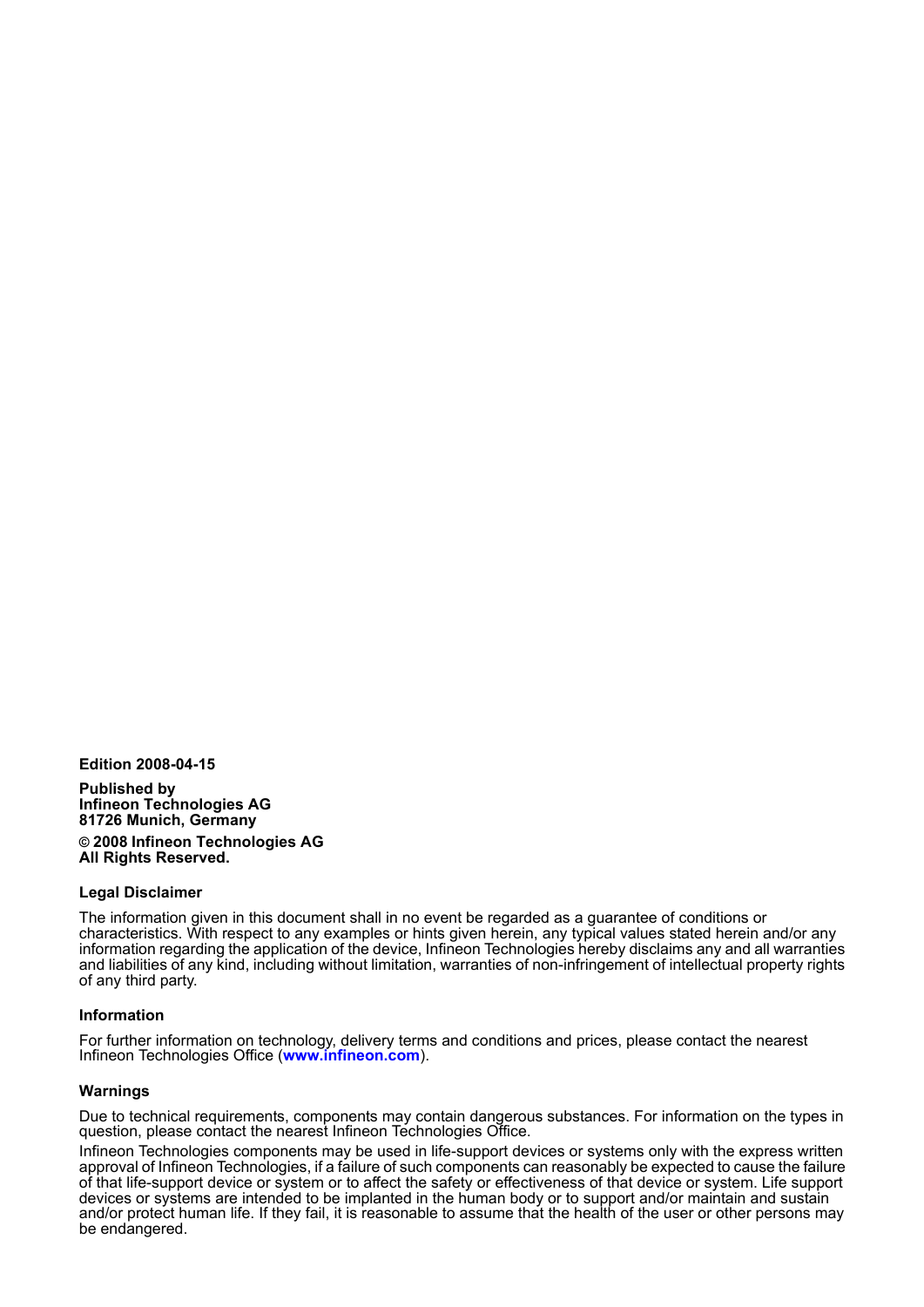**Edition 2008-04-15**

**Published by**
**Infineon Technologies AG**
**81726 Munich, Germany**

**© 2008 Infineon Technologies AG**
**All Rights Reserved.**

**Legal Disclaimer**

The information given in this document shall in no event be regarded as a guarantee of conditions or characteristics. With respect to any examples or hints given herein, any typical values stated herein and/or any information regarding the application of the device, Infineon Technologies hereby disclaims any and all warranties and liabilities of any kind, including without limitation, warranties of non-infringement of intellectual property rights of any third party.

**Information**

For further information on technology, delivery terms and conditions and prices, please contact the nearest Infineon Technologies Office (**www.infineon.com**).

**Warnings**

Due to technical requirements, components may contain dangerous substances. For information on the types in question, please contact the nearest Infineon Technologies Office.

Infineon Technologies components may be used in life-support devices or systems only with the express written approval of Infineon Technologies, if a failure of such components can reasonably be expected to cause the failure of that life-support device or system or to affect the safety or effectiveness of that device or system. Life support devices or systems are intended to be implanted in the human body or to support and/or maintain and sustain and/or protect human life. If they fail, it is reasonable to assume that the health of the user or other persons may be endangered.